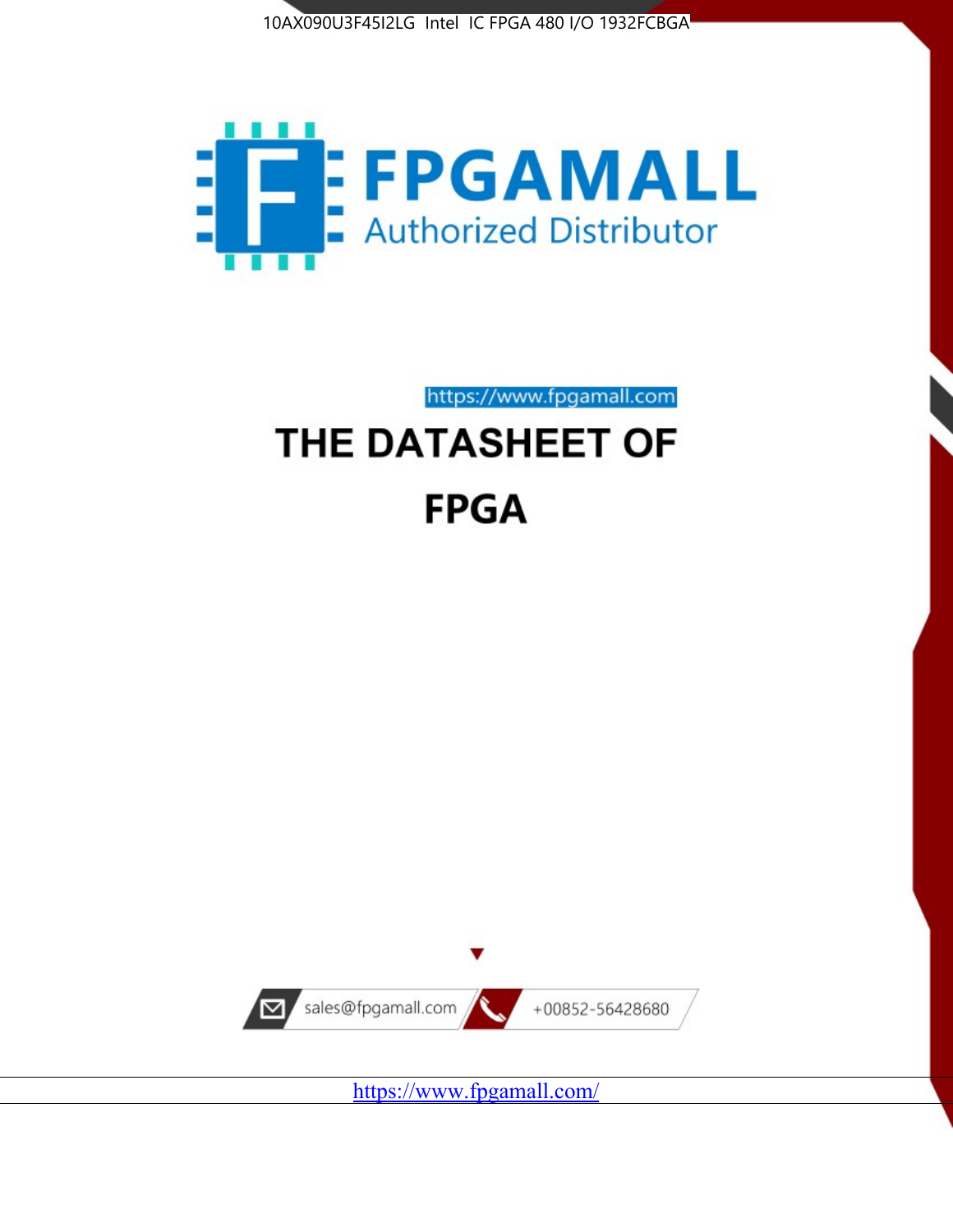10AX090U3F45I2LG Intel IC FPGA 480 I/O 1932FCBGA

FPGAMALL

Authorized Distributor

https://www.fpgamall.com

# THE DATASHEET OF

# FPGA

sales@fpgamall.com

+00852-56428680

https://www.fpgamall.com/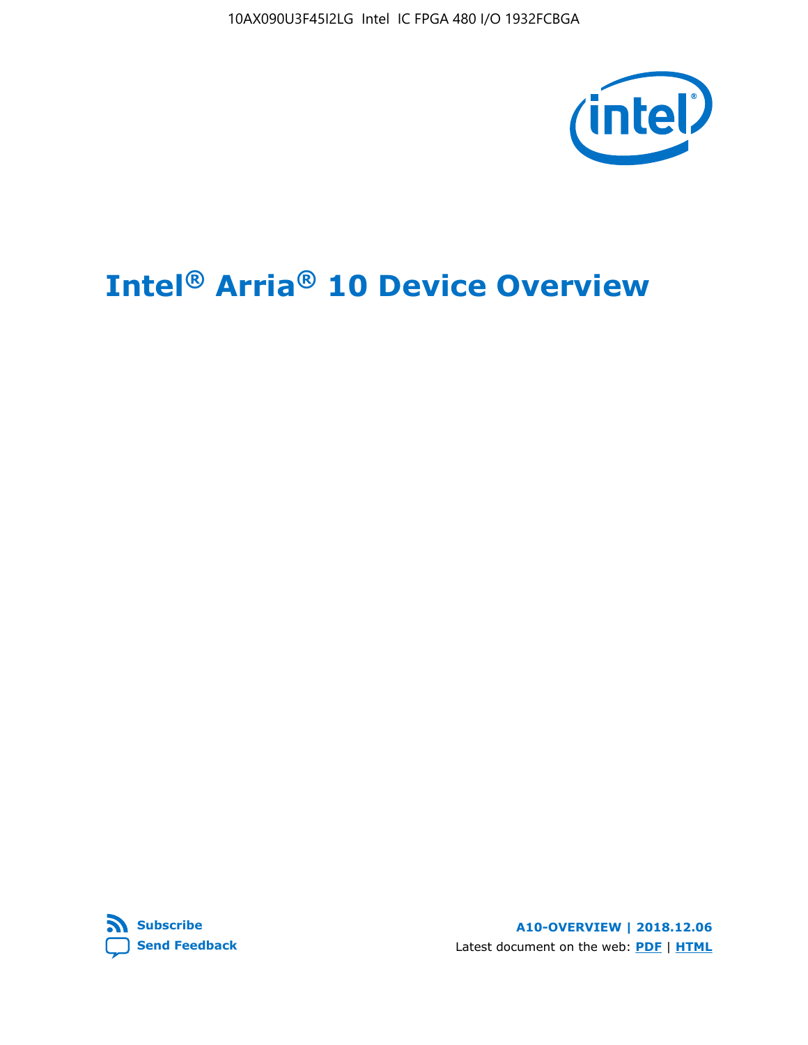# Intel® Arria® 10 Device Overview

A10-OVERVIEW | 2018.12.06

Latest document on the web: **PDF** | **HTML**

**Subscribe**

**Send Feedback**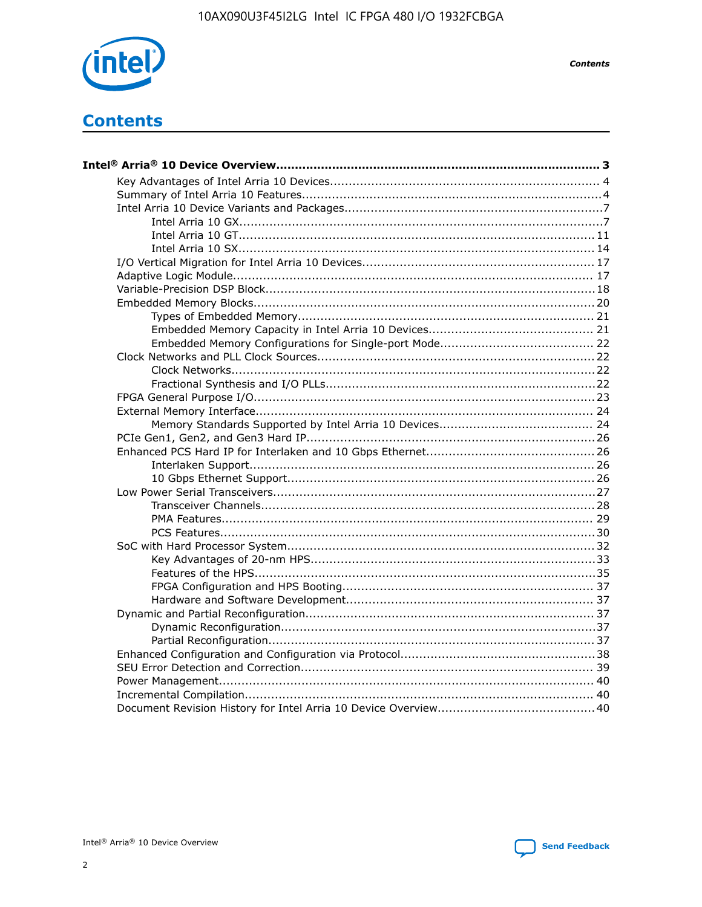# Contents

**Intel® Arria® 10 Device Overview............................................................................................ 3**

- Key Advantages of Intel Arria 10 Devices........................................................................ 4
- Summary of Intel Arria 10 Features................................................................................4
- Intel Arria 10 Device Variants and Packages.....................................................................7
  - Intel Arria 10 GX.................................................................................................7
  - Intel Arria 10 GT............................................................................................... 11
  - Intel Arria 10 SX............................................................................................... 14
- I/O Vertical Migration for Intel Arria 10 Devices.............................................................. 17
- Adaptive Logic Module................................................................................................ 17
- Variable-Precision DSP Block........................................................................................18
- Embedded Memory Blocks........................................................................................... 20
  - Types of Embedded Memory............................................................................... 21
  - Embedded Memory Capacity in Intel Arria 10 Devices............................................ 21
  - Embedded Memory Configurations for Single-port Mode......................................... 22
- Clock Networks and PLL Clock Sources.......................................................................... 22
  - Clock Networks.................................................................................................22
  - Fractional Synthesis and I/O PLLs........................................................................22
- FPGA General Purpose I/O.......................................................................................... 23
- External Memory Interface.......................................................................................... 24
  - Memory Standards Supported by Intel Arria 10 Devices......................................... 24
- PCIe Gen1, Gen2, and Gen3 Hard IP.............................................................................26
- Enhanced PCS Hard IP for Interlaken and 10 Gbps Ethernet.............................................26
  - Interlaken Support............................................................................................ 26
  - 10 Gbps Ethernet Support.................................................................................. 26
- Low Power Serial Transceivers......................................................................................27
  - Transceiver Channels.........................................................................................28
  - PMA Features................................................................................................... 29
  - PCS Features....................................................................................................30
- SoC with Hard Processor System.................................................................................. 32
  - Key Advantages of 20-nm HPS............................................................................33
  - Features of the HPS...........................................................................................35
  - FPGA Configuration and HPS Booting................................................................... 37
  - Hardware and Software Development.................................................................. 37
- Dynamic and Partial Reconfiguration.............................................................................37
  - Dynamic Reconfiguration....................................................................................37
  - Partial Reconfiguration.......................................................................................37
- Enhanced Configuration and Configuration via Protocol....................................................38
- SEU Error Detection and Correction.............................................................................. 39
- Power Management.................................................................................................... 40
- Incremental Compilation............................................................................................. 40
- Document Revision History for Intel Arria 10 Device Overview.......................................... 40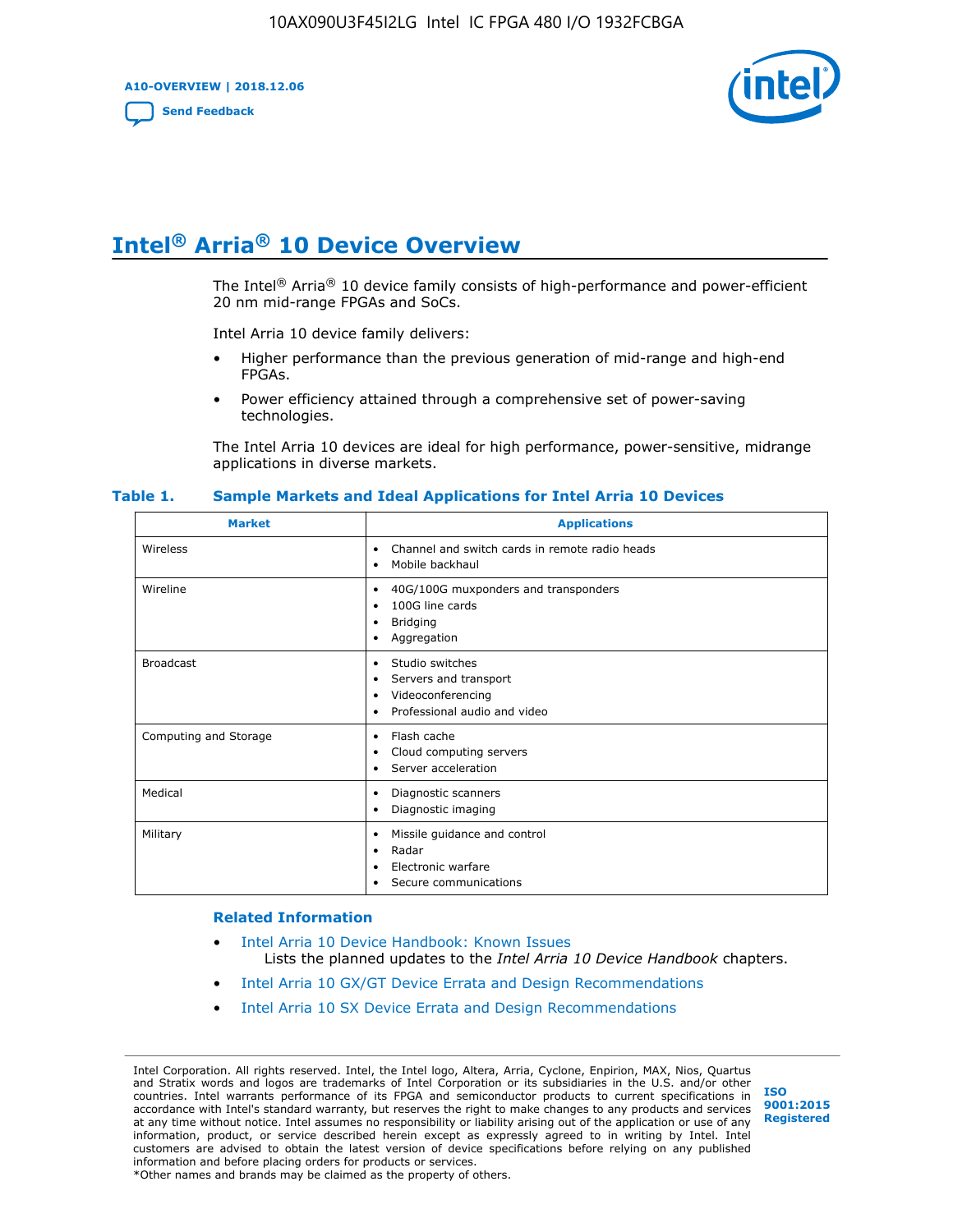# Intel® Arria® 10 Device Overview

The Intel® Arria® 10 device family consists of high-performance and power-efficient 20 nm mid-range FPGAs and SoCs.

Intel Arria 10 device family delivers:

- Higher performance than the previous generation of mid-range and high-end FPGAs.
- Power efficiency attained through a comprehensive set of power-saving technologies.

The Intel Arria 10 devices are ideal for high performance, power-sensitive, midrange applications in diverse markets.

**Table 1. Sample Markets and Ideal Applications for Intel Arria 10 Devices**

| Market | Applications |
|---|---|
| Wireless | • Channel and switch cards in remote radio heads<br>• Mobile backhaul |
| Wireline | • 40G/100G muxponders and transponders<br>• 100G line cards<br>• Bridging<br>• Aggregation |
| Broadcast | • Studio switches<br>• Servers and transport<br>• Videoconferencing<br>• Professional audio and video |
| Computing and Storage | • Flash cache<br>• Cloud computing servers<br>• Server acceleration |
| Medical | • Diagnostic scanners<br>• Diagnostic imaging |
| Military | • Missile guidance and control<br>• Radar<br>• Electronic warfare<br>• Secure communications |

**Related Information**

- Intel Arria 10 Device Handbook: Known Issues
  Lists the planned updates to the *Intel Arria 10 Device Handbook* chapters.
- Intel Arria 10 GX/GT Device Errata and Design Recommendations
- Intel Arria 10 SX Device Errata and Design Recommendations

Intel Corporation. All rights reserved. Intel, the Intel logo, Altera, Arria, Cyclone, Enpirion, MAX, Nios, Quartus and Stratix words and logos are trademarks of Intel Corporation or its subsidiaries in the U.S. and/or other countries. Intel warrants performance of its FPGA and semiconductor products to current specifications in accordance with Intel's standard warranty, but reserves the right to make changes to any products and services at any time without notice. Intel assumes no responsibility or liability arising out of the application or use of any information, product, or service described herein except as expressly agreed to in writing by Intel. Intel customers are advised to obtain the latest version of device specifications before relying on any published information and before placing orders for products or services.
*Other names and brands may be claimed as the property of others.

ISO 9001:2015 Registered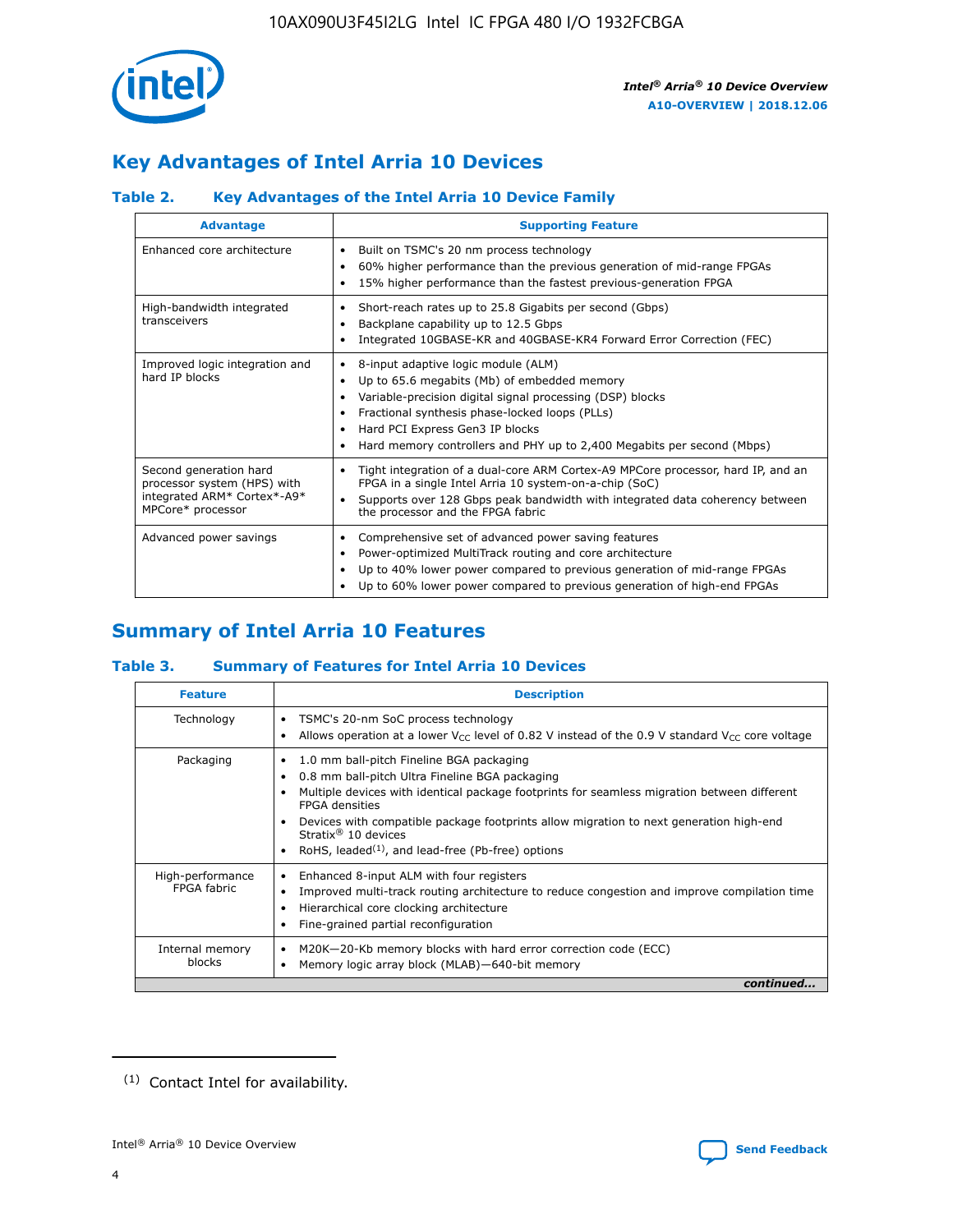## Key Advantages of Intel Arria 10 Devices

### Table 2. Key Advantages of the Intel Arria 10 Device Family

| Advantage | Supporting Feature |
|---|---|
| Enhanced core architecture | • Built on TSMC's 20 nm process technology<br>• 60% higher performance than the previous generation of mid-range FPGAs<br>• 15% higher performance than the fastest previous-generation FPGA |
| High-bandwidth integrated transceivers | • Short-reach rates up to 25.8 Gigabits per second (Gbps)<br>• Backplane capability up to 12.5 Gbps<br>• Integrated 10GBASE-KR and 40GBASE-KR4 Forward Error Correction (FEC) |
| Improved logic integration and hard IP blocks | • 8-input adaptive logic module (ALM)<br>• Up to 65.6 megabits (Mb) of embedded memory<br>• Variable-precision digital signal processing (DSP) blocks<br>• Fractional synthesis phase-locked loops (PLLs)<br>• Hard PCI Express Gen3 IP blocks<br>• Hard memory controllers and PHY up to 2,400 Megabits per second (Mbps) |
| Second generation hard processor system (HPS) with integrated ARM* Cortex*-A9* MPCore* processor | • Tight integration of a dual-core ARM Cortex-A9 MPCore processor, hard IP, and an FPGA in a single Intel Arria 10 system-on-a-chip (SoC)<br>• Supports over 128 Gbps peak bandwidth with integrated data coherency between the processor and the FPGA fabric |
| Advanced power savings | • Comprehensive set of advanced power saving features<br>• Power-optimized MultiTrack routing and core architecture<br>• Up to 40% lower power compared to previous generation of mid-range FPGAs<br>• Up to 60% lower power compared to previous generation of high-end FPGAs |

## Summary of Intel Arria 10 Features

### Table 3. Summary of Features for Intel Arria 10 Devices

| Feature | Description |
|---|---|
| Technology | • TSMC's 20-nm SoC process technology<br>• Allows operation at a lower $V_{CC}$ level of 0.82 V instead of the 0.9 V standard $V_{CC}$ core voltage |
| Packaging | • 1.0 mm ball-pitch Fineline BGA packaging<br>• 0.8 mm ball-pitch Ultra Fineline BGA packaging<br>• Multiple devices with identical package footprints for seamless migration between different FPGA densities<br>• Devices with compatible package footprints allow migration to next generation high-end Stratix® 10 devices<br>• RoHS, leaded[(1)], and lead-free (Pb-free) options |
| High-performance FPGA fabric | • Enhanced 8-input ALM with four registers<br>• Improved multi-track routing architecture to reduce congestion and improve compilation time<br>• Hierarchical core clocking architecture<br>• Fine-grained partial reconfiguration |
| Internal memory blocks | • M20K—20-Kb memory blocks with hard error correction code (ECC)<br>• Memory logic array block (MLAB)—640-bit memory |

*continued...*

(1) Contact Intel for availability.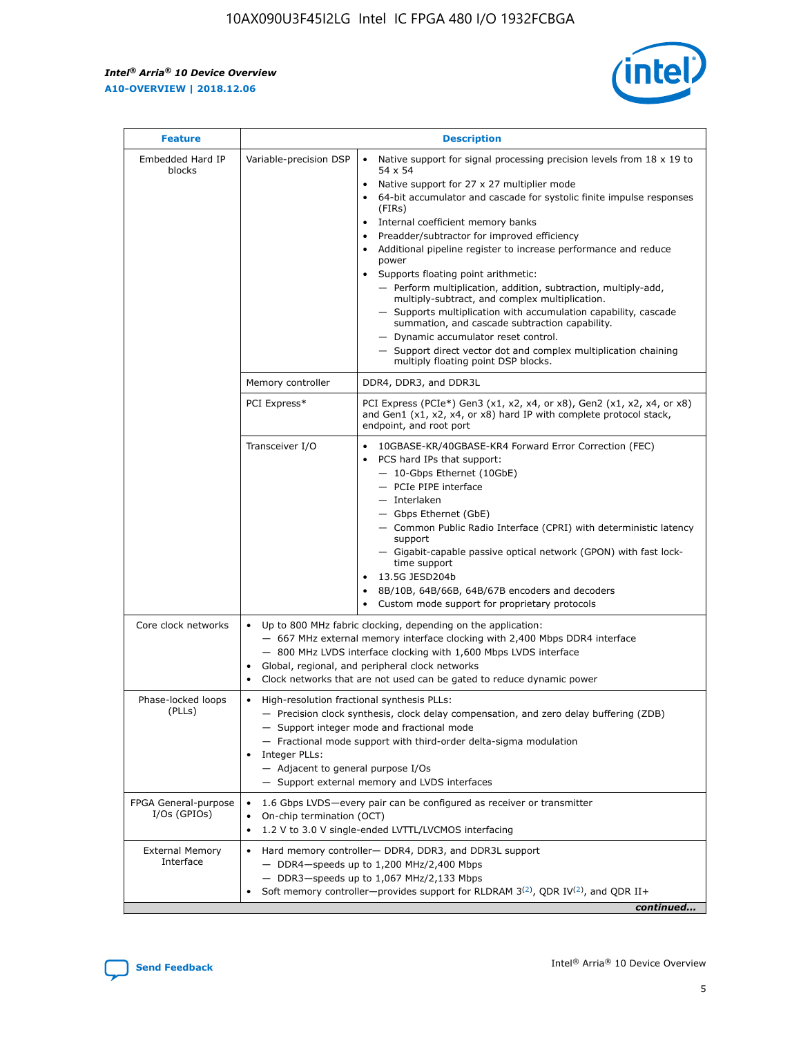| Feature | Description | |
|---|---|---|
| Embedded Hard IP blocks | Variable-precision DSP | • Native support for signal processing precision levels from 18 x 19 to 54 x 54<br>• Native support for 27 x 27 multiplier mode<br>• 64-bit accumulator and cascade for systolic finite impulse responses (FIRs)<br>• Internal coefficient memory banks<br>• Preadder/subtractor for improved efficiency<br>• Additional pipeline register to increase performance and reduce power<br>• Supports floating point arithmetic:<br>— Perform multiplication, addition, subtraction, multiply-add, multiply-subtract, and complex multiplication.<br>— Supports multiplication with accumulation capability, cascade summation, and cascade subtraction capability.<br>— Dynamic accumulator reset control.<br>— Support direct vector dot and complex multiplication chaining multiply floating point DSP blocks. |
| | Memory controller | DDR4, DDR3, and DDR3L |
| | PCI Express* | PCI Express (PCIe*) Gen3 (x1, x2, x4, or x8), Gen2 (x1, x2, x4, or x8) and Gen1 (x1, x2, x4, or x8) hard IP with complete protocol stack, endpoint, and root port |
| | Transceiver I/O | • 10GBASE-KR/40GBASE-KR4 Forward Error Correction (FEC)<br>• PCS hard IPs that support:<br>— 10-Gbps Ethernet (10GbE)<br>— PCIe PIPE interface<br>— Interlaken<br>— Gbps Ethernet (GbE)<br>— Common Public Radio Interface (CPRI) with deterministic latency support<br>— Gigabit-capable passive optical network (GPON) with fast lock-time support<br>• 13.5G JESD204b<br>• 8B/10B, 64B/66B, 64B/67B encoders and decoders<br>• Custom mode support for proprietary protocols |
| Core clock networks | • Up to 800 MHz fabric clocking, depending on the application:<br>— 667 MHz external memory interface clocking with 2,400 Mbps DDR4 interface<br>— 800 MHz LVDS interface clocking with 1,600 Mbps LVDS interface<br>• Global, regional, and peripheral clock networks<br>• Clock networks that are not used can be gated to reduce dynamic power | |
| Phase-locked loops (PLLs) | • High-resolution fractional synthesis PLLs:<br>— Precision clock synthesis, clock delay compensation, and zero delay buffering (ZDB)<br>— Support integer mode and fractional mode<br>— Fractional mode support with third-order delta-sigma modulation<br>• Integer PLLs:<br>— Adjacent to general purpose I/Os<br>— Support external memory and LVDS interfaces | |
| FPGA General-purpose I/Os (GPIOs) | • 1.6 Gbps LVDS—every pair can be configured as receiver or transmitter<br>• On-chip termination (OCT)<br>• 1.2 V to 3.0 V single-ended LVTTL/LVCMOS interfacing | |
| External Memory Interface | • Hard memory controller— DDR4, DDR3, and DDR3L support<br>— DDR4—speeds up to 1,200 MHz/2,400 Mbps<br>— DDR3—speeds up to 1,067 MHz/2,133 Mbps<br>• Soft memory controller—provides support for RLDRAM 3[(2)], QDR IV[(2)], and QDR II+ | |

*continued...*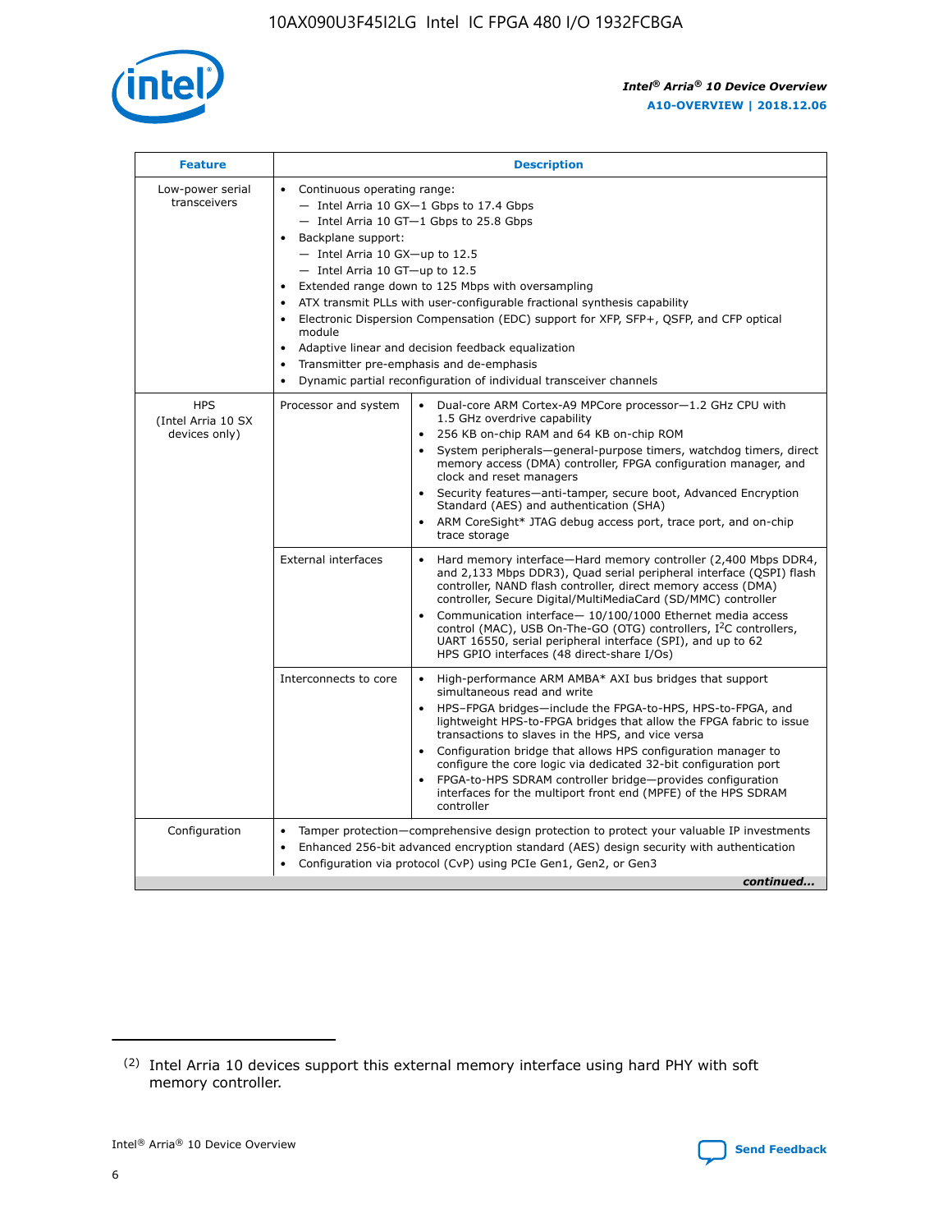| Feature | Description | |
|---|---|---|
| Low-power serial transceivers | • Continuous operating range:<br>— Intel Arria 10 GX—1 Gbps to 17.4 Gbps<br>— Intel Arria 10 GT—1 Gbps to 25.8 Gbps<br>• Backplane support:<br>— Intel Arria 10 GX—up to 12.5<br>— Intel Arria 10 GT—up to 12.5<br>• Extended range down to 125 Mbps with oversampling<br>• ATX transmit PLLs with user-configurable fractional synthesis capability<br>• Electronic Dispersion Compensation (EDC) support for XFP, SFP+, QSFP, and CFP optical module<br>• Adaptive linear and decision feedback equalization<br>• Transmitter pre-emphasis and de-emphasis<br>• Dynamic partial reconfiguration of individual transceiver channels | |
| HPS (Intel Arria 10 SX devices only) | Processor and system | • Dual-core ARM Cortex-A9 MPCore processor—1.2 GHz CPU with 1.5 GHz overdrive capability<br>• 256 KB on-chip RAM and 64 KB on-chip ROM<br>• System peripherals—general-purpose timers, watchdog timers, direct memory access (DMA) controller, FPGA configuration manager, and clock and reset managers<br>• Security features—anti-tamper, secure boot, Advanced Encryption Standard (AES) and authentication (SHA)<br>• ARM CoreSight* JTAG debug access port, trace port, and on-chip trace storage |
| | External interfaces | • Hard memory interface—Hard memory controller (2,400 Mbps DDR4, and 2,133 Mbps DDR3), Quad serial peripheral interface (QSPI) flash controller, NAND flash controller, direct memory access (DMA) controller, Secure Digital/MultiMediaCard (SD/MMC) controller<br>• Communication interface— 10/100/1000 Ethernet media access control (MAC), USB On-The-GO (OTG) controllers, I²C controllers, UART 16550, serial peripheral interface (SPI), and up to 62 HPS GPIO interfaces (48 direct-share I/Os) |
| | Interconnects to core | • High-performance ARM AMBA* AXI bus bridges that support simultaneous read and write<br>• HPS–FPGA bridges—include the FPGA-to-HPS, HPS-to-FPGA, and lightweight HPS-to-FPGA bridges that allow the FPGA fabric to issue transactions to slaves in the HPS, and vice versa<br>• Configuration bridge that allows HPS configuration manager to configure the core logic via dedicated 32-bit configuration port<br>• FPGA-to-HPS SDRAM controller bridge—provides configuration interfaces for the multiport front end (MPFE) of the HPS SDRAM controller |
| Configuration | • Tamper protection—comprehensive design protection to protect your valuable IP investments<br>• Enhanced 256-bit advanced encryption standard (AES) design security with authentication<br>• Configuration via protocol (CvP) using PCIe Gen1, Gen2, or Gen3 | |

*continued...*

(2) Intel Arria 10 devices support this external memory interface using hard PHY with soft memory controller.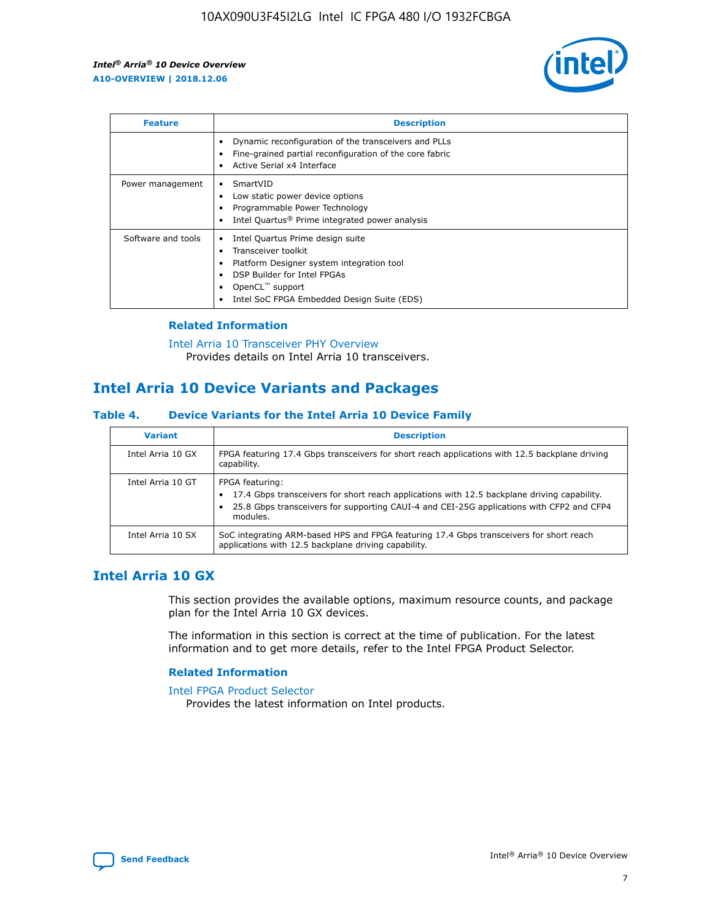| Feature | Description |
| --- | --- |
| | • Dynamic reconfiguration of the transceivers and PLLs<br>• Fine-grained partial reconfiguration of the core fabric<br>• Active Serial x4 Interface |
| Power management | • SmartVID<br>• Low static power device options<br>• Programmable Power Technology<br>• Intel Quartus® Prime integrated power analysis |
| Software and tools | • Intel Quartus Prime design suite<br>• Transceiver toolkit<br>• Platform Designer system integration tool<br>• DSP Builder for Intel FPGAs<br>• OpenCL™ support<br>• Intel SoC FPGA Embedded Design Suite (EDS) |

### Related Information

Intel Arria 10 Transceiver PHY Overview
Provides details on Intel Arria 10 transceivers.

## Intel Arria 10 Device Variants and Packages

### Table 4. Device Variants for the Intel Arria 10 Device Family

| Variant | Description |
| --- | --- |
| Intel Arria 10 GX | FPGA featuring 17.4 Gbps transceivers for short reach applications with 12.5 backplane driving capability. |
| Intel Arria 10 GT | FPGA featuring:<br>• 17.4 Gbps transceivers for short reach applications with 12.5 backplane driving capability.<br>• 25.8 Gbps transceivers for supporting CAUI-4 and CEI-25G applications with CFP2 and CFP4 modules. |
| Intel Arria 10 SX | SoC integrating ARM-based HPS and FPGA featuring 17.4 Gbps transceivers for short reach applications with 12.5 backplane driving capability. |

## Intel Arria 10 GX

This section provides the available options, maximum resource counts, and package plan for the Intel Arria 10 GX devices.

The information in this section is correct at the time of publication. For the latest information and to get more details, refer to the Intel FPGA Product Selector.

### Related Information

Intel FPGA Product Selector
Provides the latest information on Intel products.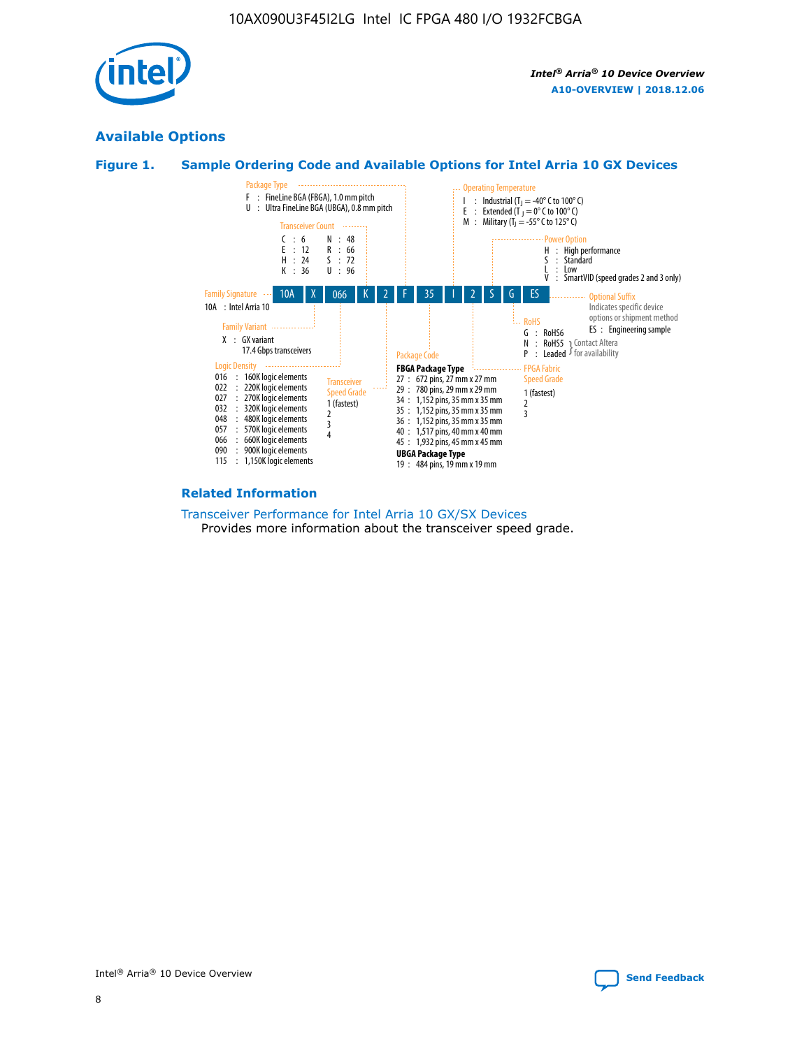## Available Options

### Figure 1. Sample Ordering Code and Available Options for Intel Arria 10 GX Devices

10A | X | 066 | K | 2 | F | 35 | I | 2 | S | G | ES

**Family Signature**
10A : Intel Arria 10

**Family Variant**
X : GX variant
17.4 Gbps transceivers

**Logic Density**
016 : 160K logic elements
022 : 220K logic elements
027 : 270K logic elements
032 : 320K logic elements
048 : 480K logic elements
057 : 570K logic elements
066 : 660K logic elements
090 : 900K logic elements
115 : 1,150K logic elements

**Transceiver Count**
C : 6 N : 48
E : 12 R : 66
H : 24 S : 72
K : 36 U : 96

**Transceiver Speed Grade**
1 (fastest)
2
3
4

**Package Type**
F : FineLine BGA (FBGA), 1.0 mm pitch
U : Ultra FineLine BGA (UBGA), 0.8 mm pitch

**Package Code**

**FBGA Package Type**
27 : 672 pins, 27 mm x 27 mm
29 : 780 pins, 29 mm x 29 mm
34 : 1,152 pins, 35 mm x 35 mm
35 : 1,152 pins, 35 mm x 35 mm
36 : 1,152 pins, 35 mm x 35 mm
40 : 1,517 pins, 40 mm x 40 mm
45 : 1,932 pins, 45 mm x 45 mm

**UBGA Package Type**
19 : 484 pins, 19 mm x 19 mm

**Operating Temperature**
I : Industrial ($T_J$ = -40° C to 100° C)
E : Extended ($T_J$ = 0° C to 100° C)
M : Military ($T_J$ = -55° C to 125° C)

**FPGA Fabric Speed Grade**
1 (fastest)
2
3

**Power Option**
H : High performance
S : Standard
L : Low
V : SmartVID (speed grades 2 and 3 only)

**RoHS**
G : RoHS6
N : RoHS5 } Contact Altera for availability
P : Leaded } Contact Altera for availability

**Optional Suffix**
Indicates specific device options or shipment method
ES : Engineering sample

### Related Information

Transceiver Performance for Intel Arria 10 GX/SX Devices
Provides more information about the transceiver speed grade.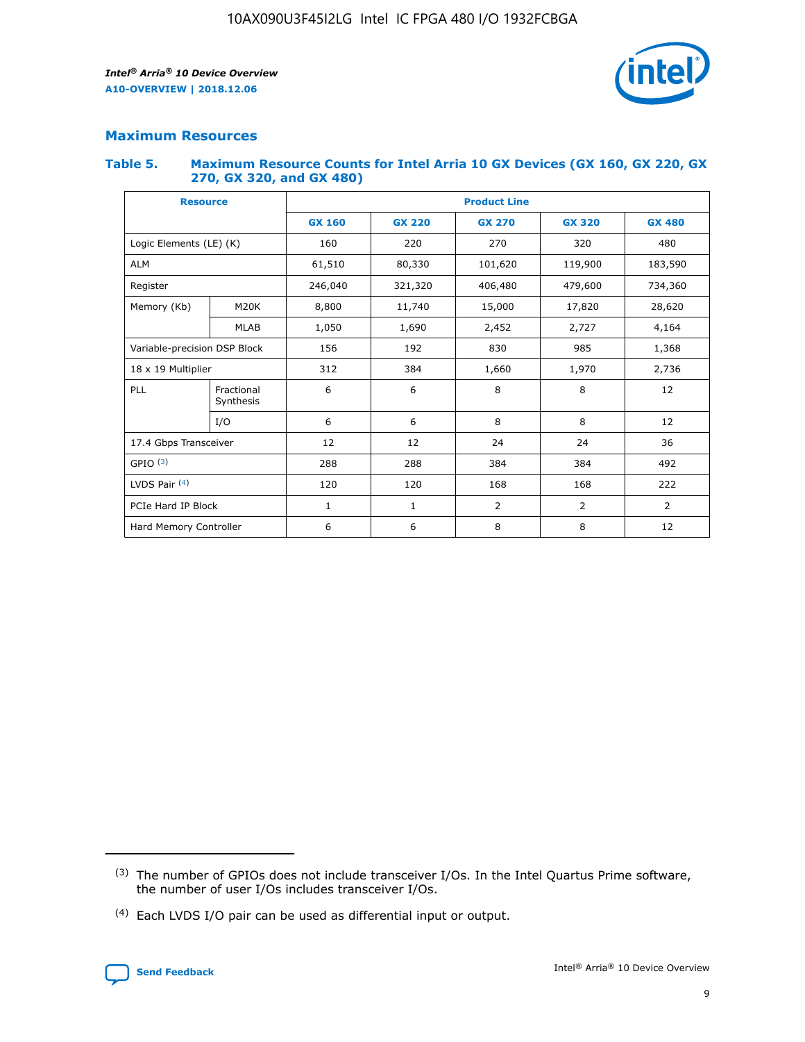## Maximum Resources

### Table 5. Maximum Resource Counts for Intel Arria 10 GX Devices (GX 160, GX 220, GX 270, GX 320, and GX 480)

| Resource | | Product Line | | | | |
|---|---|---|---|---|---|---|
| | | GX 160 | GX 220 | GX 270 | GX 320 | GX 480 |
| Logic Elements (LE) (K) | | 160 | 220 | 270 | 320 | 480 |
| ALM | | 61,510 | 80,330 | 101,620 | 119,900 | 183,590 |
| Register | | 246,040 | 321,320 | 406,480 | 479,600 | 734,360 |
| Memory (Kb) | M20K | 8,800 | 11,740 | 15,000 | 17,820 | 28,620 |
| | MLAB | 1,050 | 1,690 | 2,452 | 2,727 | 4,164 |
| Variable-precision DSP Block | | 156 | 192 | 830 | 985 | 1,368 |
| 18 x 19 Multiplier | | 312 | 384 | 1,660 | 1,970 | 2,736 |
| PLL | Fractional Synthesis | 6 | 6 | 8 | 8 | 12 |
| | I/O | 6 | 6 | 8 | 8 | 12 |
| 17.4 Gbps Transceiver | | 12 | 12 | 24 | 24 | 36 |
| GPIO [(3)] | | 288 | 288 | 384 | 384 | 492 |
| LVDS Pair [(4)] | | 120 | 120 | 168 | 168 | 222 |
| PCIe Hard IP Block | | 1 | 1 | 2 | 2 | 2 |
| Hard Memory Controller | | 6 | 6 | 8 | 8 | 12 |

(3) The number of GPIOs does not include transceiver I/Os. In the Intel Quartus Prime software, the number of user I/Os includes transceiver I/Os.

(4) Each LVDS I/O pair can be used as differential input or output.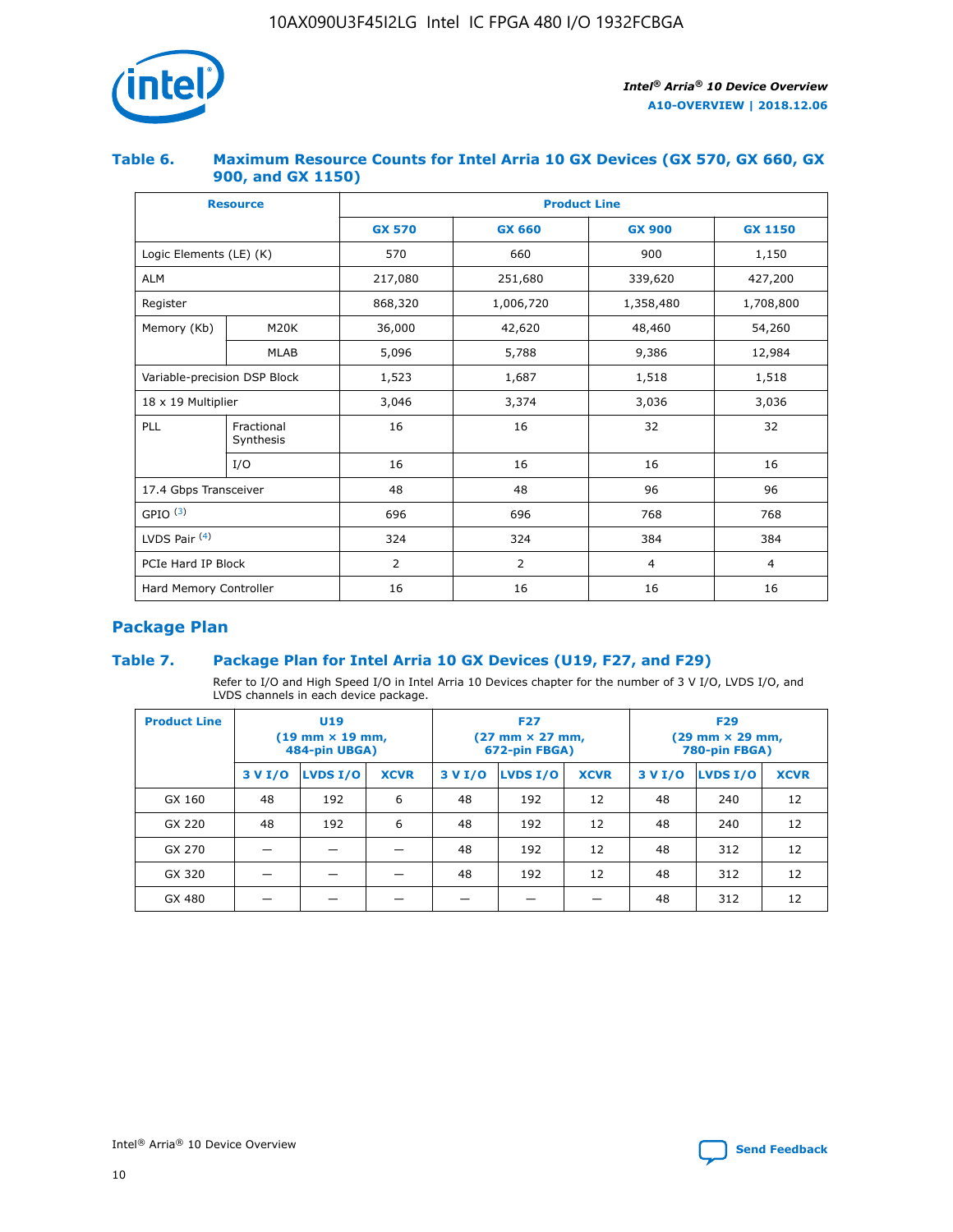## Table 6. Maximum Resource Counts for Intel Arria 10 GX Devices (GX 570, GX 660, GX 900, and GX 1150)

| Resource | | Product Line | | | |
|---|---|---|---|---|---|
| | | GX 570 | GX 660 | GX 900 | GX 1150 |
| Logic Elements (LE) (K) | | 570 | 660 | 900 | 1,150 |
| ALM | | 217,080 | 251,680 | 339,620 | 427,200 |
| Register | | 868,320 | 1,006,720 | 1,358,480 | 1,708,800 |
| Memory (Kb) | M20K | 36,000 | 42,620 | 48,460 | 54,260 |
| | MLAB | 5,096 | 5,788 | 9,386 | 12,984 |
| Variable-precision DSP Block | | 1,523 | 1,687 | 1,518 | 1,518 |
| 18 x 19 Multiplier | | 3,046 | 3,374 | 3,036 | 3,036 |
| PLL | Fractional Synthesis | 16 | 16 | 32 | 32 |
| | I/O | 16 | 16 | 16 | 16 |
| 17.4 Gbps Transceiver | | 48 | 48 | 96 | 96 |
| GPIO [(3)] | | 696 | 696 | 768 | 768 |
| LVDS Pair [(4)] | | 324 | 324 | 384 | 384 |
| PCIe Hard IP Block | | 2 | 2 | 4 | 4 |
| Hard Memory Controller | | 16 | 16 | 16 | 16 |

## Package Plan

## Table 7. Package Plan for Intel Arria 10 GX Devices (U19, F27, and F29)

Refer to I/O and High Speed I/O in Intel Arria 10 Devices chapter for the number of 3 V I/O, LVDS I/O, and LVDS channels in each device package.

| Product Line | U19 (19 mm × 19 mm, 484-pin UBGA) | | | F27 (27 mm × 27 mm, 672-pin FBGA) | | | F29 (29 mm × 29 mm, 780-pin FBGA) | | |
|---|---|---|---|---|---|---|---|---|---|
| | 3 V I/O | LVDS I/O | XCVR | 3 V I/O | LVDS I/O | XCVR | 3 V I/O | LVDS I/O | XCVR |
| GX 160 | 48 | 192 | 6 | 48 | 192 | 12 | 48 | 240 | 12 |
| GX 220 | 48 | 192 | 6 | 48 | 192 | 12 | 48 | 240 | 12 |
| GX 270 | — | — | — | 48 | 192 | 12 | 48 | 312 | 12 |
| GX 320 | — | — | — | 48 | 192 | 12 | 48 | 312 | 12 |
| GX 480 | — | — | — | — | — | — | 48 | 312 | 12 |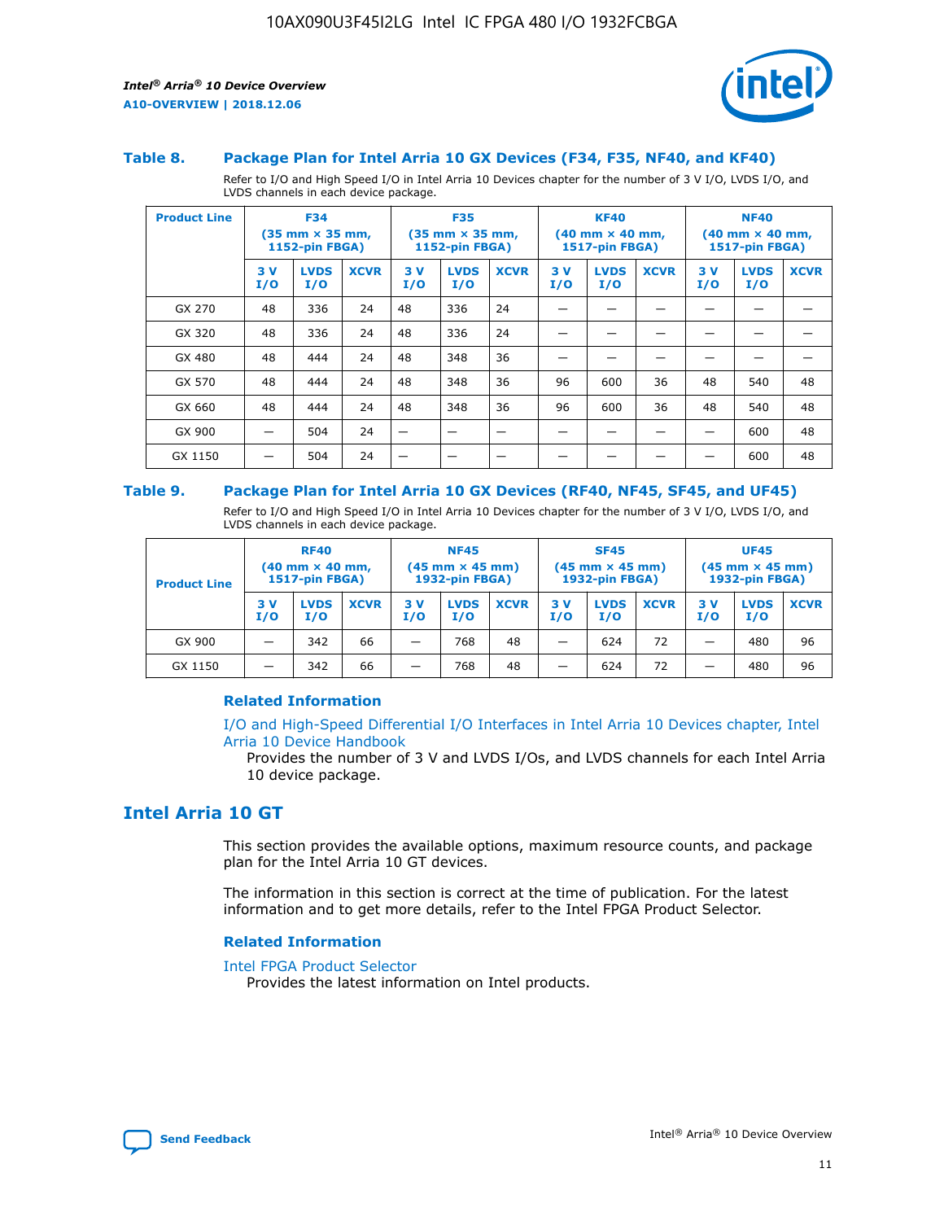### Table 8. Package Plan for Intel Arria 10 GX Devices (F34, F35, NF40, and KF40)

Refer to I/O and High Speed I/O in Intel Arria 10 Devices chapter for the number of 3 V I/O, LVDS I/O, and LVDS channels in each device package.

| Product Line | F34 (35 mm × 35 mm, 1152-pin FBGA) | | | F35 (35 mm × 35 mm, 1152-pin FBGA) | | | KF40 (40 mm × 40 mm, 1517-pin FBGA) | | | NF40 (40 mm × 40 mm, 1517-pin FBGA) | | |
|---|---|---|---|---|---|---|---|---|---|---|---|---|
| | 3 V I/O | LVDS I/O | XCVR | 3 V I/O | LVDS I/O | XCVR | 3 V I/O | LVDS I/O | XCVR | 3 V I/O | LVDS I/O | XCVR |
| GX 270 | 48 | 336 | 24 | 48 | 336 | 24 | — | — | — | — | — | — |
| GX 320 | 48 | 336 | 24 | 48 | 336 | 24 | — | — | — | — | — | — |
| GX 480 | 48 | 444 | 24 | 48 | 348 | 36 | — | — | — | — | — | — |
| GX 570 | 48 | 444 | 24 | 48 | 348 | 36 | 96 | 600 | 36 | 48 | 540 | 48 |
| GX 660 | 48 | 444 | 24 | 48 | 348 | 36 | 96 | 600 | 36 | 48 | 540 | 48 |
| GX 900 | — | 504 | 24 | — | — | — | — | — | — | — | 600 | 48 |
| GX 1150 | — | 504 | 24 | — | — | — | — | — | — | — | 600 | 48 |

### Table 9. Package Plan for Intel Arria 10 GX Devices (RF40, NF45, SF45, and UF45)

Refer to I/O and High Speed I/O in Intel Arria 10 Devices chapter for the number of 3 V I/O, LVDS I/O, and LVDS channels in each device package.

| Product Line | RF40 (40 mm × 40 mm, 1517-pin FBGA) | | | NF45 (45 mm × 45 mm) 1932-pin FBGA) | | | SF45 (45 mm × 45 mm) 1932-pin FBGA) | | | UF45 (45 mm × 45 mm) 1932-pin FBGA) | | |
|---|---|---|---|---|---|---|---|---|---|---|---|---|
| | 3 V I/O | LVDS I/O | XCVR | 3 V I/O | LVDS I/O | XCVR | 3 V I/O | LVDS I/O | XCVR | 3 V I/O | LVDS I/O | XCVR |
| GX 900 | — | 342 | 66 | — | 768 | 48 | — | 624 | 72 | — | 480 | 96 |
| GX 1150 | — | 342 | 66 | — | 768 | 48 | — | 624 | 72 | — | 480 | 96 |

#### Related Information

I/O and High-Speed Differential I/O Interfaces in Intel Arria 10 Devices chapter, Intel Arria 10 Device Handbook

Provides the number of 3 V and LVDS I/Os, and LVDS channels for each Intel Arria 10 device package.

## Intel Arria 10 GT

This section provides the available options, maximum resource counts, and package plan for the Intel Arria 10 GT devices.

The information in this section is correct at the time of publication. For the latest information and to get more details, refer to the Intel FPGA Product Selector.

#### Related Information

Intel FPGA Product Selector

Provides the latest information on Intel products.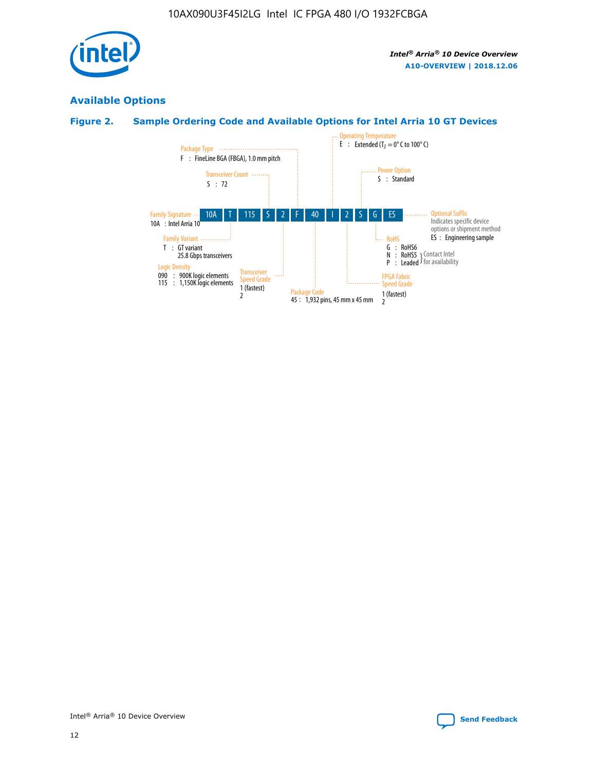## Available Options

### Figure 2. Sample Ordering Code and Available Options for Intel Arria 10 GT Devices

Sample ordering code: 10A T 115 S 2 F 40 I 2 S G ES

- **Family Signature**
  - 10A : Intel Arria 10
- **Family Variant**
  - T : GT variant 25.8 Gbps transceivers
- **Logic Density**
  - 090 : 900K logic elements
  - 115 : 1,150K logic elements
- **Transceiver Count**
  - S : 72
- **Transceiver Speed Grade**
  - 1 (fastest)
  - 2
- **Package Type**
  - F : FineLine BGA (FBGA), 1.0 mm pitch
- **Package Code**
  - 45 : 1,932 pins, 45 mm x 45 mm
- **Operating Temperature**
  - E : Extended ($T_J$ = 0° C to 100° C)
- **FPGA Fabric Speed Grade**
  - 1 (fastest)
  - 2
- **Power Option**
  - S : Standard
- **RoHS**
  - G : RoHS6
  - N : RoHS5 (Contact Intel for availability)
  - P : Leaded (Contact Intel for availability)
- **Optional Suffix**
  - Indicates specific device options or shipment method
  - ES : Engineering sample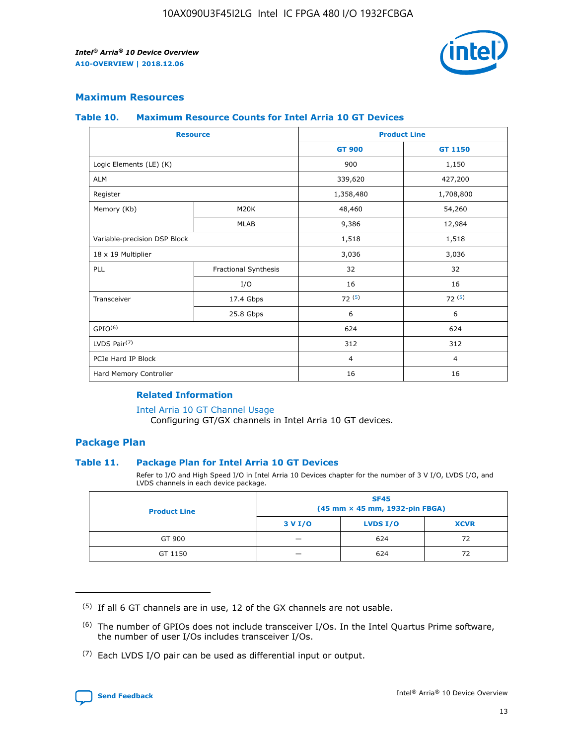## Maximum Resources

### Table 10. Maximum Resource Counts for Intel Arria 10 GT Devices

| Resource | | Product Line | |
|---|---|---|---|
| | | GT 900 | GT 1150 |
| Logic Elements (LE) (K) | | 900 | 1,150 |
| ALM | | 339,620 | 427,200 |
| Register | | 1,358,480 | 1,708,800 |
| Memory (Kb) | M20K | 48,460 | 54,260 |
| | MLAB | 9,386 | 12,984 |
| Variable-precision DSP Block | | 1,518 | 1,518 |
| 18 x 19 Multiplier | | 3,036 | 3,036 |
| PLL | Fractional Synthesis | 32 | 32 |
| | I/O | 16 | 16 |
| Transceiver | 17.4 Gbps | 72 [(5)] | 72 [(5)] |
| | 25.8 Gbps | 6 | 6 |
| GPIO[(6)] | | 624 | 624 |
| LVDS Pair[(7)] | | 312 | 312 |
| PCIe Hard IP Block | | 4 | 4 |
| Hard Memory Controller | | 16 | 16 |

#### Related Information

Intel Arria 10 GT Channel Usage

Configuring GT/GX channels in Intel Arria 10 GT devices.

## Package Plan

### Table 11. Package Plan for Intel Arria 10 GT Devices

Refer to I/O and High Speed I/O in Intel Arria 10 Devices chapter for the number of 3 V I/O, LVDS I/O, and LVDS channels in each device package.

| Product Line | SF45 (45 mm × 45 mm, 1932-pin FBGA) | | |
|---|---|---|---|
| | 3 V I/O | LVDS I/O | XCVR |
| GT 900 | — | 624 | 72 |
| GT 1150 | — | 624 | 72 |

(5) If all 6 GT channels are in use, 12 of the GX channels are not usable.

(6) The number of GPIOs does not include transceiver I/Os. In the Intel Quartus Prime software, the number of user I/Os includes transceiver I/Os.

(7) Each LVDS I/O pair can be used as differential input or output.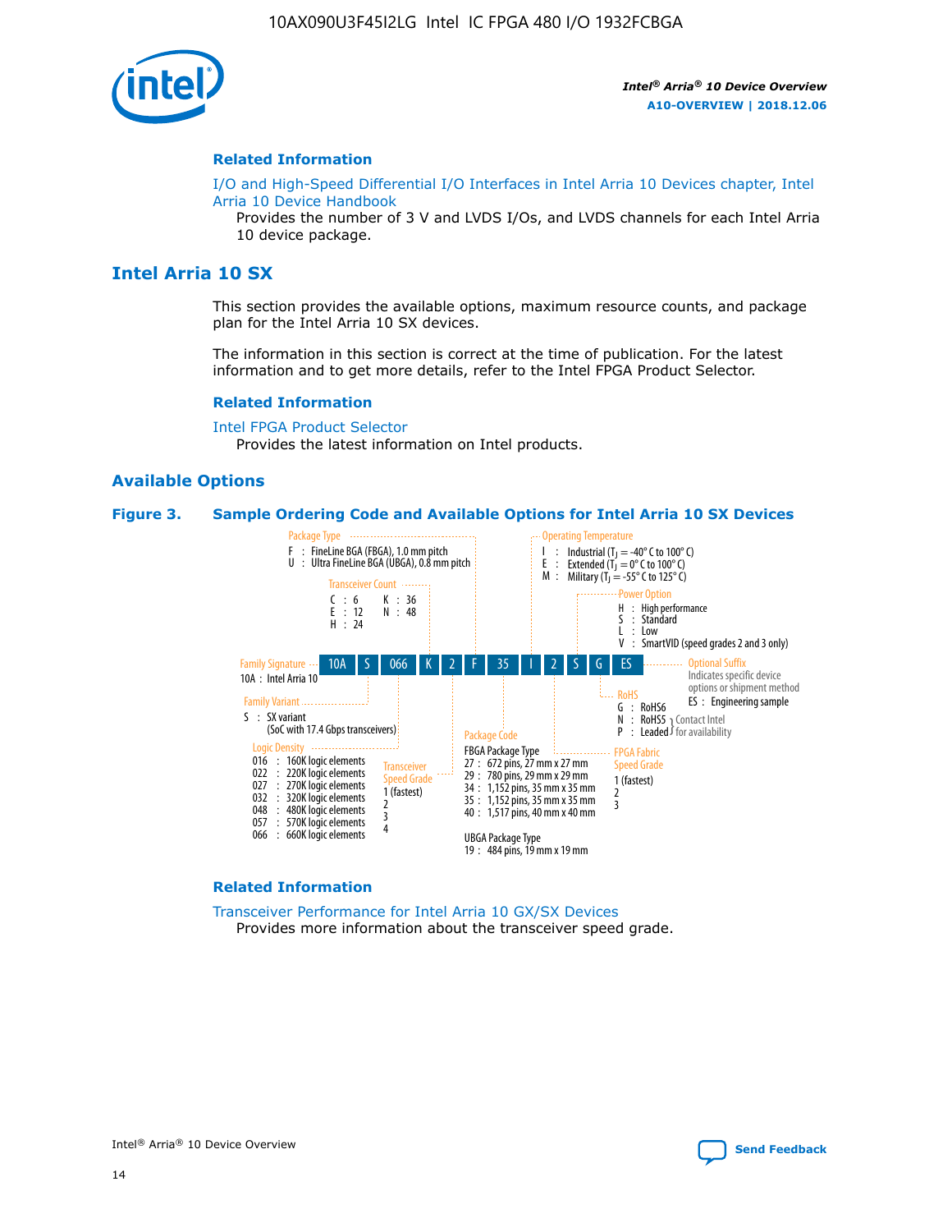## Related Information

I/O and High-Speed Differential I/O Interfaces in Intel Arria 10 Devices chapter, Intel Arria 10 Device Handbook

Provides the number of 3 V and LVDS I/Os, and LVDS channels for each Intel Arria 10 device package.

# Intel Arria 10 SX

This section provides the available options, maximum resource counts, and package plan for the Intel Arria 10 SX devices.

The information in this section is correct at the time of publication. For the latest information and to get more details, refer to the Intel FPGA Product Selector.

## Related Information

Intel FPGA Product Selector

Provides the latest information on Intel products.

## Available Options

**Figure 3. Sample Ordering Code and Available Options for Intel Arria 10 SX Devices**

Sample ordering code: 10A S 066 K 2 F 35 I 2 S G ES

- **Family Signature**
  - 10A : Intel Arria 10
- **Family Variant**
  - S : SX variant (SoC with 17.4 Gbps transceivers)
- **Logic Density**
  - 016 : 160K logic elements
  - 022 : 220K logic elements
  - 027 : 270K logic elements
  - 032 : 320K logic elements
  - 048 : 480K logic elements
  - 057 : 570K logic elements
  - 066 : 660K logic elements
- **Transceiver Count**
  - C : 6
  - E : 12
  - H : 24
  - K : 36
  - N : 48
- **Transceiver Speed Grade**
  - 1 (fastest)
  - 2
  - 3
  - 4
- **Package Type**
  - F : FineLine BGA (FBGA), 1.0 mm pitch
  - U : Ultra FineLine BGA (UBGA), 0.8 mm pitch
- **Package Code**
  - FBGA Package Type
    - 27 : 672 pins, 27 mm x 27 mm
    - 29 : 780 pins, 29 mm x 29 mm
    - 34 : 1,152 pins, 35 mm x 35 mm
    - 35 : 1,152 pins, 35 mm x 35 mm
    - 40 : 1,517 pins, 40 mm x 40 mm
  - UBGA Package Type
    - 19 : 484 pins, 19 mm x 19 mm
- **Operating Temperature**
  - I : Industrial ($T_J$ = -40° C to 100° C)
  - E : Extended ($T_J$ = 0° C to 100° C)
  - M : Military ($T_J$ = -55° C to 125° C)
- **FPGA Fabric Speed Grade**
  - 1 (fastest)
  - 2
  - 3
- **Power Option**
  - H : High performance
  - S : Standard
  - L : Low
  - V : SmartVID (speed grades 2 and 3 only)
- **RoHS**
  - G : RoHS6
  - N : RoHS5 (Contact Intel for availability)
  - P : Leaded (Contact Intel for availability)
- **Optional Suffix**
  - Indicates specific device options or shipment method
  - ES : Engineering sample

## Related Information

Transceiver Performance for Intel Arria 10 GX/SX Devices

Provides more information about the transceiver speed grade.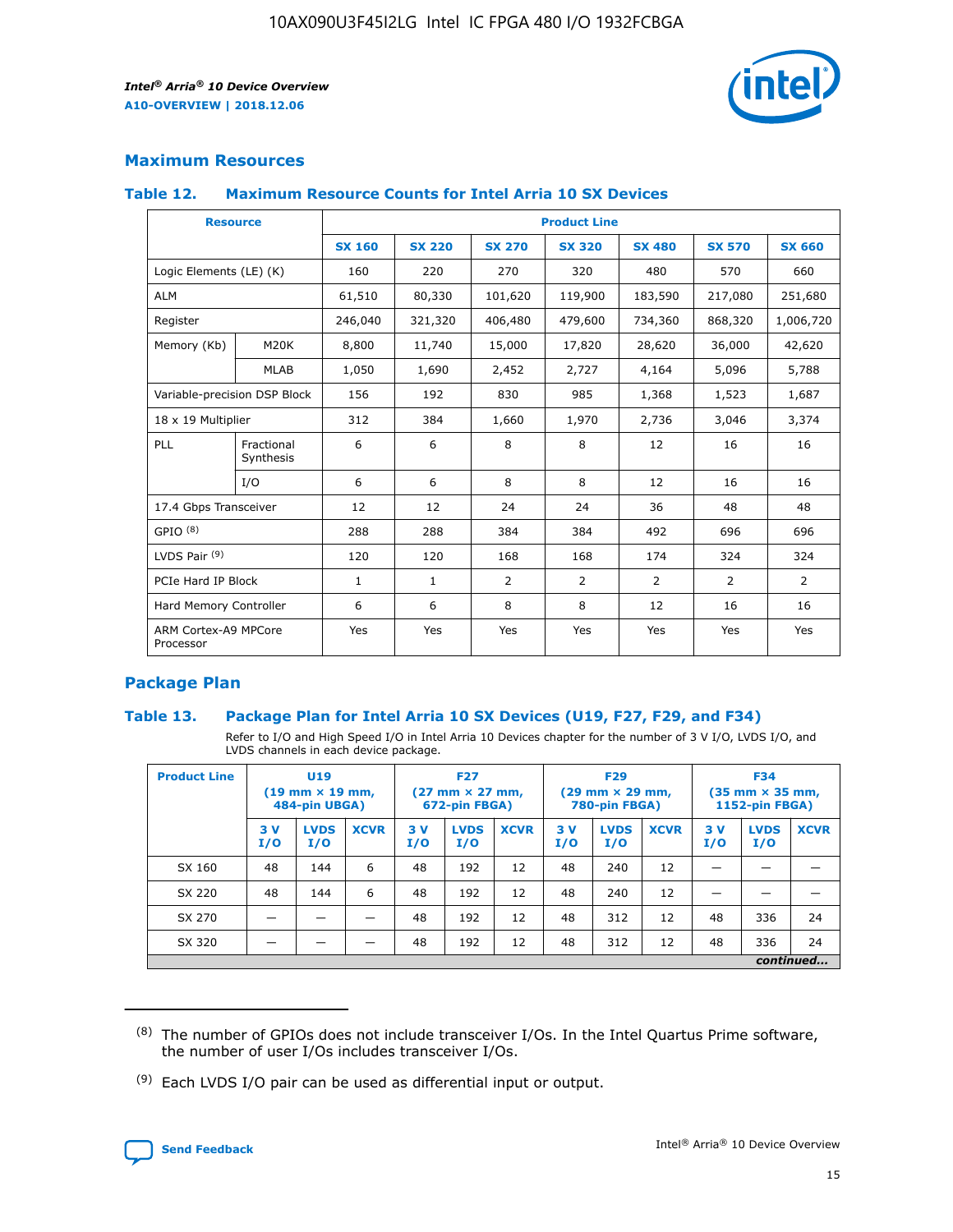## Maximum Resources

### Table 12. Maximum Resource Counts for Intel Arria 10 SX Devices

| Resource | | Product Line | | | | | | |
|---|---|---|---|---|---|---|---|---|
| | | SX 160 | SX 220 | SX 270 | SX 320 | SX 480 | SX 570 | SX 660 |
| Logic Elements (LE) (K) | | 160 | 220 | 270 | 320 | 480 | 570 | 660 |
| ALM | | 61,510 | 80,330 | 101,620 | 119,900 | 183,590 | 217,080 | 251,680 |
| Register | | 246,040 | 321,320 | 406,480 | 479,600 | 734,360 | 868,320 | 1,006,720 |
| Memory (Kb) | M20K | 8,800 | 11,740 | 15,000 | 17,820 | 28,620 | 36,000 | 42,620 |
| | MLAB | 1,050 | 1,690 | 2,452 | 2,727 | 4,164 | 5,096 | 5,788 |
| Variable-precision DSP Block | | 156 | 192 | 830 | 985 | 1,368 | 1,523 | 1,687 |
| 18 x 19 Multiplier | | 312 | 384 | 1,660 | 1,970 | 2,736 | 3,046 | 3,374 |
| PLL | Fractional Synthesis | 6 | 6 | 8 | 8 | 12 | 16 | 16 |
| | I/O | 6 | 6 | 8 | 8 | 12 | 16 | 16 |
| 17.4 Gbps Transceiver | | 12 | 12 | 24 | 24 | 36 | 48 | 48 |
| GPIO [8] | | 288 | 288 | 384 | 384 | 492 | 696 | 696 |
| LVDS Pair [9] | | 120 | 120 | 168 | 168 | 174 | 324 | 324 |
| PCIe Hard IP Block | | 1 | 1 | 2 | 2 | 2 | 2 | 2 |
| Hard Memory Controller | | 6 | 6 | 8 | 8 | 12 | 16 | 16 |
| ARM Cortex-A9 MPCore Processor | | Yes | Yes | Yes | Yes | Yes | Yes | Yes |

## Package Plan

### Table 13. Package Plan for Intel Arria 10 SX Devices (U19, F27, F29, and F34)

Refer to I/O and High Speed I/O in Intel Arria 10 Devices chapter for the number of 3 V I/O, LVDS I/O, and LVDS channels in each device package.

| Product Line | U19 (19 mm × 19 mm, 484-pin UBGA) | | | F27 (27 mm × 27 mm, 672-pin FBGA) | | | F29 (29 mm × 29 mm, 780-pin FBGA) | | | F34 (35 mm × 35 mm, 1152-pin FBGA) | | |
|---|---|---|---|---|---|---|---|---|---|---|---|---|
| | 3 V I/O | LVDS I/O | XCVR | 3 V I/O | LVDS I/O | XCVR | 3 V I/O | LVDS I/O | XCVR | 3 V I/O | LVDS I/O | XCVR |
| SX 160 | 48 | 144 | 6 | 48 | 192 | 12 | 48 | 240 | 12 | — | — | — |
| SX 220 | 48 | 144 | 6 | 48 | 192 | 12 | 48 | 240 | 12 | — | — | — |
| SX 270 | — | — | — | 48 | 192 | 12 | 48 | 312 | 12 | 48 | 336 | 24 |
| SX 320 | — | — | — | 48 | 192 | 12 | 48 | 312 | 12 | 48 | 336 | 24 |

*continued...*

(8) The number of GPIOs does not include transceiver I/Os. In the Intel Quartus Prime software, the number of user I/Os includes transceiver I/Os.

(9) Each LVDS I/O pair can be used as differential input or output.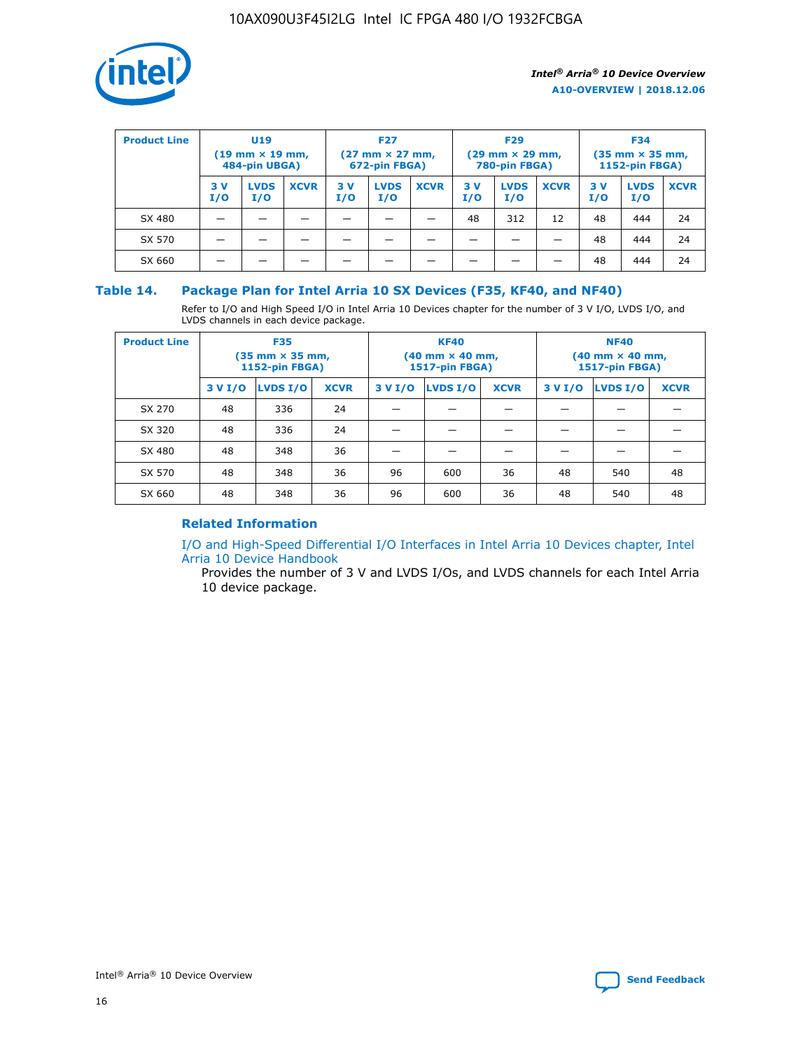| Product Line | U19 (19 mm × 19 mm, 484-pin UBGA) | | | F27 (27 mm × 27 mm, 672-pin FBGA) | | | F29 (29 mm × 29 mm, 780-pin FBGA) | | | F34 (35 mm × 35 mm, 1152-pin FBGA) | | |
|---|---|---|---|---|---|---|---|---|---|---|---|---|
| | 3 V I/O | LVDS I/O | XCVR | 3 V I/O | LVDS I/O | XCVR | 3 V I/O | LVDS I/O | XCVR | 3 V I/O | LVDS I/O | XCVR |
| SX 480 | — | — | — | — | — | — | 48 | 312 | 12 | 48 | 444 | 24 |
| SX 570 | — | — | — | — | — | — | — | — | — | 48 | 444 | 24 |
| SX 660 | — | — | — | — | — | — | — | — | — | 48 | 444 | 24 |

### Table 14. Package Plan for Intel Arria 10 SX Devices (F35, KF40, and NF40)

Refer to I/O and High Speed I/O in Intel Arria 10 Devices chapter for the number of 3 V I/O, LVDS I/O, and LVDS channels in each device package.

| Product Line | F35 (35 mm × 35 mm, 1152-pin FBGA) | | | KF40 (40 mm × 40 mm, 1517-pin FBGA) | | | NF40 (40 mm × 40 mm, 1517-pin FBGA) | | |
|---|---|---|---|---|---|---|---|---|---|
| | 3 V I/O | LVDS I/O | XCVR | 3 V I/O | LVDS I/O | XCVR | 3 V I/O | LVDS I/O | XCVR |
| SX 270 | 48 | 336 | 24 | — | — | — | — | — | — |
| SX 320 | 48 | 336 | 24 | — | — | — | — | — | — |
| SX 480 | 48 | 348 | 36 | — | — | — | — | — | — |
| SX 570 | 48 | 348 | 36 | 96 | 600 | 36 | 48 | 540 | 48 |
| SX 660 | 48 | 348 | 36 | 96 | 600 | 36 | 48 | 540 | 48 |

#### Related Information

I/O and High-Speed Differential I/O Interfaces in Intel Arria 10 Devices chapter, Intel Arria 10 Device Handbook

Provides the number of 3 V and LVDS I/Os, and LVDS channels for each Intel Arria 10 device package.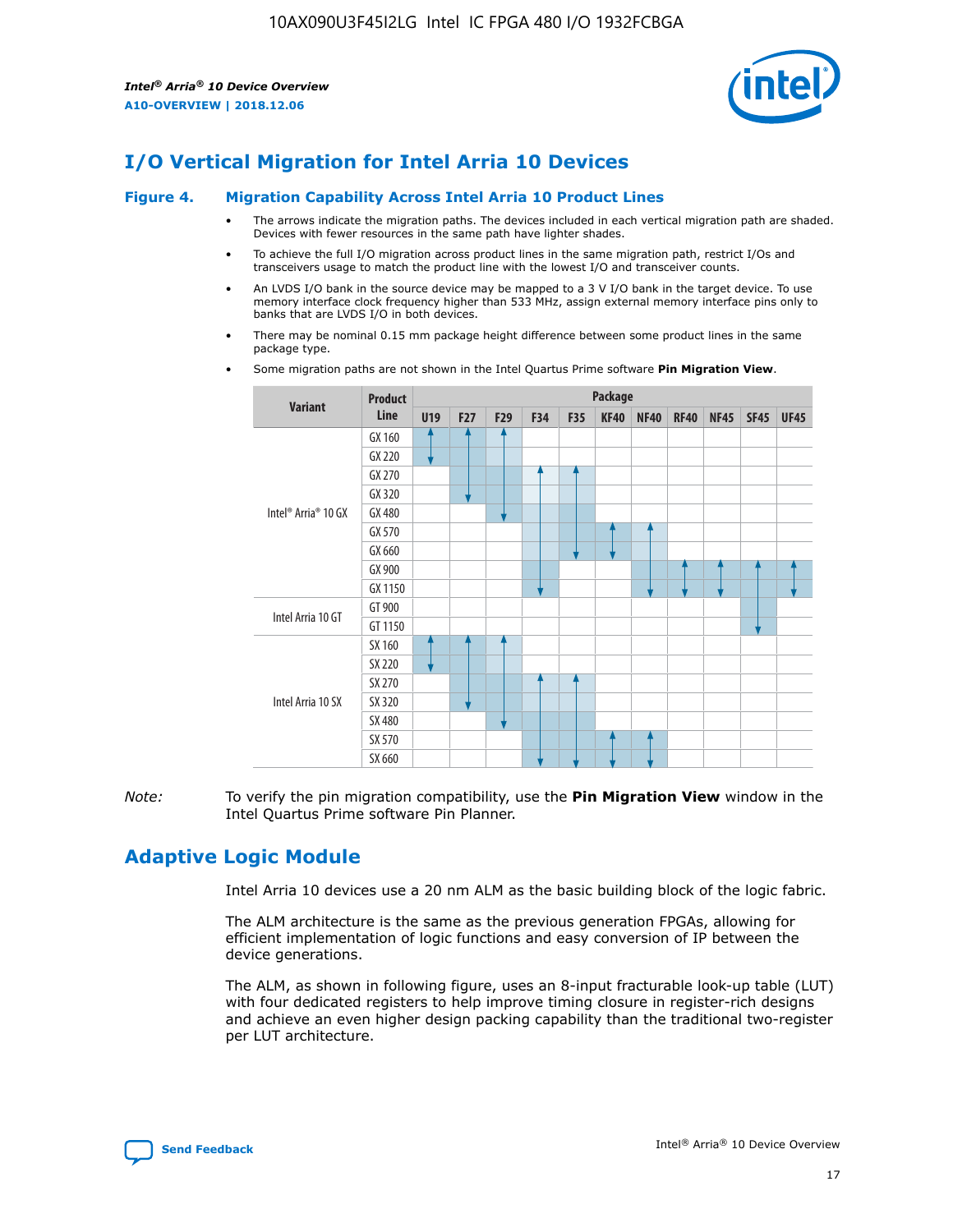## I/O Vertical Migration for Intel Arria 10 Devices

### Figure 4. Migration Capability Across Intel Arria 10 Product Lines

- The arrows indicate the migration paths. The devices included in each vertical migration path are shaded. Devices with fewer resources in the same path have lighter shades.
- To achieve the full I/O migration across product lines in the same migration path, restrict I/Os and transceivers usage to match the product line with the lowest I/O and transceiver counts.
- An LVDS I/O bank in the source device may be mapped to a 3 V I/O bank in the target device. To use memory interface clock frequency higher than 533 MHz, assign external memory interface pins only to banks that are LVDS I/O in both devices.
- There may be nominal 0.15 mm package height difference between some product lines in the same package type.
- Some migration paths are not shown in the Intel Quartus Prime software **Pin Migration View**.

| Variant | Product Line | Package | | | | | | | | | | |
|---|---|---|---|---|---|---|---|---|---|---|---|---|
| | | U19 | F27 | F29 | F34 | F35 | KF40 | NF40 | RF40 | NF45 | SF45 | UF45 |
| Intel® Arria® 10 GX | GX 160 | | | | | | | | | | | |
| | GX 220 | | | | | | | | | | | |
| | GX 270 | | | | | | | | | | | |
| | GX 320 | | | | | | | | | | | |
| | GX 480 | | | | | | | | | | | |
| | GX 570 | | | | | | | | | | | |
| | GX 660 | | | | | | | | | | | |
| | GX 900 | | | | | | | | | | | |
| | GX 1150 | | | | | | | | | | | |
| Intel Arria 10 GT | GT 900 | | | | | | | | | | | |
| | GT 1150 | | | | | | | | | | | |
| Intel Arria 10 SX | SX 160 | | | | | | | | | | | |
| | SX 220 | | | | | | | | | | | |
| | SX 270 | | | | | | | | | | | |
| | SX 320 | | | | | | | | | | | |
| | SX 480 | | | | | | | | | | | |
| | SX 570 | | | | | | | | | | | |
| | SX 660 | | | | | | | | | | | |

*Note:* To verify the pin migration compatibility, use the **Pin Migration View** window in the Intel Quartus Prime software Pin Planner.

## Adaptive Logic Module

Intel Arria 10 devices use a 20 nm ALM as the basic building block of the logic fabric.

The ALM architecture is the same as the previous generation FPGAs, allowing for efficient implementation of logic functions and easy conversion of IP between the device generations.

The ALM, as shown in following figure, uses an 8-input fracturable look-up table (LUT) with four dedicated registers to help improve timing closure in register-rich designs and achieve an even higher design packing capability than the traditional two-register per LUT architecture.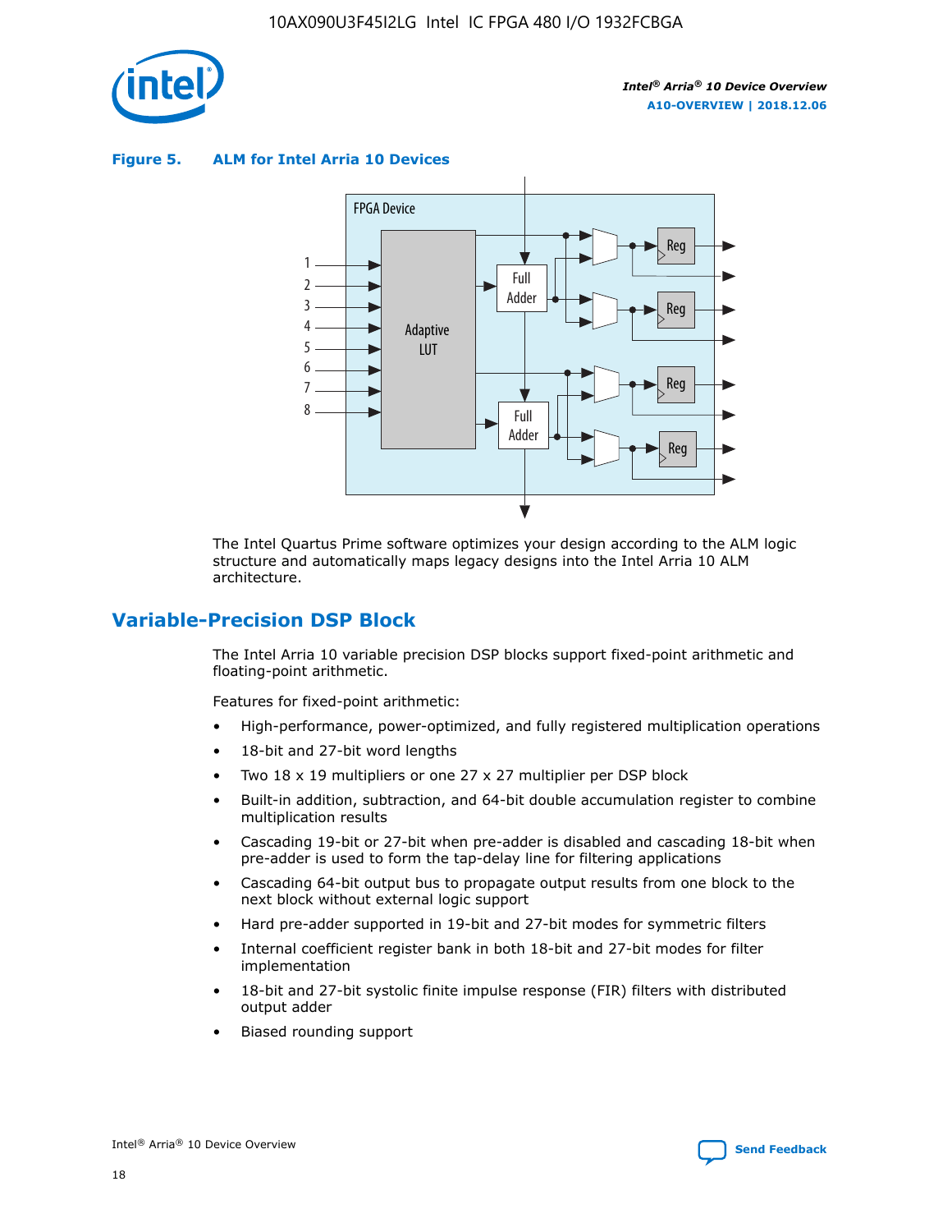**Figure 5. ALM for Intel Arria 10 Devices**

The Intel Quartus Prime software optimizes your design according to the ALM logic structure and automatically maps legacy designs into the Intel Arria 10 ALM architecture.

## Variable-Precision DSP Block

The Intel Arria 10 variable precision DSP blocks support fixed-point arithmetic and floating-point arithmetic.

Features for fixed-point arithmetic:

- High-performance, power-optimized, and fully registered multiplication operations
- 18-bit and 27-bit word lengths
- Two 18 x 19 multipliers or one 27 x 27 multiplier per DSP block
- Built-in addition, subtraction, and 64-bit double accumulation register to combine multiplication results
- Cascading 19-bit or 27-bit when pre-adder is disabled and cascading 18-bit when pre-adder is used to form the tap-delay line for filtering applications
- Cascading 64-bit output bus to propagate output results from one block to the next block without external logic support
- Hard pre-adder supported in 19-bit and 27-bit modes for symmetric filters
- Internal coefficient register bank in both 18-bit and 27-bit modes for filter implementation
- 18-bit and 27-bit systolic finite impulse response (FIR) filters with distributed output adder
- Biased rounding support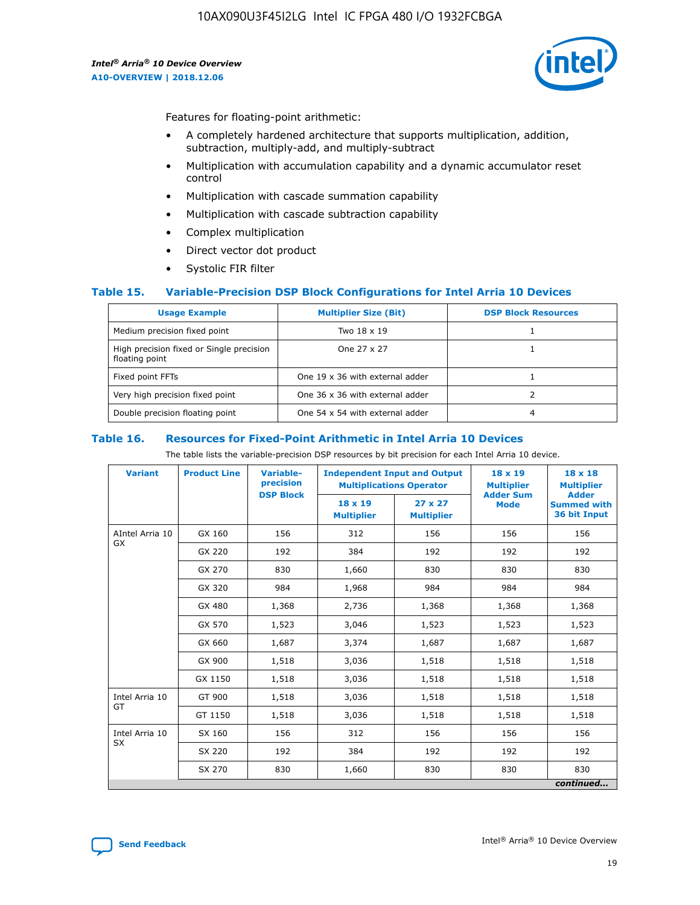Features for floating-point arithmetic:

- A completely hardened architecture that supports multiplication, addition, subtraction, multiply-add, and multiply-subtract
- Multiplication with accumulation capability and a dynamic accumulator reset control
- Multiplication with cascade summation capability
- Multiplication with cascade subtraction capability
- Complex multiplication
- Direct vector dot product
- Systolic FIR filter

### Table 15. Variable-Precision DSP Block Configurations for Intel Arria 10 Devices

| Usage Example | Multiplier Size (Bit) | DSP Block Resources |
|---|---|---|
| Medium precision fixed point | Two 18 x 19 | 1 |
| High precision fixed or Single precision floating point | One 27 x 27 | 1 |
| Fixed point FFTs | One 19 x 36 with external adder | 1 |
| Very high precision fixed point | One 36 x 36 with external adder | 2 |
| Double precision floating point | One 54 x 54 with external adder | 4 |

### Table 16. Resources for Fixed-Point Arithmetic in Intel Arria 10 Devices

The table lists the variable-precision DSP resources by bit precision for each Intel Arria 10 device.

| Variant | Product Line | Variable-precision DSP Block | Independent Input and Output Multiplications Operator | | 18 x 19 Multiplier Adder Sum Mode | 18 x 18 Multiplier Adder Summed with 36 bit Input |
|---|---|---|---|---|---|---|
| | | | 18 x 19 Multiplier | 27 x 27 Multiplier | | |
| AIntel Arria 10 GX | GX 160 | 156 | 312 | 156 | 156 | 156 |
| | GX 220 | 192 | 384 | 192 | 192 | 192 |
| | GX 270 | 830 | 1,660 | 830 | 830 | 830 |
| | GX 320 | 984 | 1,968 | 984 | 984 | 984 |
| | GX 480 | 1,368 | 2,736 | 1,368 | 1,368 | 1,368 |
| | GX 570 | 1,523 | 3,046 | 1,523 | 1,523 | 1,523 |
| | GX 660 | 1,687 | 3,374 | 1,687 | 1,687 | 1,687 |
| | GX 900 | 1,518 | 3,036 | 1,518 | 1,518 | 1,518 |
| | GX 1150 | 1,518 | 3,036 | 1,518 | 1,518 | 1,518 |
| Intel Arria 10 GT | GT 900 | 1,518 | 3,036 | 1,518 | 1,518 | 1,518 |
| | GT 1150 | 1,518 | 3,036 | 1,518 | 1,518 | 1,518 |
| Intel Arria 10 SX | SX 160 | 156 | 312 | 156 | 156 | 156 |
| | SX 220 | 192 | 384 | 192 | 192 | 192 |
| | SX 270 | 830 | 1,660 | 830 | 830 | 830 |

*continued...*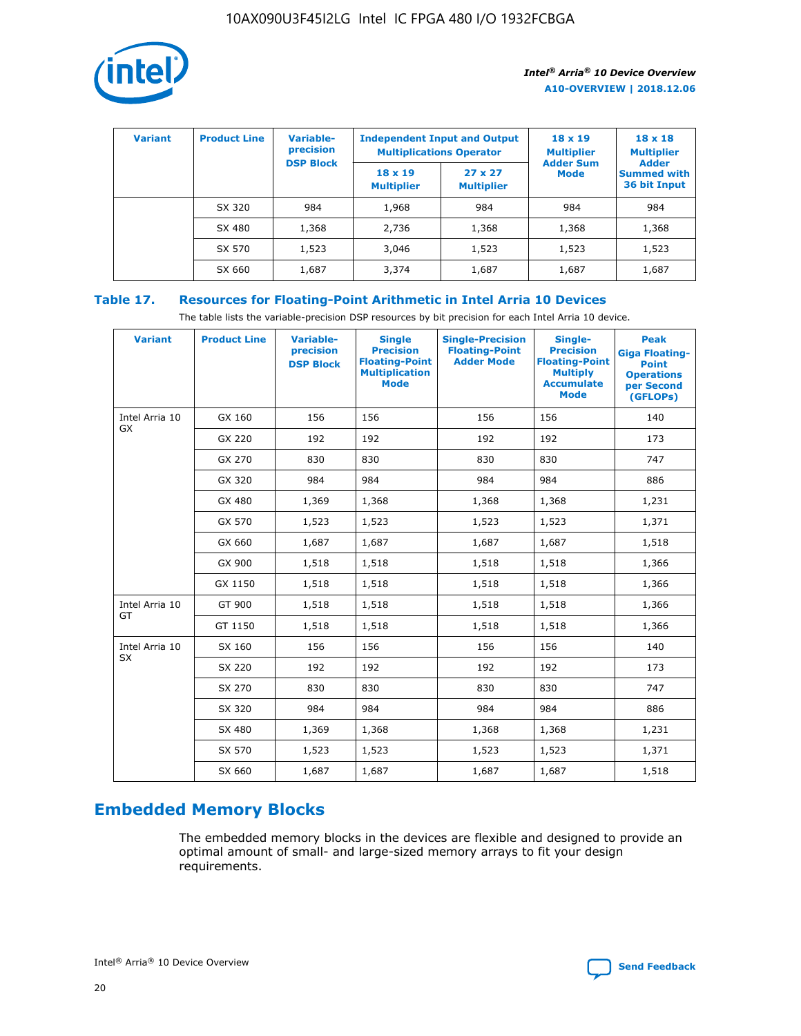| Variant | Product Line | Variable-precision DSP Block | Independent Input and Output Multiplications Operator | | 18 x 19 Multiplier Adder Sum Mode | 18 x 18 Multiplier Adder Summed with 36 bit Input |
|---|---|---|---|---|---|---|
| | | | 18 x 19 Multiplier | 27 x 27 Multiplier | | |
| | SX 320 | 984 | 1,968 | 984 | 984 | 984 |
| | SX 480 | 1,368 | 2,736 | 1,368 | 1,368 | 1,368 |
| | SX 570 | 1,523 | 3,046 | 1,523 | 1,523 | 1,523 |
| | SX 660 | 1,687 | 3,374 | 1,687 | 1,687 | 1,687 |

**Table 17. Resources for Floating-Point Arithmetic in Intel Arria 10 Devices**

The table lists the variable-precision DSP resources by bit precision for each Intel Arria 10 device.

| Variant | Product Line | Variable-precision DSP Block | Single Precision Floating-Point Multiplication Mode | Single-Precision Floating-Point Adder Mode | Single-Precision Floating-Point Multiply Accumulate Mode | Peak Giga Floating-Point Operations per Second (GFLOPs) |
|---|---|---|---|---|---|---|
| Intel Arria 10 GX | GX 160 | 156 | 156 | 156 | 156 | 140 |
| | GX 220 | 192 | 192 | 192 | 192 | 173 |
| | GX 270 | 830 | 830 | 830 | 830 | 747 |
| | GX 320 | 984 | 984 | 984 | 984 | 886 |
| | GX 480 | 1,369 | 1,368 | 1,368 | 1,368 | 1,231 |
| | GX 570 | 1,523 | 1,523 | 1,523 | 1,523 | 1,371 |
| | GX 660 | 1,687 | 1,687 | 1,687 | 1,687 | 1,518 |
| | GX 900 | 1,518 | 1,518 | 1,518 | 1,518 | 1,366 |
| | GX 1150 | 1,518 | 1,518 | 1,518 | 1,518 | 1,366 |
| Intel Arria 10 GT | GT 900 | 1,518 | 1,518 | 1,518 | 1,518 | 1,366 |
| | GT 1150 | 1,518 | 1,518 | 1,518 | 1,518 | 1,366 |
| Intel Arria 10 SX | SX 160 | 156 | 156 | 156 | 156 | 140 |
| | SX 220 | 192 | 192 | 192 | 192 | 173 |
| | SX 270 | 830 | 830 | 830 | 830 | 747 |
| | SX 320 | 984 | 984 | 984 | 984 | 886 |
| | SX 480 | 1,369 | 1,368 | 1,368 | 1,368 | 1,231 |
| | SX 570 | 1,523 | 1,523 | 1,523 | 1,523 | 1,371 |
| | SX 660 | 1,687 | 1,687 | 1,687 | 1,687 | 1,518 |

## Embedded Memory Blocks

The embedded memory blocks in the devices are flexible and designed to provide an optimal amount of small- and large-sized memory arrays to fit your design requirements.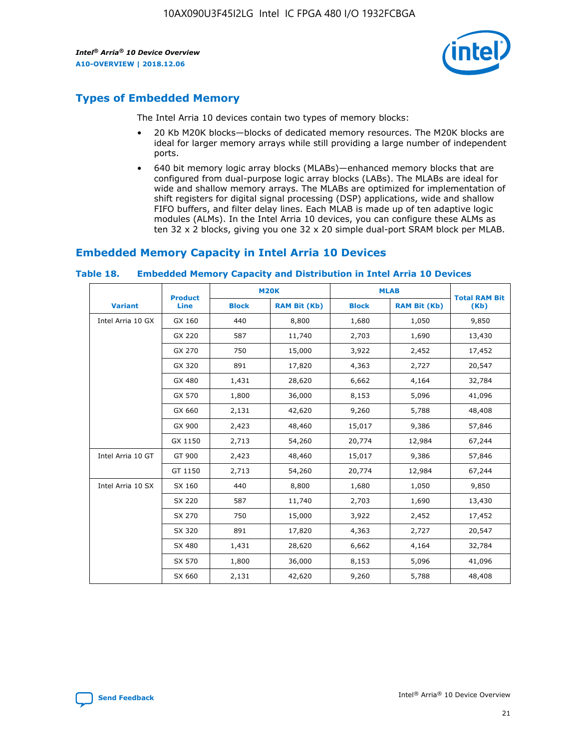## Types of Embedded Memory

The Intel Arria 10 devices contain two types of memory blocks:

- 20 Kb M20K blocks—blocks of dedicated memory resources. The M20K blocks are ideal for larger memory arrays while still providing a large number of independent ports.
- 640 bit memory logic array blocks (MLABs)—enhanced memory blocks that are configured from dual-purpose logic array blocks (LABs). The MLABs are ideal for wide and shallow memory arrays. The MLABs are optimized for implementation of shift registers for digital signal processing (DSP) applications, wide and shallow FIFO buffers, and filter delay lines. Each MLAB is made up of ten adaptive logic modules (ALMs). In the Intel Arria 10 devices, you can configure these ALMs as ten 32 x 2 blocks, giving you one 32 x 20 simple dual-port SRAM block per MLAB.

## Embedded Memory Capacity in Intel Arria 10 Devices

**Table 18. Embedded Memory Capacity and Distribution in Intel Arria 10 Devices**

| Variant | Product Line | M20K | | MLAB | | Total RAM Bit (Kb) |
|---|---|---|---|---|---|---|
| | | Block | RAM Bit (Kb) | Block | RAM Bit (Kb) | |
| Intel Arria 10 GX | GX 160 | 440 | 8,800 | 1,680 | 1,050 | 9,850 |
| | GX 220 | 587 | 11,740 | 2,703 | 1,690 | 13,430 |
| | GX 270 | 750 | 15,000 | 3,922 | 2,452 | 17,452 |
| | GX 320 | 891 | 17,820 | 4,363 | 2,727 | 20,547 |
| | GX 480 | 1,431 | 28,620 | 6,662 | 4,164 | 32,784 |
| | GX 570 | 1,800 | 36,000 | 8,153 | 5,096 | 41,096 |
| | GX 660 | 2,131 | 42,620 | 9,260 | 5,788 | 48,408 |
| | GX 900 | 2,423 | 48,460 | 15,017 | 9,386 | 57,846 |
| | GX 1150 | 2,713 | 54,260 | 20,774 | 12,984 | 67,244 |
| Intel Arria 10 GT | GT 900 | 2,423 | 48,460 | 15,017 | 9,386 | 57,846 |
| | GT 1150 | 2,713 | 54,260 | 20,774 | 12,984 | 67,244 |
| Intel Arria 10 SX | SX 160 | 440 | 8,800 | 1,680 | 1,050 | 9,850 |
| | SX 220 | 587 | 11,740 | 2,703 | 1,690 | 13,430 |
| | SX 270 | 750 | 15,000 | 3,922 | 2,452 | 17,452 |
| | SX 320 | 891 | 17,820 | 4,363 | 2,727 | 20,547 |
| | SX 480 | 1,431 | 28,620 | 6,662 | 4,164 | 32,784 |
| | SX 570 | 1,800 | 36,000 | 8,153 | 5,096 | 41,096 |
| | SX 660 | 2,131 | 42,620 | 9,260 | 5,788 | 48,408 |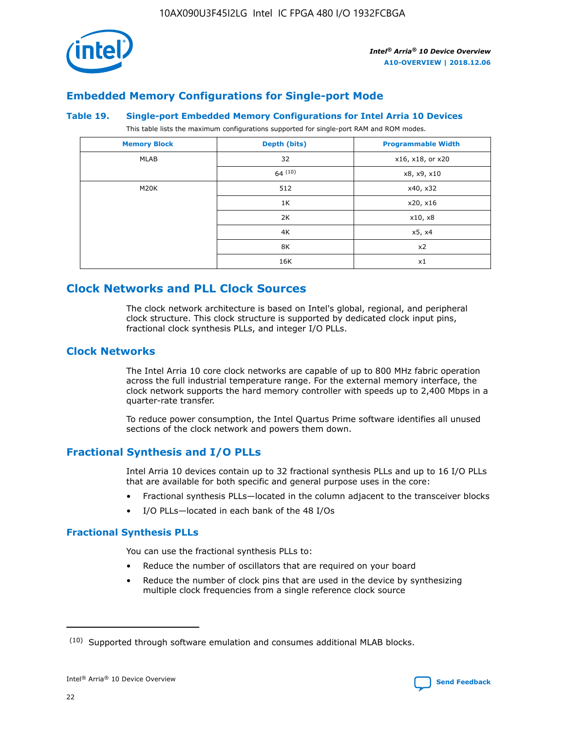## Embedded Memory Configurations for Single-port Mode

### Table 19. Single-port Embedded Memory Configurations for Intel Arria 10 Devices

This table lists the maximum configurations supported for single-port RAM and ROM modes.

| Memory Block | Depth (bits) | Programmable Width |
|---|---|---|
| MLAB | 32 | x16, x18, or x20 |
| | 64 [10] | x8, x9, x10 |
| M20K | 512 | x40, x32 |
| | 1K | x20, x16 |
| | 2K | x10, x8 |
| | 4K | x5, x4 |
| | 8K | x2 |
| | 16K | x1 |

# Clock Networks and PLL Clock Sources

The clock network architecture is based on Intel's global, regional, and peripheral clock structure. This clock structure is supported by dedicated clock input pins, fractional clock synthesis PLLs, and integer I/O PLLs.

## Clock Networks

The Intel Arria 10 core clock networks are capable of up to 800 MHz fabric operation across the full industrial temperature range. For the external memory interface, the clock network supports the hard memory controller with speeds up to 2,400 Mbps in a quarter-rate transfer.

To reduce power consumption, the Intel Quartus Prime software identifies all unused sections of the clock network and powers them down.

## Fractional Synthesis and I/O PLLs

Intel Arria 10 devices contain up to 32 fractional synthesis PLLs and up to 16 I/O PLLs that are available for both specific and general purpose uses in the core:

- Fractional synthesis PLLs—located in the column adjacent to the transceiver blocks
- I/O PLLs—located in each bank of the 48 I/Os

### Fractional Synthesis PLLs

You can use the fractional synthesis PLLs to:

- Reduce the number of oscillators that are required on your board
- Reduce the number of clock pins that are used in the device by synthesizing multiple clock frequencies from a single reference clock source

(10) Supported through software emulation and consumes additional MLAB blocks.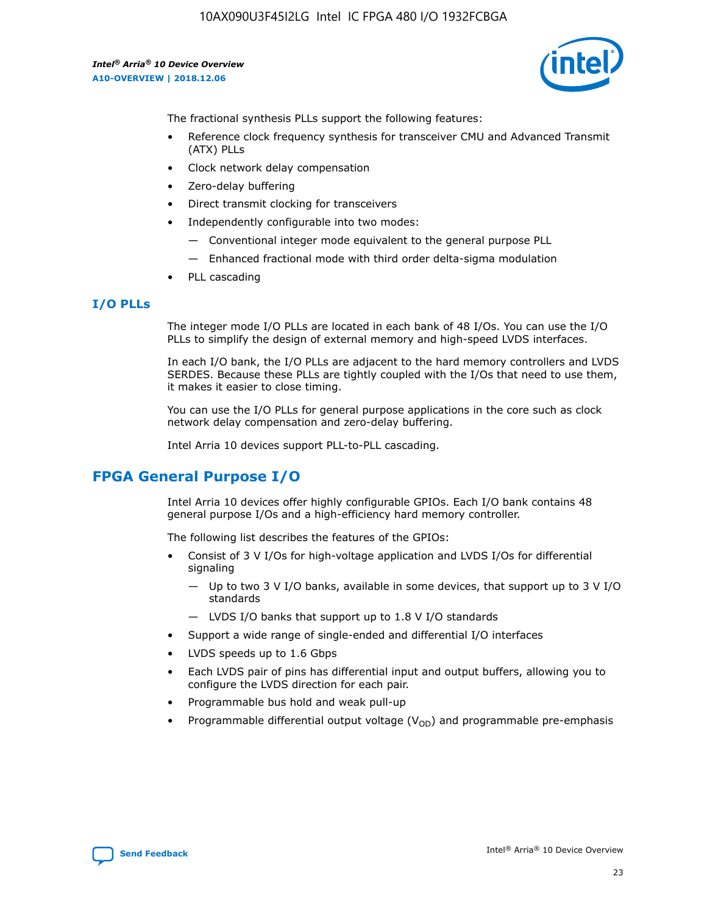The fractional synthesis PLLs support the following features:

- Reference clock frequency synthesis for transceiver CMU and Advanced Transmit (ATX) PLLs
- Clock network delay compensation
- Zero-delay buffering
- Direct transmit clocking for transceivers
- Independently configurable into two modes:
  - — Conventional integer mode equivalent to the general purpose PLL
  - — Enhanced fractional mode with third order delta-sigma modulation
- PLL cascading

### I/O PLLs

The integer mode I/O PLLs are located in each bank of 48 I/Os. You can use the I/O PLLs to simplify the design of external memory and high-speed LVDS interfaces.

In each I/O bank, the I/O PLLs are adjacent to the hard memory controllers and LVDS SERDES. Because these PLLs are tightly coupled with the I/Os that need to use them, it makes it easier to close timing.

You can use the I/O PLLs for general purpose applications in the core such as clock network delay compensation and zero-delay buffering.

Intel Arria 10 devices support PLL-to-PLL cascading.

## FPGA General Purpose I/O

Intel Arria 10 devices offer highly configurable GPIOs. Each I/O bank contains 48 general purpose I/Os and a high-efficiency hard memory controller.

The following list describes the features of the GPIOs:

- Consist of 3 V I/Os for high-voltage application and LVDS I/Os for differential signaling
  - — Up to two 3 V I/O banks, available in some devices, that support up to 3 V I/O standards
  - — LVDS I/O banks that support up to 1.8 V I/O standards
- Support a wide range of single-ended and differential I/O interfaces
- LVDS speeds up to 1.6 Gbps
- Each LVDS pair of pins has differential input and output buffers, allowing you to configure the LVDS direction for each pair.
- Programmable bus hold and weak pull-up
- Programmable differential output voltage ($V_{OD}$) and programmable pre-emphasis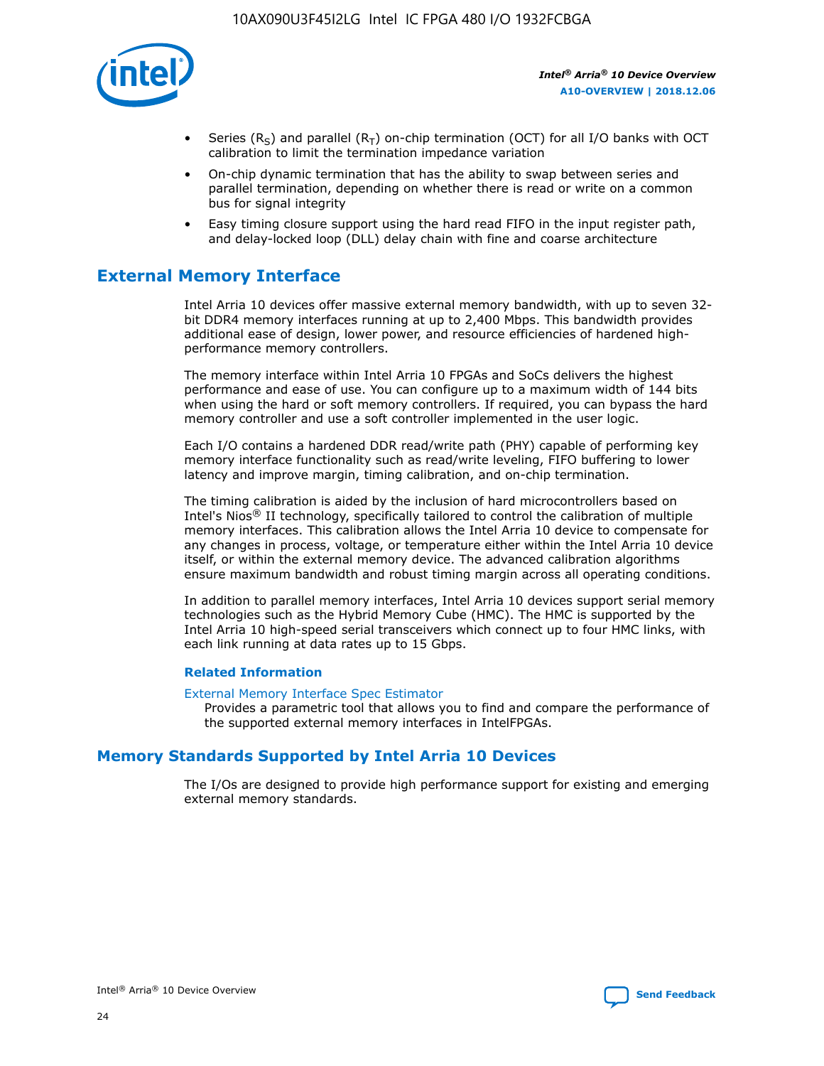- Series ($R_S$) and parallel ($R_T$) on-chip termination (OCT) for all I/O banks with OCT calibration to limit the termination impedance variation
- On-chip dynamic termination that has the ability to swap between series and parallel termination, depending on whether there is read or write on a common bus for signal integrity
- Easy timing closure support using the hard read FIFO in the input register path, and delay-locked loop (DLL) delay chain with fine and coarse architecture

## External Memory Interface

Intel Arria 10 devices offer massive external memory bandwidth, with up to seven 32-bit DDR4 memory interfaces running at up to 2,400 Mbps. This bandwidth provides additional ease of design, lower power, and resource efficiencies of hardened high-performance memory controllers.

The memory interface within Intel Arria 10 FPGAs and SoCs delivers the highest performance and ease of use. You can configure up to a maximum width of 144 bits when using the hard or soft memory controllers. If required, you can bypass the hard memory controller and use a soft controller implemented in the user logic.

Each I/O contains a hardened DDR read/write path (PHY) capable of performing key memory interface functionality such as read/write leveling, FIFO buffering to lower latency and improve margin, timing calibration, and on-chip termination.

The timing calibration is aided by the inclusion of hard microcontrollers based on Intel's Nios® II technology, specifically tailored to control the calibration of multiple memory interfaces. This calibration allows the Intel Arria 10 device to compensate for any changes in process, voltage, or temperature either within the Intel Arria 10 device itself, or within the external memory device. The advanced calibration algorithms ensure maximum bandwidth and robust timing margin across all operating conditions.

In addition to parallel memory interfaces, Intel Arria 10 devices support serial memory technologies such as the Hybrid Memory Cube (HMC). The HMC is supported by the Intel Arria 10 high-speed serial transceivers which connect up to four HMC links, with each link running at data rates up to 15 Gbps.

### Related Information

External Memory Interface Spec Estimator
Provides a parametric tool that allows you to find and compare the performance of the supported external memory interfaces in IntelFPGAs.

## Memory Standards Supported by Intel Arria 10 Devices

The I/Os are designed to provide high performance support for existing and emerging external memory standards.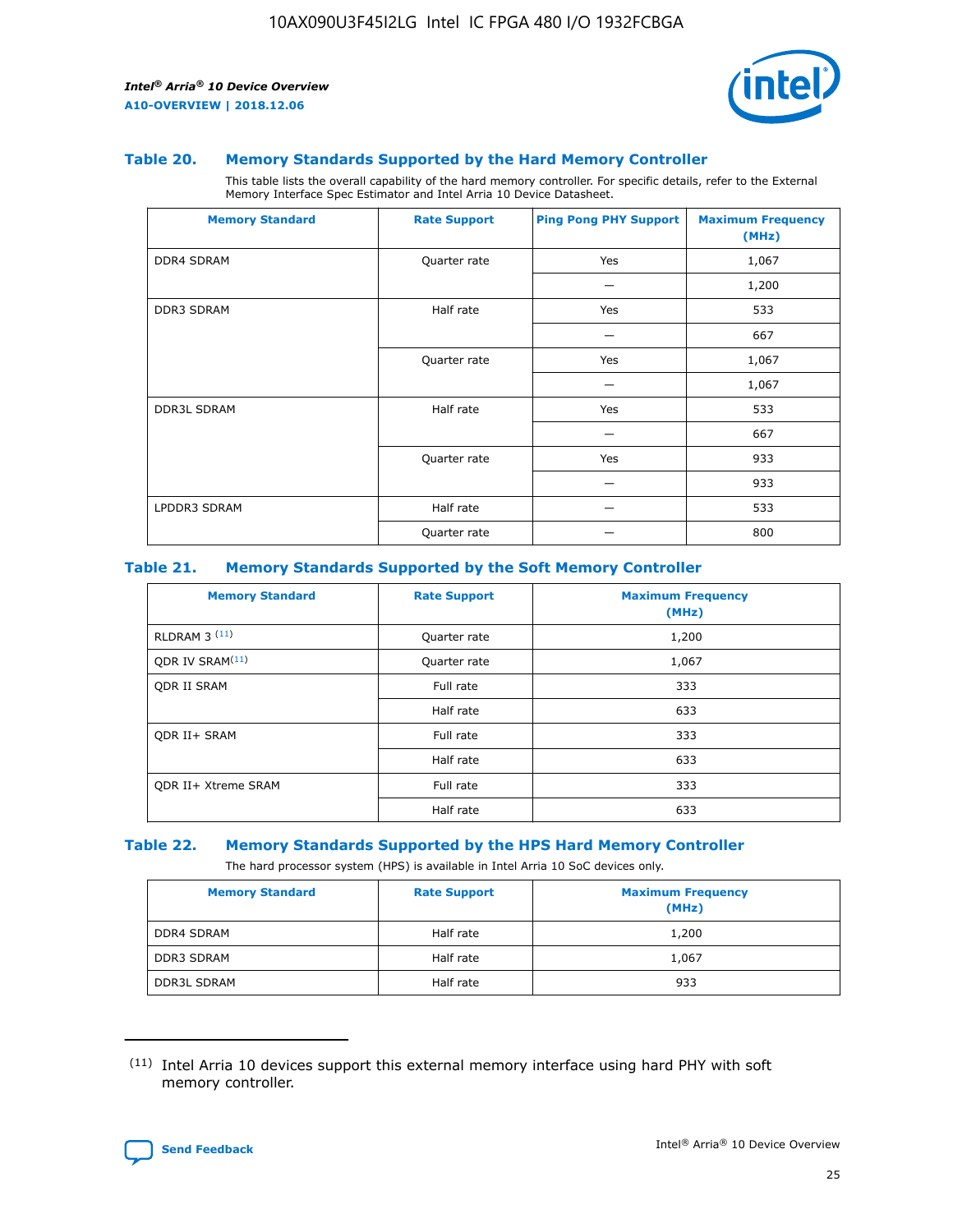### Table 20. Memory Standards Supported by the Hard Memory Controller

This table lists the overall capability of the hard memory controller. For specific details, refer to the External Memory Interface Spec Estimator and Intel Arria 10 Device Datasheet.

| Memory Standard | Rate Support | Ping Pong PHY Support | Maximum Frequency (MHz) |
|---|---|---|---|
| DDR4 SDRAM | Quarter rate | Yes | 1,067 |
| | | — | 1,200 |
| DDR3 SDRAM | Half rate | Yes | 533 |
| | | — | 667 |
| | Quarter rate | Yes | 1,067 |
| | | — | 1,067 |
| DDR3L SDRAM | Half rate | Yes | 533 |
| | | — | 667 |
| | Quarter rate | Yes | 933 |
| | | — | 933 |
| LPDDR3 SDRAM | Half rate | — | 533 |
| | Quarter rate | — | 800 |

### Table 21. Memory Standards Supported by the Soft Memory Controller

| Memory Standard | Rate Support | Maximum Frequency (MHz) |
|---|---|---|
| RLDRAM 3 (11) | Quarter rate | 1,200 |
| QDR IV SRAM(11) | Quarter rate | 1,067 |
| QDR II SRAM | Full rate | 333 |
| | Half rate | 633 |
| QDR II+ SRAM | Full rate | 333 |
| | Half rate | 633 |
| QDR II+ Xtreme SRAM | Full rate | 333 |
| | Half rate | 633 |

### Table 22. Memory Standards Supported by the HPS Hard Memory Controller

The hard processor system (HPS) is available in Intel Arria 10 SoC devices only.

| Memory Standard | Rate Support | Maximum Frequency (MHz) |
|---|---|---|
| DDR4 SDRAM | Half rate | 1,200 |
| DDR3 SDRAM | Half rate | 1,067 |
| DDR3L SDRAM | Half rate | 933 |

(11) Intel Arria 10 devices support this external memory interface using hard PHY with soft memory controller.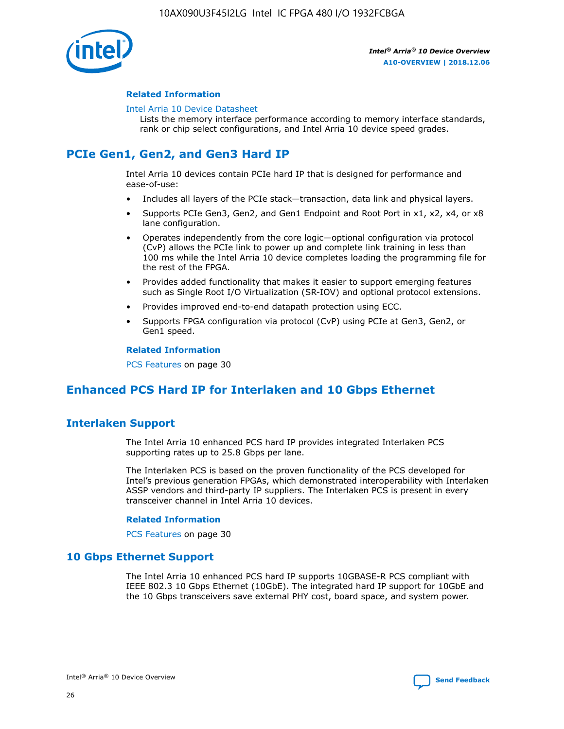#### Related Information

Intel Arria 10 Device Datasheet

Lists the memory interface performance according to memory interface standards, rank or chip select configurations, and Intel Arria 10 device speed grades.

## PCIe Gen1, Gen2, and Gen3 Hard IP

Intel Arria 10 devices contain PCIe hard IP that is designed for performance and ease-of-use:

- Includes all layers of the PCIe stack—transaction, data link and physical layers.
- Supports PCIe Gen3, Gen2, and Gen1 Endpoint and Root Port in x1, x2, x4, or x8 lane configuration.
- Operates independently from the core logic—optional configuration via protocol (CvP) allows the PCIe link to power up and complete link training in less than 100 ms while the Intel Arria 10 device completes loading the programming file for the rest of the FPGA.
- Provides added functionality that makes it easier to support emerging features such as Single Root I/O Virtualization (SR-IOV) and optional protocol extensions.
- Provides improved end-to-end datapath protection using ECC.
- Supports FPGA configuration via protocol (CvP) using PCIe at Gen3, Gen2, or Gen1 speed.

#### Related Information

PCS Features on page 30

## Enhanced PCS Hard IP for Interlaken and 10 Gbps Ethernet

### Interlaken Support

The Intel Arria 10 enhanced PCS hard IP provides integrated Interlaken PCS supporting rates up to 25.8 Gbps per lane.

The Interlaken PCS is based on the proven functionality of the PCS developed for Intel's previous generation FPGAs, which demonstrated interoperability with Interlaken ASSP vendors and third-party IP suppliers. The Interlaken PCS is present in every transceiver channel in Intel Arria 10 devices.

#### Related Information

PCS Features on page 30

### 10 Gbps Ethernet Support

The Intel Arria 10 enhanced PCS hard IP supports 10GBASE-R PCS compliant with IEEE 802.3 10 Gbps Ethernet (10GbE). The integrated hard IP support for 10GbE and the 10 Gbps transceivers save external PHY cost, board space, and system power.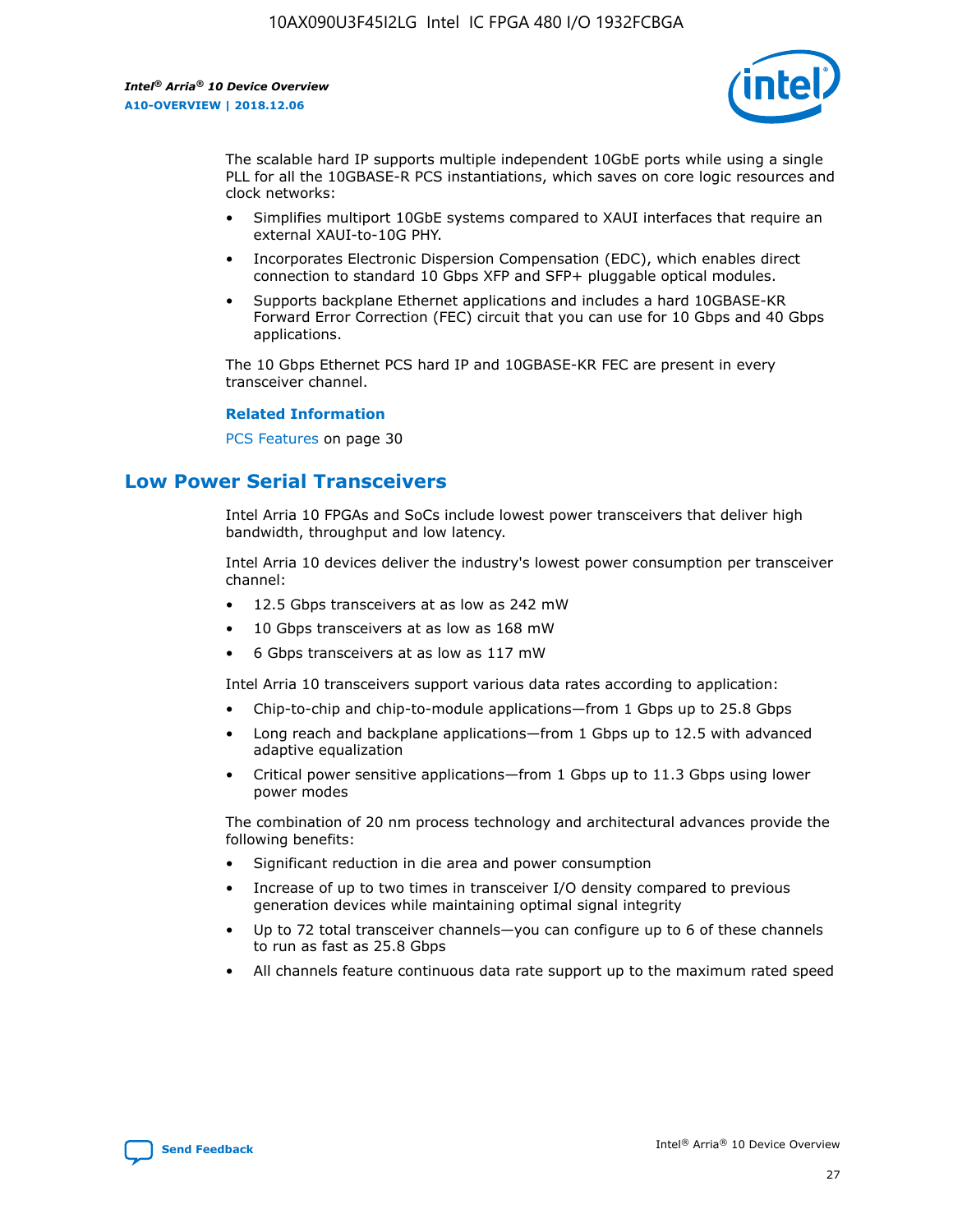The scalable hard IP supports multiple independent 10GbE ports while using a single PLL for all the 10GBASE-R PCS instantiations, which saves on core logic resources and clock networks:

- Simplifies multiport 10GbE systems compared to XAUI interfaces that require an external XAUI-to-10G PHY.
- Incorporates Electronic Dispersion Compensation (EDC), which enables direct connection to standard 10 Gbps XFP and SFP+ pluggable optical modules.
- Supports backplane Ethernet applications and includes a hard 10GBASE-KR Forward Error Correction (FEC) circuit that you can use for 10 Gbps and 40 Gbps applications.

The 10 Gbps Ethernet PCS hard IP and 10GBASE-KR FEC are present in every transceiver channel.

**Related Information**

PCS Features on page 30

## Low Power Serial Transceivers

Intel Arria 10 FPGAs and SoCs include lowest power transceivers that deliver high bandwidth, throughput and low latency.

Intel Arria 10 devices deliver the industry's lowest power consumption per transceiver channel:

- 12.5 Gbps transceivers at as low as 242 mW
- 10 Gbps transceivers at as low as 168 mW
- 6 Gbps transceivers at as low as 117 mW

Intel Arria 10 transceivers support various data rates according to application:

- Chip-to-chip and chip-to-module applications—from 1 Gbps up to 25.8 Gbps
- Long reach and backplane applications—from 1 Gbps up to 12.5 with advanced adaptive equalization
- Critical power sensitive applications—from 1 Gbps up to 11.3 Gbps using lower power modes

The combination of 20 nm process technology and architectural advances provide the following benefits:

- Significant reduction in die area and power consumption
- Increase of up to two times in transceiver I/O density compared to previous generation devices while maintaining optimal signal integrity
- Up to 72 total transceiver channels—you can configure up to 6 of these channels to run as fast as 25.8 Gbps
- All channels feature continuous data rate support up to the maximum rated speed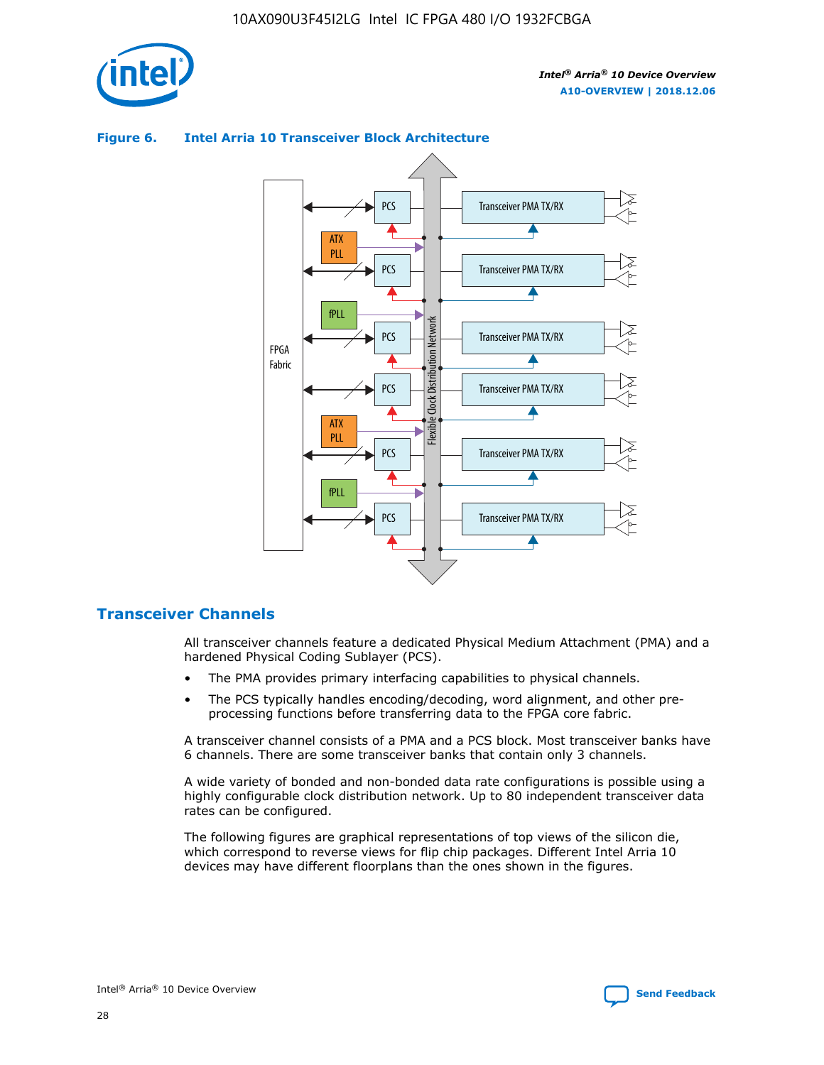**Figure 6. Intel Arria 10 Transceiver Block Architecture**

## Transceiver Channels

All transceiver channels feature a dedicated Physical Medium Attachment (PMA) and a hardened Physical Coding Sublayer (PCS).

- The PMA provides primary interfacing capabilities to physical channels.
- The PCS typically handles encoding/decoding, word alignment, and other pre-processing functions before transferring data to the FPGA core fabric.

A transceiver channel consists of a PMA and a PCS block. Most transceiver banks have 6 channels. There are some transceiver banks that contain only 3 channels.

A wide variety of bonded and non-bonded data rate configurations is possible using a highly configurable clock distribution network. Up to 80 independent transceiver data rates can be configured.

The following figures are graphical representations of top views of the silicon die, which correspond to reverse views for flip chip packages. Different Intel Arria 10 devices may have different floorplans than the ones shown in the figures.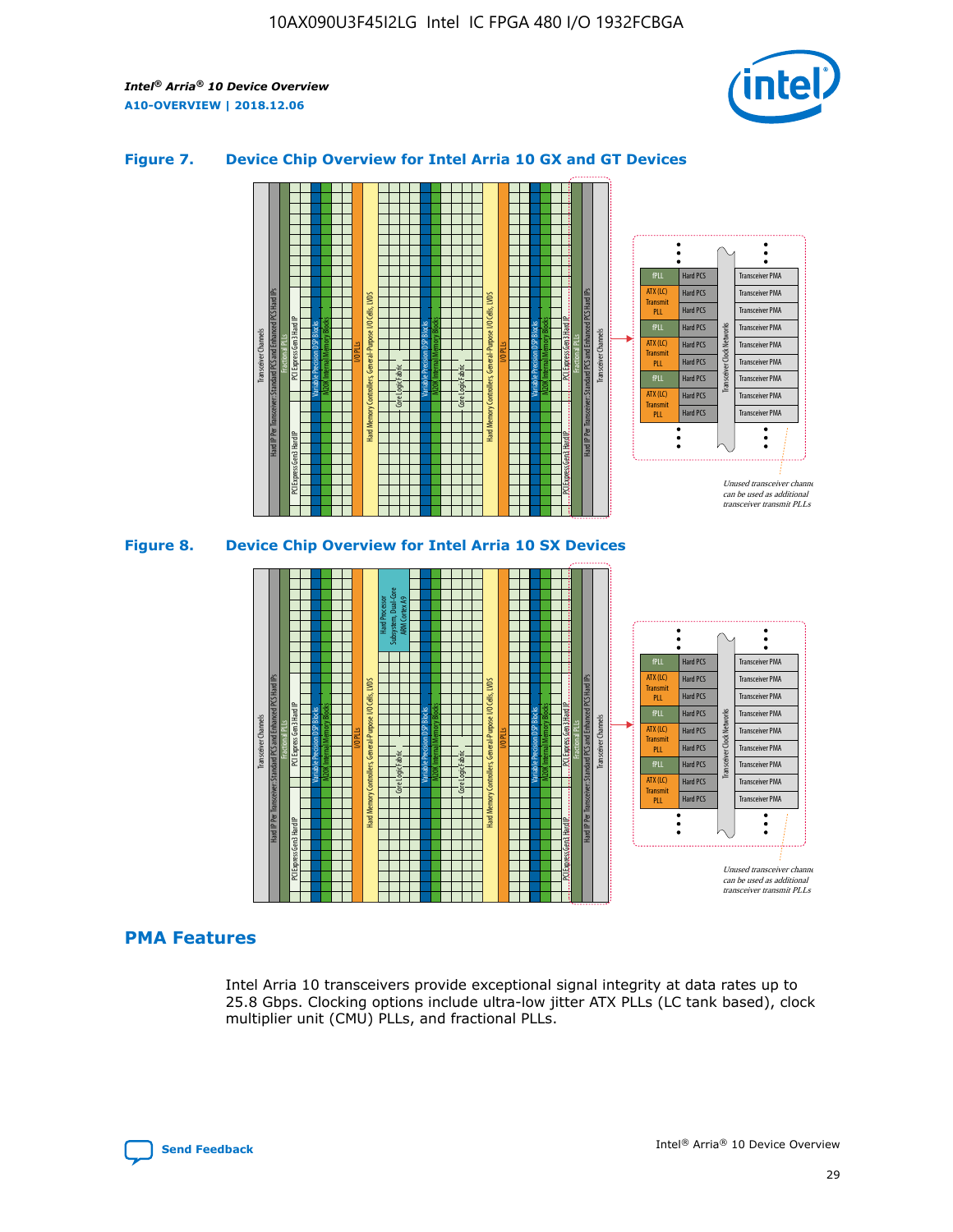### Figure 7. Device Chip Overview for Intel Arria 10 GX and GT Devices

### Figure 8. Device Chip Overview for Intel Arria 10 SX Devices

## PMA Features

Intel Arria 10 transceivers provide exceptional signal integrity at data rates up to 25.8 Gbps. Clocking options include ultra-low jitter ATX PLLs (LC tank based), clock multiplier unit (CMU) PLLs, and fractional PLLs.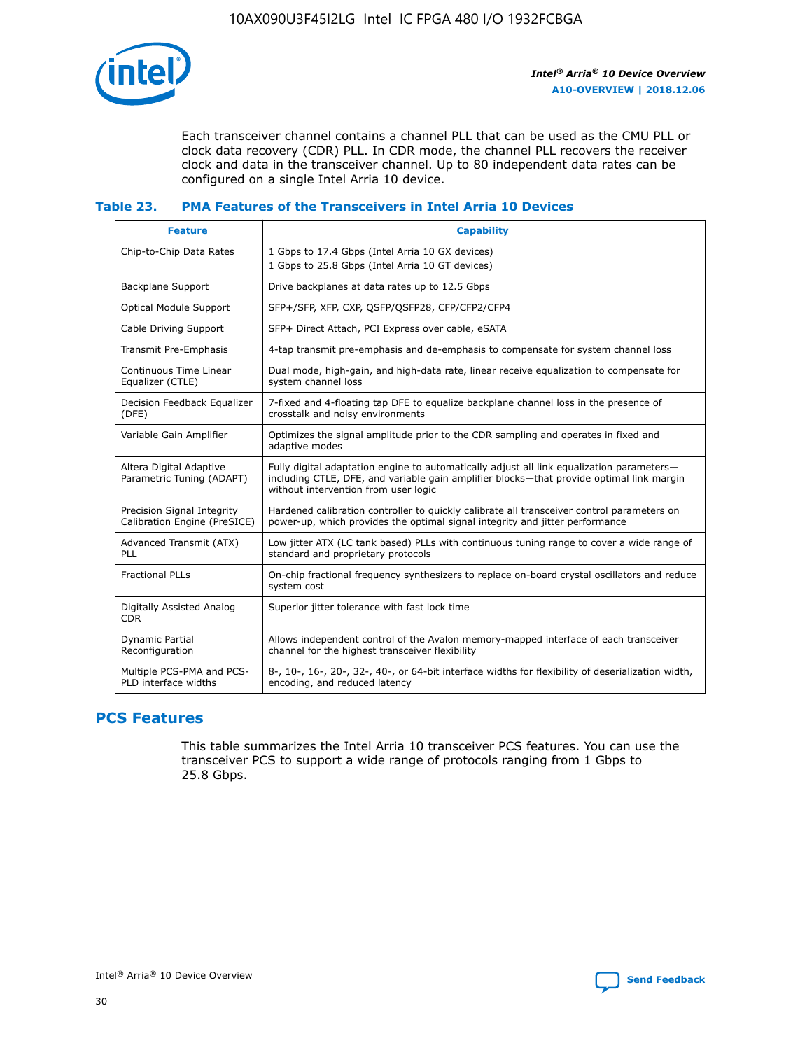Each transceiver channel contains a channel PLL that can be used as the CMU PLL or clock data recovery (CDR) PLL. In CDR mode, the channel PLL recovers the receiver clock and data in the transceiver channel. Up to 80 independent data rates can be configured on a single Intel Arria 10 device.

### Table 23. PMA Features of the Transceivers in Intel Arria 10 Devices

| Feature | Capability |
|---|---|
| Chip-to-Chip Data Rates | 1 Gbps to 17.4 Gbps (Intel Arria 10 GX devices)<br>1 Gbps to 25.8 Gbps (Intel Arria 10 GT devices) |
| Backplane Support | Drive backplanes at data rates up to 12.5 Gbps |
| Optical Module Support | SFP+/SFP, XFP, CXP, QSFP/QSFP28, CFP/CFP2/CFP4 |
| Cable Driving Support | SFP+ Direct Attach, PCI Express over cable, eSATA |
| Transmit Pre-Emphasis | 4-tap transmit pre-emphasis and de-emphasis to compensate for system channel loss |
| Continuous Time Linear Equalizer (CTLE) | Dual mode, high-gain, and high-data rate, linear receive equalization to compensate for system channel loss |
| Decision Feedback Equalizer (DFE) | 7-fixed and 4-floating tap DFE to equalize backplane channel loss in the presence of crosstalk and noisy environments |
| Variable Gain Amplifier | Optimizes the signal amplitude prior to the CDR sampling and operates in fixed and adaptive modes |
| Altera Digital Adaptive Parametric Tuning (ADAPT) | Fully digital adaptation engine to automatically adjust all link equalization parameters—including CTLE, DFE, and variable gain amplifier blocks—that provide optimal link margin without intervention from user logic |
| Precision Signal Integrity Calibration Engine (PreSICE) | Hardened calibration controller to quickly calibrate all transceiver control parameters on power-up, which provides the optimal signal integrity and jitter performance |
| Advanced Transmit (ATX) PLL | Low jitter ATX (LC tank based) PLLs with continuous tuning range to cover a wide range of standard and proprietary protocols |
| Fractional PLLs | On-chip fractional frequency synthesizers to replace on-board crystal oscillators and reduce system cost |
| Digitally Assisted Analog CDR | Superior jitter tolerance with fast lock time |
| Dynamic Partial Reconfiguration | Allows independent control of the Avalon memory-mapped interface of each transceiver channel for the highest transceiver flexibility |
| Multiple PCS-PMA and PCS-PLD interface widths | 8-, 10-, 16-, 20-, 32-, 40-, or 64-bit interface widths for flexibility of deserialization width, encoding, and reduced latency |

## PCS Features

This table summarizes the Intel Arria 10 transceiver PCS features. You can use the transceiver PCS to support a wide range of protocols ranging from 1 Gbps to 25.8 Gbps.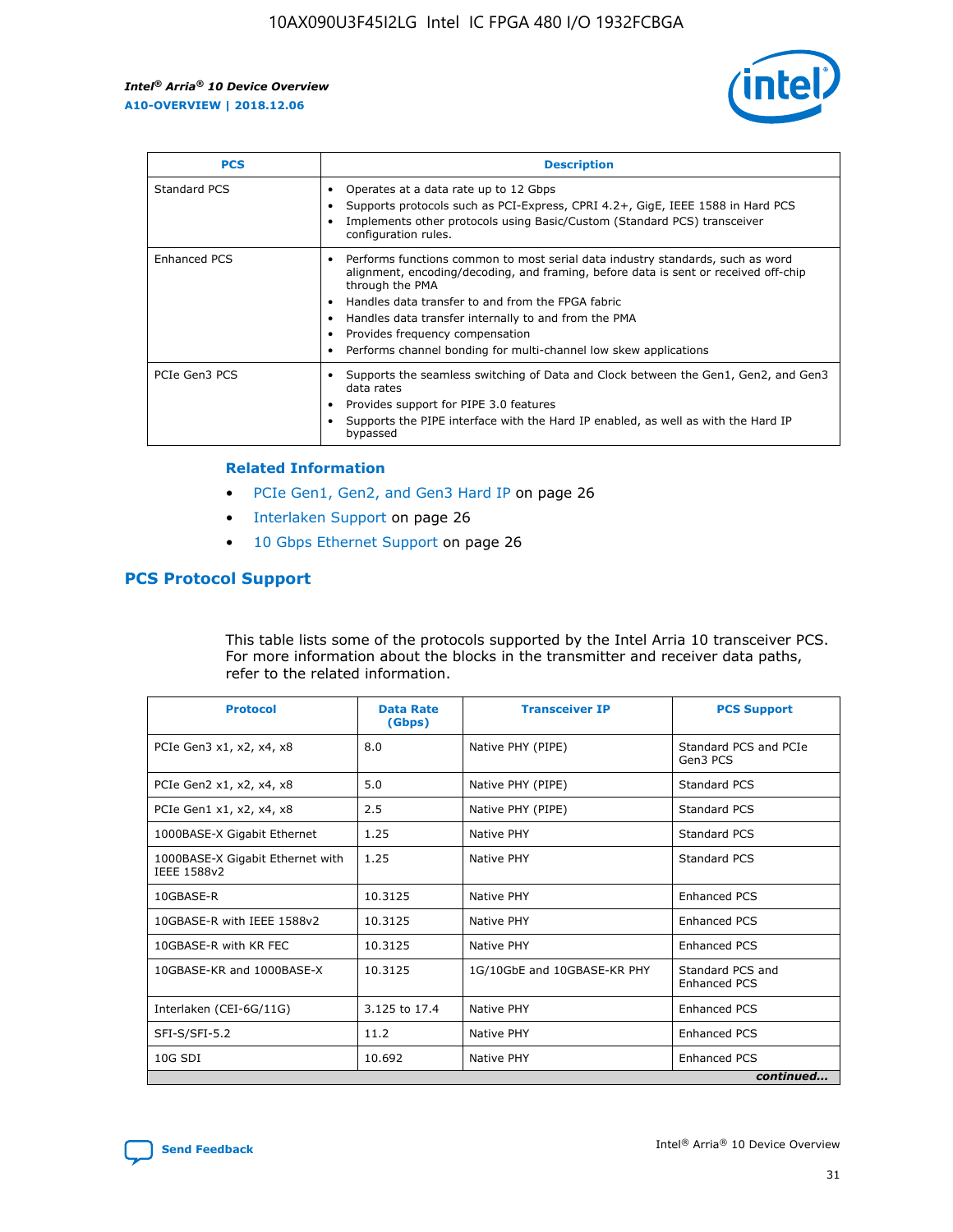| PCS | Description |
| --- | --- |
| Standard PCS | • Operates at a data rate up to 12 Gbps<br>• Supports protocols such as PCI-Express, CPRI 4.2+, GigE, IEEE 1588 in Hard PCS<br>• Implements other protocols using Basic/Custom (Standard PCS) transceiver configuration rules. |
| Enhanced PCS | • Performs functions common to most serial data industry standards, such as word alignment, encoding/decoding, and framing, before data is sent or received off-chip through the PMA<br>• Handles data transfer to and from the FPGA fabric<br>• Handles data transfer internally to and from the PMA<br>• Provides frequency compensation<br>• Performs channel bonding for multi-channel low skew applications |
| PCIe Gen3 PCS | • Supports the seamless switching of Data and Clock between the Gen1, Gen2, and Gen3 data rates<br>• Provides support for PIPE 3.0 features<br>• Supports the PIPE interface with the Hard IP enabled, as well as with the Hard IP bypassed |

### Related Information

- PCIe Gen1, Gen2, and Gen3 Hard IP on page 26
- Interlaken Support on page 26
- 10 Gbps Ethernet Support on page 26

## PCS Protocol Support

This table lists some of the protocols supported by the Intel Arria 10 transceiver PCS. For more information about the blocks in the transmitter and receiver data paths, refer to the related information.

| Protocol | Data Rate (Gbps) | Transceiver IP | PCS Support |
| --- | --- | --- | --- |
| PCIe Gen3 x1, x2, x4, x8 | 8.0 | Native PHY (PIPE) | Standard PCS and PCIe Gen3 PCS |
| PCIe Gen2 x1, x2, x4, x8 | 5.0 | Native PHY (PIPE) | Standard PCS |
| PCIe Gen1 x1, x2, x4, x8 | 2.5 | Native PHY (PIPE) | Standard PCS |
| 1000BASE-X Gigabit Ethernet | 1.25 | Native PHY | Standard PCS |
| 1000BASE-X Gigabit Ethernet with IEEE 1588v2 | 1.25 | Native PHY | Standard PCS |
| 10GBASE-R | 10.3125 | Native PHY | Enhanced PCS |
| 10GBASE-R with IEEE 1588v2 | 10.3125 | Native PHY | Enhanced PCS |
| 10GBASE-R with KR FEC | 10.3125 | Native PHY | Enhanced PCS |
| 10GBASE-KR and 1000BASE-X | 10.3125 | 1G/10GbE and 10GBASE-KR PHY | Standard PCS and Enhanced PCS |
| Interlaken (CEI-6G/11G) | 3.125 to 17.4 | Native PHY | Enhanced PCS |
| SFI-S/SFI-5.2 | 11.2 | Native PHY | Enhanced PCS |
| 10G SDI | 10.692 | Native PHY | Enhanced PCS |

*continued...*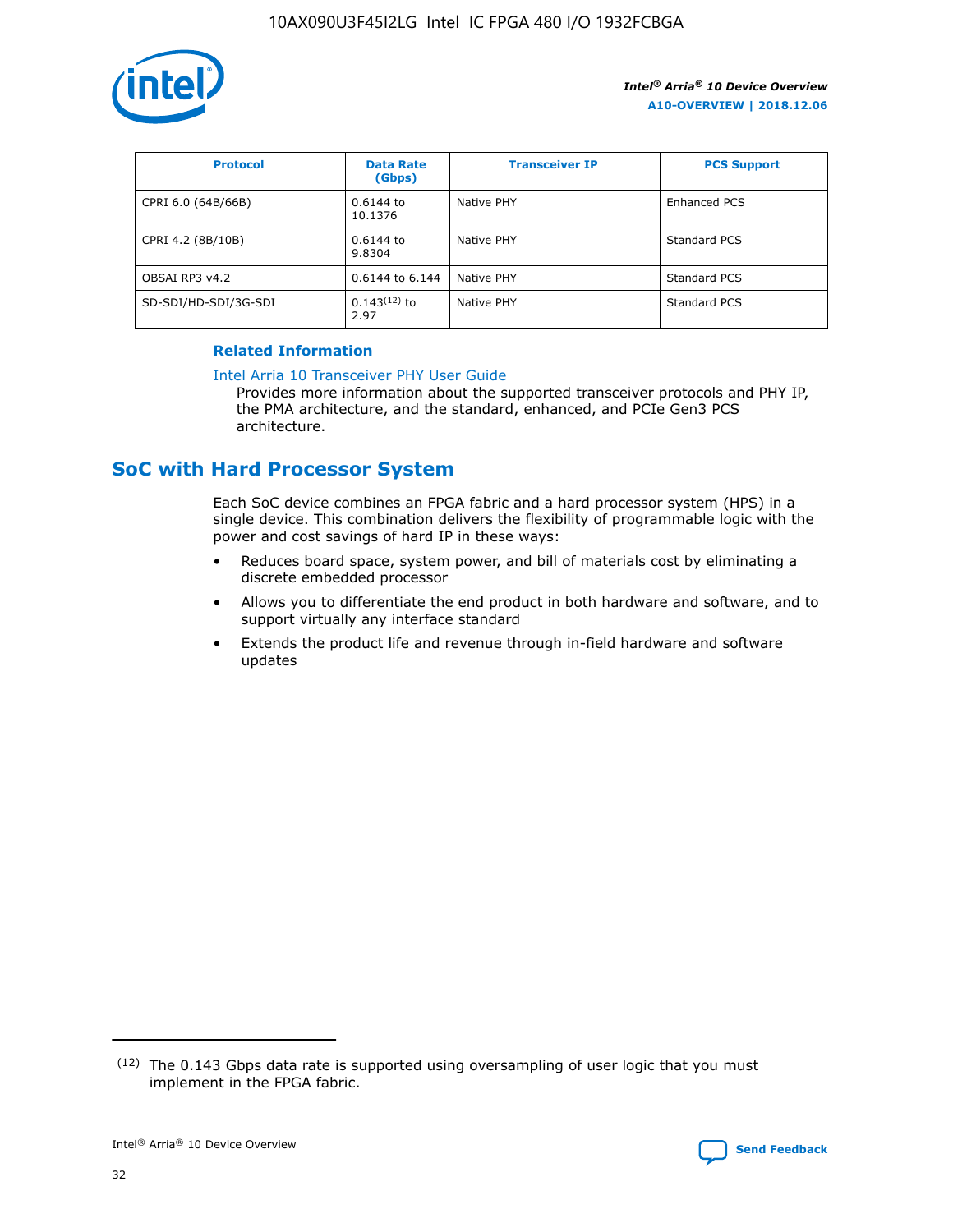| Protocol | Data Rate (Gbps) | Transceiver IP | PCS Support |
|---|---|---|---|
| CPRI 6.0 (64B/66B) | 0.6144 to 10.1376 | Native PHY | Enhanced PCS |
| CPRI 4.2 (8B/10B) | 0.6144 to 9.8304 | Native PHY | Standard PCS |
| OBSAI RP3 v4.2 | 0.6144 to 6.144 | Native PHY | Standard PCS |
| SD-SDI/HD-SDI/3G-SDI | 0.143[12] to 2.97 | Native PHY | Standard PCS |

**Related Information**

Intel Arria 10 Transceiver PHY User Guide

Provides more information about the supported transceiver protocols and PHY IP, the PMA architecture, and the standard, enhanced, and PCIe Gen3 PCS architecture.

## SoC with Hard Processor System

Each SoC device combines an FPGA fabric and a hard processor system (HPS) in a single device. This combination delivers the flexibility of programmable logic with the power and cost savings of hard IP in these ways:

- Reduces board space, system power, and bill of materials cost by eliminating a discrete embedded processor
- Allows you to differentiate the end product in both hardware and software, and to support virtually any interface standard
- Extends the product life and revenue through in-field hardware and software updates

(12) The 0.143 Gbps data rate is supported using oversampling of user logic that you must implement in the FPGA fabric.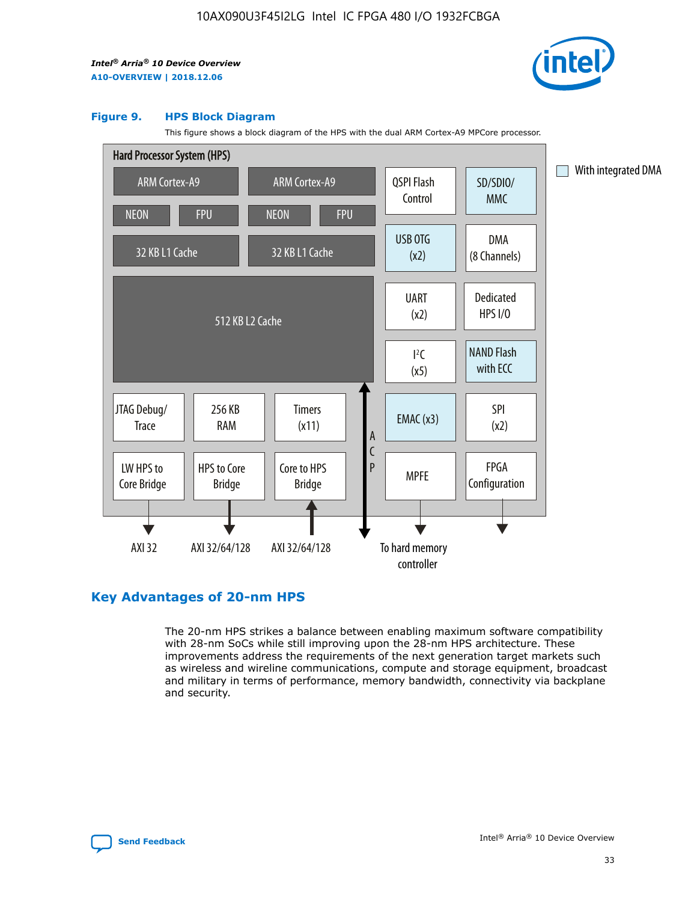## Figure 9. HPS Block Diagram

This figure shows a block diagram of the HPS with the dual ARM Cortex-A9 MPCore processor.

Hard Processor System (HPS)

ARM Cortex-A9 | ARM Cortex-A9 | QSPI Flash Control | SD/SDIO/ MMC | With integrated DMA

NEON | FPU | NEON | FPU

32 KB L1 Cache | 32 KB L1 Cache | USB OTG (x2) | DMA (8 Channels)

512 KB L2 Cache | UART (x2) | Dedicated HPS I/O | I²C (x5) | NAND Flash with ECC

JTAG Debug/ Trace | 256 KB RAM | Timers (x11) | ACP | EMAC (x3) | SPI (x2)

LW HPS to Core Bridge | HPS to Core Bridge | Core to HPS Bridge | MPFE | FPGA Configuration

AXI 32 | AXI 32/64/128 | AXI 32/64/128 | To hard memory controller

## Key Advantages of 20-nm HPS

The 20-nm HPS strikes a balance between enabling maximum software compatibility with 28-nm SoCs while still improving upon the 28-nm HPS architecture. These improvements address the requirements of the next generation target markets such as wireless and wireline communications, compute and storage equipment, broadcast and military in terms of performance, memory bandwidth, connectivity via backplane and security.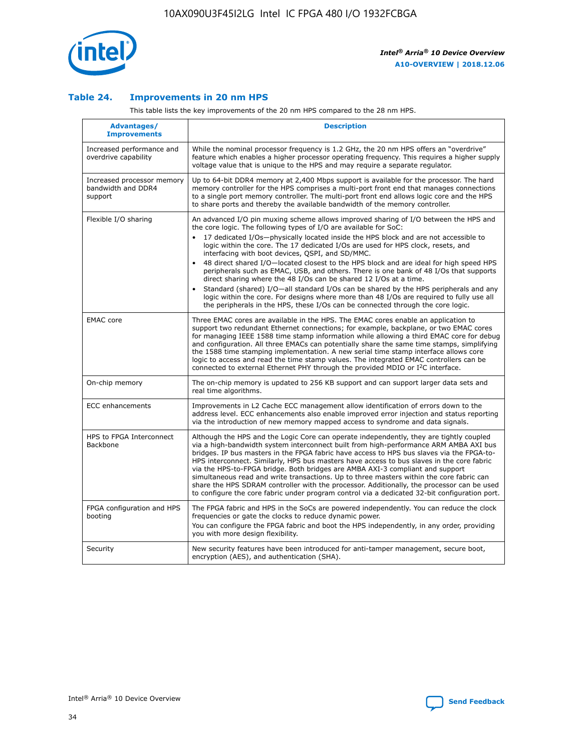## Table 24. Improvements in 20 nm HPS

This table lists the key improvements of the 20 nm HPS compared to the 28 nm HPS.

| Advantages/ Improvements | Description |
|---|---|
| Increased performance and overdrive capability | While the nominal processor frequency is 1.2 GHz, the 20 nm HPS offers an "overdrive" feature which enables a higher processor operating frequency. This requires a higher supply voltage value that is unique to the HPS and may require a separate regulator. |
| Increased processor memory bandwidth and DDR4 support | Up to 64-bit DDR4 memory at 2,400 Mbps support is available for the processor. The hard memory controller for the HPS comprises a multi-port front end that manages connections to a single port memory controller. The multi-port front end allows logic core and the HPS to share ports and thereby the available bandwidth of the memory controller. |
| Flexible I/O sharing | An advanced I/O pin muxing scheme allows improved sharing of I/O between the HPS and the core logic. The following types of I/O are available for SoC:<br>• 17 dedicated I/Os—physically located inside the HPS block and are not accessible to logic within the core. The 17 dedicated I/Os are used for HPS clock, resets, and interfacing with boot devices, QSPI, and SD/MMC.<br>• 48 direct shared I/O—located closest to the HPS block and are ideal for high speed HPS peripherals such as EMAC, USB, and others. There is one bank of 48 I/Os that supports direct sharing where the 48 I/Os can be shared 12 I/Os at a time.<br>• Standard (shared) I/O—all standard I/Os can be shared by the HPS peripherals and any logic within the core. For designs where more than 48 I/Os are required to fully use all the peripherals in the HPS, these I/Os can be connected through the core logic. |
| EMAC core | Three EMAC cores are available in the HPS. The EMAC cores enable an application to support two redundant Ethernet connections; for example, backplane, or two EMAC cores for managing IEEE 1588 time stamp information while allowing a third EMAC core for debug and configuration. All three EMACs can potentially share the same time stamps, simplifying the 1588 time stamping implementation. A new serial time stamp interface allows core logic to access and read the time stamp values. The integrated EMAC controllers can be connected to external Ethernet PHY through the provided MDIO or I$^2$C interface. |
| On-chip memory | The on-chip memory is updated to 256 KB support and can support larger data sets and real time algorithms. |
| ECC enhancements | Improvements in L2 Cache ECC management allow identification of errors down to the address level. ECC enhancements also enable improved error injection and status reporting via the introduction of new memory mapped access to syndrome and data signals. |
| HPS to FPGA Interconnect Backbone | Although the HPS and the Logic Core can operate independently, they are tightly coupled via a high-bandwidth system interconnect built from high-performance ARM AMBA AXI bus bridges. IP bus masters in the FPGA fabric have access to HPS bus slaves via the FPGA-to-HPS interconnect. Similarly, HPS bus masters have access to bus slaves in the core fabric via the HPS-to-FPGA bridge. Both bridges are AMBA AXI-3 compliant and support simultaneous read and write transactions. Up to three masters within the core fabric can share the HPS SDRAM controller with the processor. Additionally, the processor can be used to configure the core fabric under program control via a dedicated 32-bit configuration port. |
| FPGA configuration and HPS booting | The FPGA fabric and HPS in the SoCs are powered independently. You can reduce the clock frequencies or gate the clocks to reduce dynamic power.<br>You can configure the FPGA fabric and boot the HPS independently, in any order, providing you with more design flexibility. |
| Security | New security features have been introduced for anti-tamper management, secure boot, encryption (AES), and authentication (SHA). |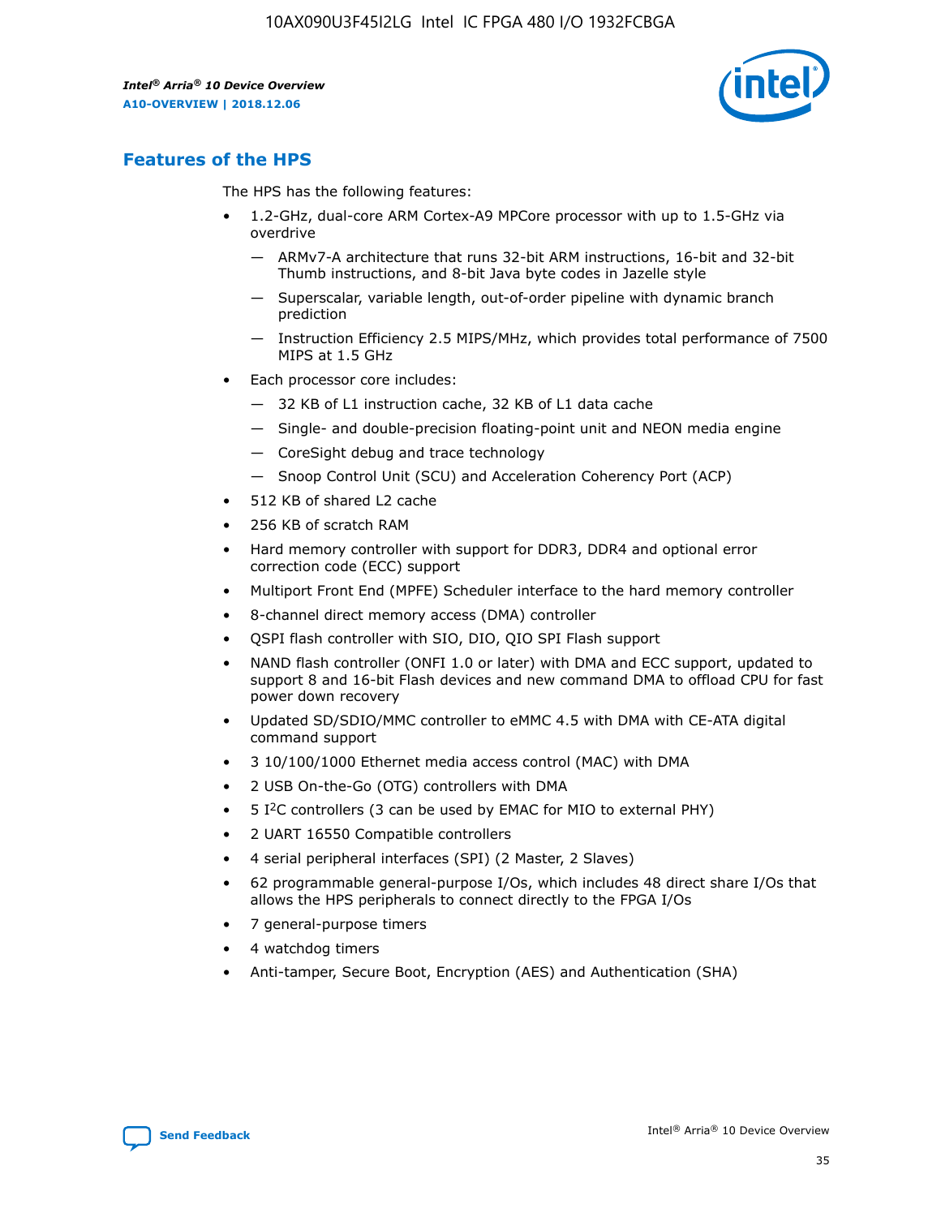## Features of the HPS

The HPS has the following features:

- 1.2-GHz, dual-core ARM Cortex-A9 MPCore processor with up to 1.5-GHz via overdrive
  - — ARMv7-A architecture that runs 32-bit ARM instructions, 16-bit and 32-bit Thumb instructions, and 8-bit Java byte codes in Jazelle style
  - — Superscalar, variable length, out-of-order pipeline with dynamic branch prediction
  - — Instruction Efficiency 2.5 MIPS/MHz, which provides total performance of 7500 MIPS at 1.5 GHz
- Each processor core includes:
  - — 32 KB of L1 instruction cache, 32 KB of L1 data cache
  - — Single- and double-precision floating-point unit and NEON media engine
  - — CoreSight debug and trace technology
  - — Snoop Control Unit (SCU) and Acceleration Coherency Port (ACP)
- 512 KB of shared L2 cache
- 256 KB of scratch RAM
- Hard memory controller with support for DDR3, DDR4 and optional error correction code (ECC) support
- Multiport Front End (MPFE) Scheduler interface to the hard memory controller
- 8-channel direct memory access (DMA) controller
- QSPI flash controller with SIO, DIO, QIO SPI Flash support
- NAND flash controller (ONFI 1.0 or later) with DMA and ECC support, updated to support 8 and 16-bit Flash devices and new command DMA to offload CPU for fast power down recovery
- Updated SD/SDIO/MMC controller to eMMC 4.5 with DMA with CE-ATA digital command support
- 3 10/100/1000 Ethernet media access control (MAC) with DMA
- 2 USB On-the-Go (OTG) controllers with DMA
- 5 I$^2$C controllers (3 can be used by EMAC for MIO to external PHY)
- 2 UART 16550 Compatible controllers
- 4 serial peripheral interfaces (SPI) (2 Master, 2 Slaves)
- 62 programmable general-purpose I/Os, which includes 48 direct share I/Os that allows the HPS peripherals to connect directly to the FPGA I/Os
- 7 general-purpose timers
- 4 watchdog timers
- Anti-tamper, Secure Boot, Encryption (AES) and Authentication (SHA)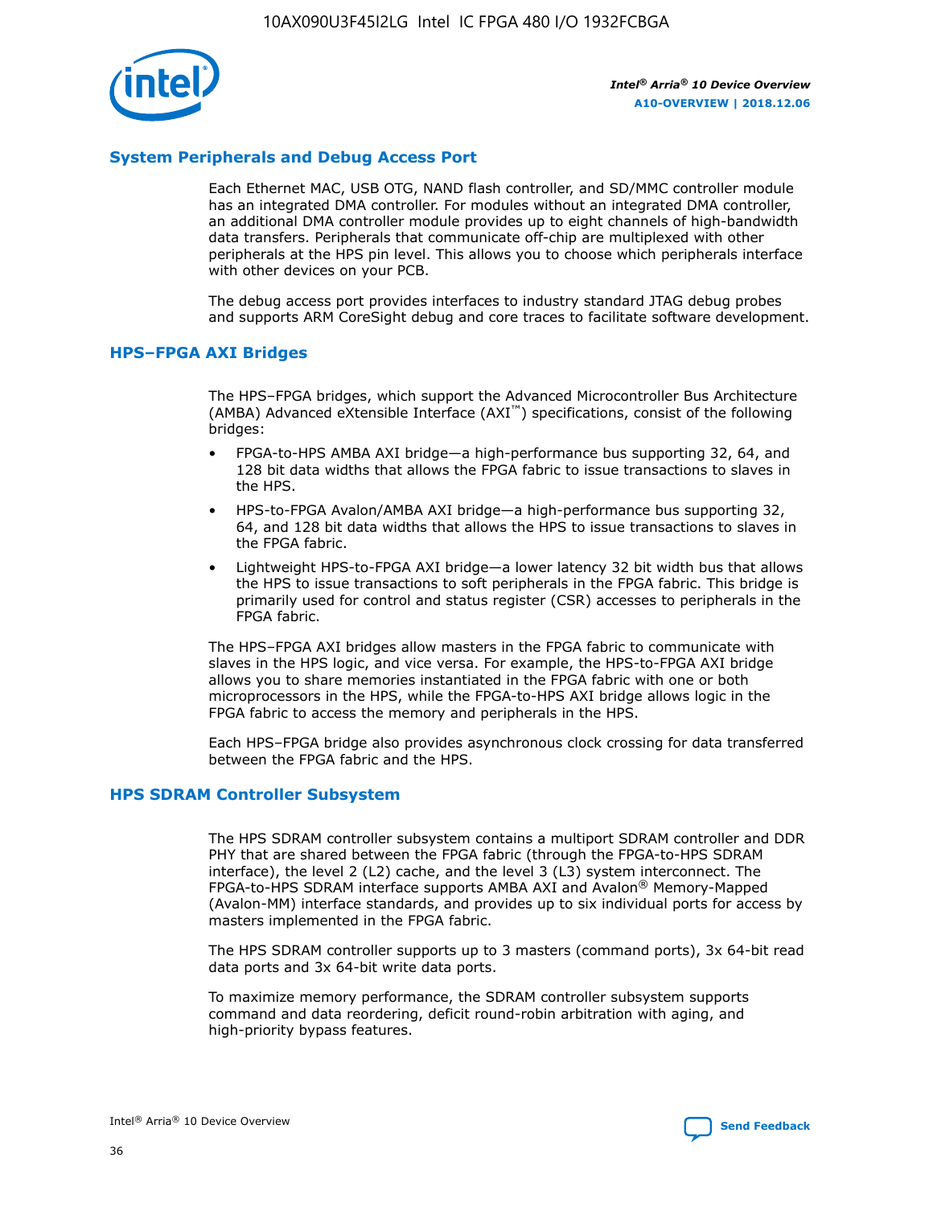## System Peripherals and Debug Access Port

Each Ethernet MAC, USB OTG, NAND flash controller, and SD/MMC controller module has an integrated DMA controller. For modules without an integrated DMA controller, an additional DMA controller module provides up to eight channels of high-bandwidth data transfers. Peripherals that communicate off-chip are multiplexed with other peripherals at the HPS pin level. This allows you to choose which peripherals interface with other devices on your PCB.

The debug access port provides interfaces to industry standard JTAG debug probes and supports ARM CoreSight debug and core traces to facilitate software development.

## HPS–FPGA AXI Bridges

The HPS–FPGA bridges, which support the Advanced Microcontroller Bus Architecture (AMBA) Advanced eXtensible Interface (AXI™) specifications, consist of the following bridges:

- FPGA-to-HPS AMBA AXI bridge—a high-performance bus supporting 32, 64, and 128 bit data widths that allows the FPGA fabric to issue transactions to slaves in the HPS.
- HPS-to-FPGA Avalon/AMBA AXI bridge—a high-performance bus supporting 32, 64, and 128 bit data widths that allows the HPS to issue transactions to slaves in the FPGA fabric.
- Lightweight HPS-to-FPGA AXI bridge—a lower latency 32 bit width bus that allows the HPS to issue transactions to soft peripherals in the FPGA fabric. This bridge is primarily used for control and status register (CSR) accesses to peripherals in the FPGA fabric.

The HPS–FPGA AXI bridges allow masters in the FPGA fabric to communicate with slaves in the HPS logic, and vice versa. For example, the HPS-to-FPGA AXI bridge allows you to share memories instantiated in the FPGA fabric with one or both microprocessors in the HPS, while the FPGA-to-HPS AXI bridge allows logic in the FPGA fabric to access the memory and peripherals in the HPS.

Each HPS–FPGA bridge also provides asynchronous clock crossing for data transferred between the FPGA fabric and the HPS.

## HPS SDRAM Controller Subsystem

The HPS SDRAM controller subsystem contains a multiport SDRAM controller and DDR PHY that are shared between the FPGA fabric (through the FPGA-to-HPS SDRAM interface), the level 2 (L2) cache, and the level 3 (L3) system interconnect. The FPGA-to-HPS SDRAM interface supports AMBA AXI and Avalon® Memory-Mapped (Avalon-MM) interface standards, and provides up to six individual ports for access by masters implemented in the FPGA fabric.

The HPS SDRAM controller supports up to 3 masters (command ports), 3x 64-bit read data ports and 3x 64-bit write data ports.

To maximize memory performance, the SDRAM controller subsystem supports command and data reordering, deficit round-robin arbitration with aging, and high-priority bypass features.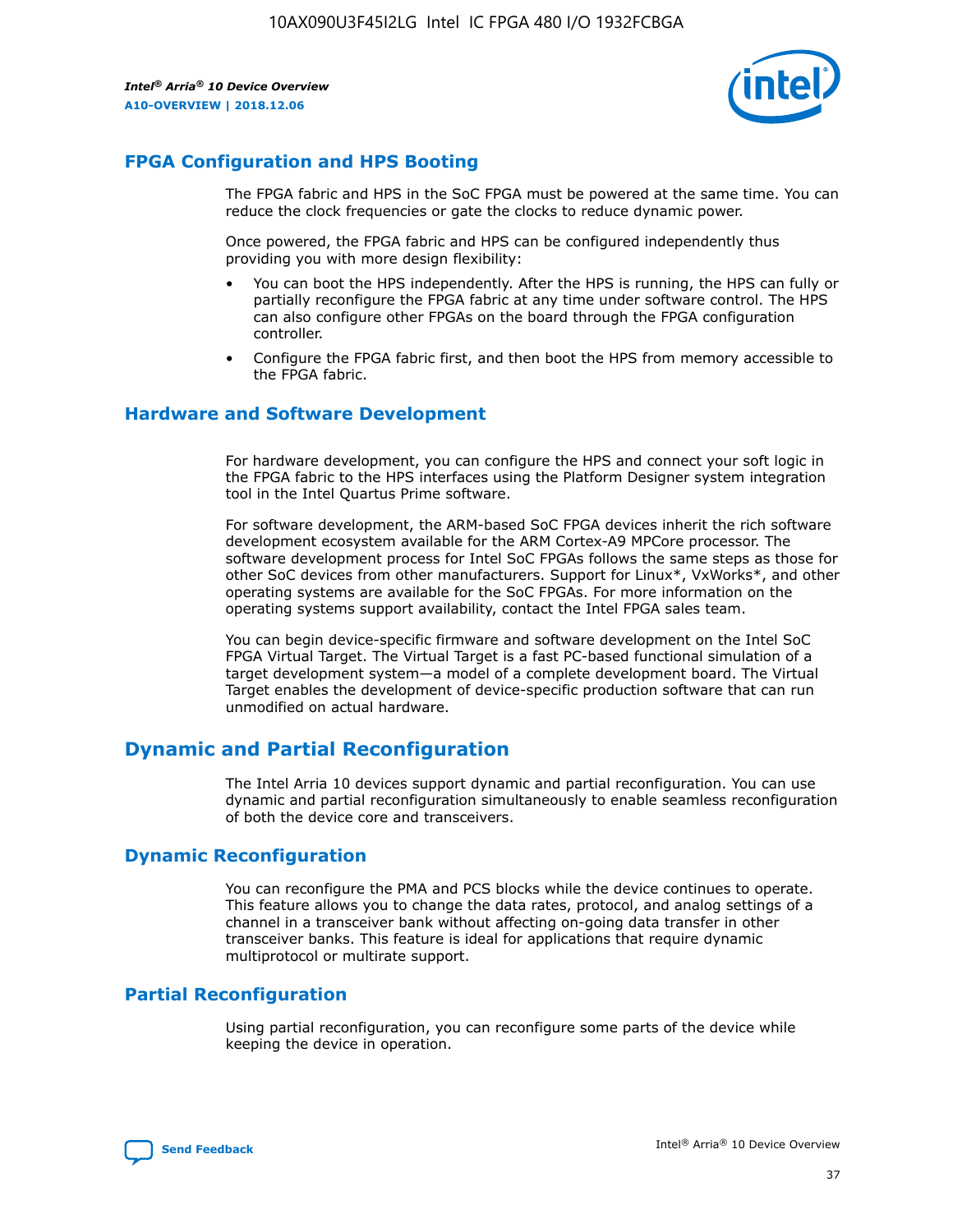## FPGA Configuration and HPS Booting

The FPGA fabric and HPS in the SoC FPGA must be powered at the same time. You can reduce the clock frequencies or gate the clocks to reduce dynamic power.

Once powered, the FPGA fabric and HPS can be configured independently thus providing you with more design flexibility:

- You can boot the HPS independently. After the HPS is running, the HPS can fully or partially reconfigure the FPGA fabric at any time under software control. The HPS can also configure other FPGAs on the board through the FPGA configuration controller.
- Configure the FPGA fabric first, and then boot the HPS from memory accessible to the FPGA fabric.

## Hardware and Software Development

For hardware development, you can configure the HPS and connect your soft logic in the FPGA fabric to the HPS interfaces using the Platform Designer system integration tool in the Intel Quartus Prime software.

For software development, the ARM-based SoC FPGA devices inherit the rich software development ecosystem available for the ARM Cortex-A9 MPCore processor. The software development process for Intel SoC FPGAs follows the same steps as those for other SoC devices from other manufacturers. Support for Linux*, VxWorks*, and other operating systems are available for the SoC FPGAs. For more information on the operating systems support availability, contact the Intel FPGA sales team.

You can begin device-specific firmware and software development on the Intel SoC FPGA Virtual Target. The Virtual Target is a fast PC-based functional simulation of a target development system—a model of a complete development board. The Virtual Target enables the development of device-specific production software that can run unmodified on actual hardware.

# Dynamic and Partial Reconfiguration

The Intel Arria 10 devices support dynamic and partial reconfiguration. You can use dynamic and partial reconfiguration simultaneously to enable seamless reconfiguration of both the device core and transceivers.

## Dynamic Reconfiguration

You can reconfigure the PMA and PCS blocks while the device continues to operate. This feature allows you to change the data rates, protocol, and analog settings of a channel in a transceiver bank without affecting on-going data transfer in other transceiver banks. This feature is ideal for applications that require dynamic multiprotocol or multirate support.

## Partial Reconfiguration

Using partial reconfiguration, you can reconfigure some parts of the device while keeping the device in operation.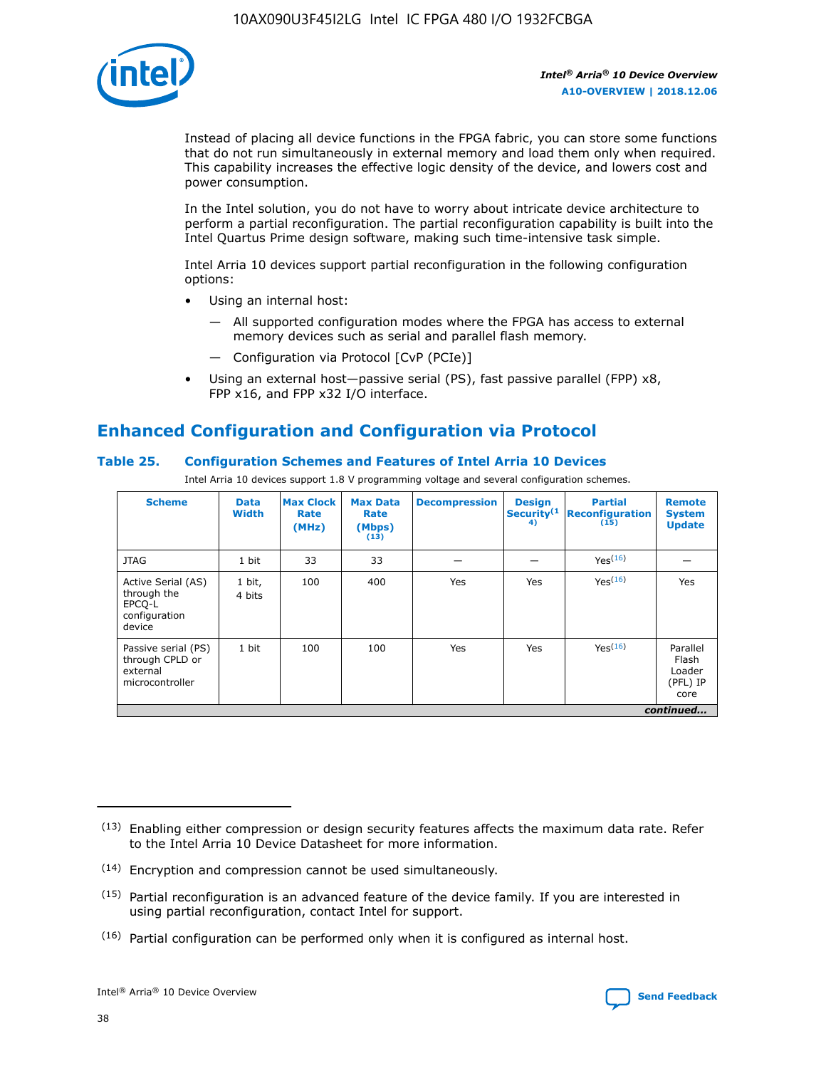Instead of placing all device functions in the FPGA fabric, you can store some functions that do not run simultaneously in external memory and load them only when required. This capability increases the effective logic density of the device, and lowers cost and power consumption.

In the Intel solution, you do not have to worry about intricate device architecture to perform a partial reconfiguration. The partial reconfiguration capability is built into the Intel Quartus Prime design software, making such time-intensive task simple.

Intel Arria 10 devices support partial reconfiguration in the following configuration options:

- Using an internal host:
  - — All supported configuration modes where the FPGA has access to external memory devices such as serial and parallel flash memory.
  - — Configuration via Protocol [CvP (PCIe)]
- Using an external host—passive serial (PS), fast passive parallel (FPP) x8, FPP x16, and FPP x32 I/O interface.

## Enhanced Configuration and Configuration via Protocol

### Table 25. Configuration Schemes and Features of Intel Arria 10 Devices

Intel Arria 10 devices support 1.8 V programming voltage and several configuration schemes.

| Scheme | Data Width | Max Clock Rate (MHz) | Max Data Rate (Mbps) (13) | Decompression | Design Security(14) | Partial Reconfiguration (15) | Remote System Update |
|---|---|---|---|---|---|---|---|
| JTAG | 1 bit | 33 | 33 | — | — | Yes(16) | — |
| Active Serial (AS) through the EPCQ-L configuration device | 1 bit, 4 bits | 100 | 400 | Yes | Yes | Yes(16) | Yes |
| Passive serial (PS) through CPLD or external microcontroller | 1 bit | 100 | 100 | Yes | Yes | Yes(16) | Parallel Flash Loader (PFL) IP core |

*continued...*

(13) Enabling either compression or design security features affects the maximum data rate. Refer to the Intel Arria 10 Device Datasheet for more information.

(14) Encryption and compression cannot be used simultaneously.

(15) Partial reconfiguration is an advanced feature of the device family. If you are interested in using partial reconfiguration, contact Intel for support.

(16) Partial configuration can be performed only when it is configured as internal host.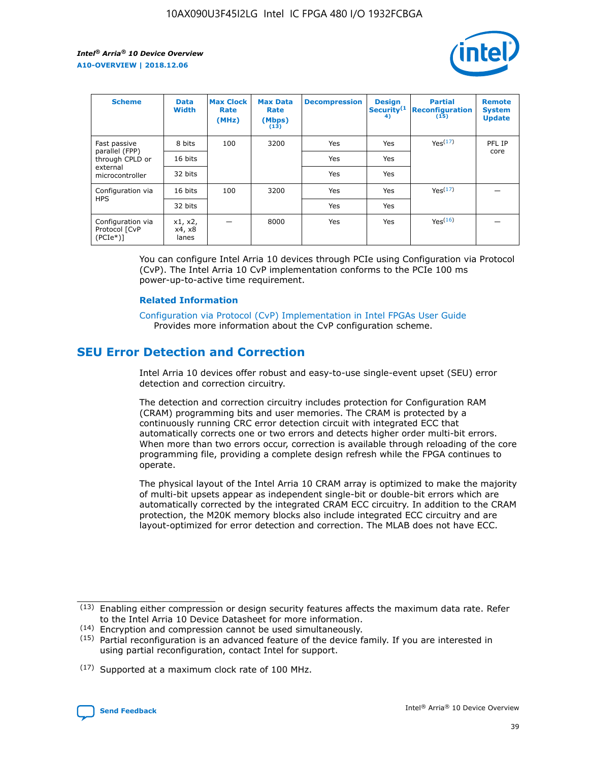| Scheme | Data Width | Max Clock Rate (MHz) | Max Data Rate (Mbps) (13) | Decompression | Design Security(14) | Partial Reconfiguration (15) | Remote System Update |
|---|---|---|---|---|---|---|---|
| Fast passive parallel (FPP) through CPLD or external microcontroller | 8 bits | 100 | 3200 | Yes | Yes | Yes(17) | PFL IP core |
| | 16 bits | | | Yes | Yes | | |
| | 32 bits | | | Yes | Yes | | |
| Configuration via HPS | 16 bits | 100 | 3200 | Yes | Yes | Yes(17) | — |
| | 32 bits | | | Yes | Yes | | |
| Configuration via Protocol [CvP (PCIe*)] | x1, x2, x4, x8 lanes | — | 8000 | Yes | Yes | Yes(16) | — |

You can configure Intel Arria 10 devices through PCIe using Configuration via Protocol (CvP). The Intel Arria 10 CvP implementation conforms to the PCIe 100 ms power-up-to-active time requirement.

### Related Information

Configuration via Protocol (CvP) Implementation in Intel FPGAs User Guide
Provides more information about the CvP configuration scheme.

## SEU Error Detection and Correction

Intel Arria 10 devices offer robust and easy-to-use single-event upset (SEU) error detection and correction circuitry.

The detection and correction circuitry includes protection for Configuration RAM (CRAM) programming bits and user memories. The CRAM is protected by a continuously running CRC error detection circuit with integrated ECC that automatically corrects one or two errors and detects higher order multi-bit errors. When more than two errors occur, correction is available through reloading of the core programming file, providing a complete design refresh while the FPGA continues to operate.

The physical layout of the Intel Arria 10 CRAM array is optimized to make the majority of multi-bit upsets appear as independent single-bit or double-bit errors which are automatically corrected by the integrated CRAM ECC circuitry. In addition to the CRAM protection, the M20K memory blocks also include integrated ECC circuitry and are layout-optimized for error detection and correction. The MLAB does not have ECC.

(13) Enabling either compression or design security features affects the maximum data rate. Refer to the Intel Arria 10 Device Datasheet for more information.

(14) Encryption and compression cannot be used simultaneously.

(15) Partial reconfiguration is an advanced feature of the device family. If you are interested in using partial reconfiguration, contact Intel for support.

(17) Supported at a maximum clock rate of 100 MHz.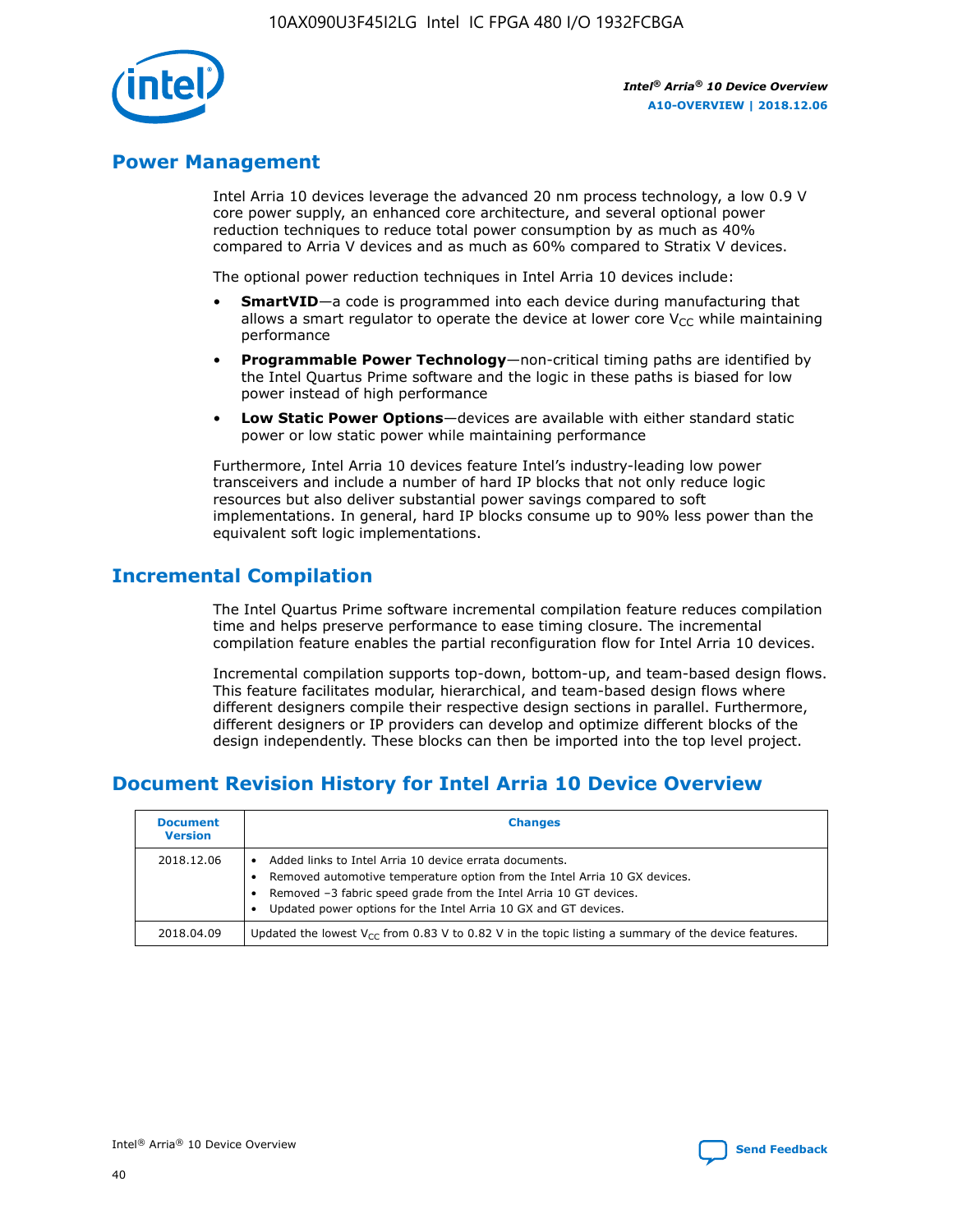## Power Management

Intel Arria 10 devices leverage the advanced 20 nm process technology, a low 0.9 V core power supply, an enhanced core architecture, and several optional power reduction techniques to reduce total power consumption by as much as 40% compared to Arria V devices and as much as 60% compared to Stratix V devices.

The optional power reduction techniques in Intel Arria 10 devices include:

- **SmartVID**—a code is programmed into each device during manufacturing that allows a smart regulator to operate the device at lower core $V_{CC}$ while maintaining performance
- **Programmable Power Technology**—non-critical timing paths are identified by the Intel Quartus Prime software and the logic in these paths is biased for low power instead of high performance
- **Low Static Power Options**—devices are available with either standard static power or low static power while maintaining performance

Furthermore, Intel Arria 10 devices feature Intel's industry-leading low power transceivers and include a number of hard IP blocks that not only reduce logic resources but also deliver substantial power savings compared to soft implementations. In general, hard IP blocks consume up to 90% less power than the equivalent soft logic implementations.

## Incremental Compilation

The Intel Quartus Prime software incremental compilation feature reduces compilation time and helps preserve performance to ease timing closure. The incremental compilation feature enables the partial reconfiguration flow for Intel Arria 10 devices.

Incremental compilation supports top-down, bottom-up, and team-based design flows. This feature facilitates modular, hierarchical, and team-based design flows where different designers compile their respective design sections in parallel. Furthermore, different designers or IP providers can develop and optimize different blocks of the design independently. These blocks can then be imported into the top level project.

## Document Revision History for Intel Arria 10 Device Overview

| Document Version | Changes |
| --- | --- |
| 2018.12.06 | • Added links to Intel Arria 10 device errata documents.<br>• Removed automotive temperature option from the Intel Arria 10 GX devices.<br>• Removed –3 fabric speed grade from the Intel Arria 10 GT devices.<br>• Updated power options for the Intel Arria 10 GX and GT devices. |
| 2018.04.09 | Updated the lowest $V_{CC}$ from 0.83 V to 0.82 V in the topic listing a summary of the device features. |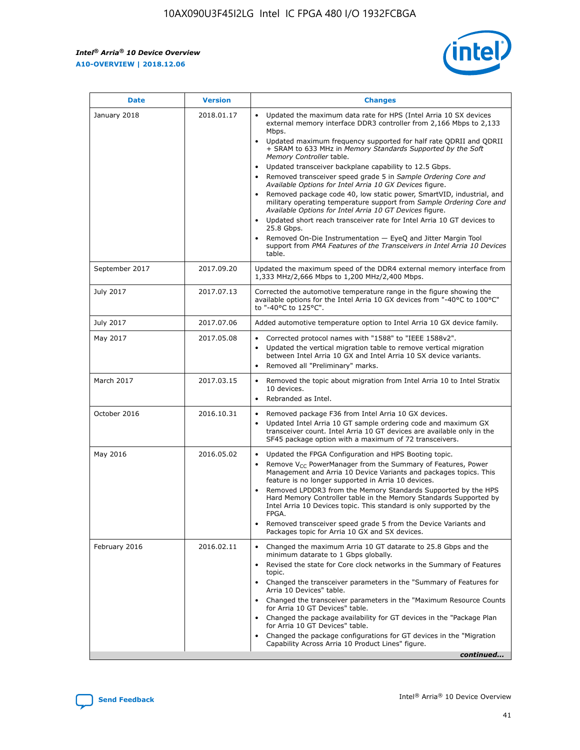| Date | Version | Changes |
| --- | --- | --- |
| January 2018 | 2018.01.17 | • Updated the maximum data rate for HPS (Intel Arria 10 SX devices external memory interface DDR3 controller from 2,166 Mbps to 2,133 Mbps.<br>• Updated maximum frequency supported for half rate QDRII and QDRII + SRAM to 633 MHz in *Memory Standards Supported by the Soft Memory Controller* table.<br>• Updated transceiver backplane capability to 12.5 Gbps.<br>• Removed transceiver speed grade 5 in *Sample Ordering Core and Available Options for Intel Arria 10 GX Devices* figure.<br>• Removed package code 40, low static power, SmartVID, industrial, and military operating temperature support from *Sample Ordering Core and Available Options for Intel Arria 10 GT Devices* figure.<br>• Updated short reach transceiver rate for Intel Arria 10 GT devices to 25.8 Gbps.<br>• Removed On-Die Instrumentation — EyeQ and Jitter Margin Tool support from *PMA Features of the Transceivers in Intel Arria 10 Devices* table. |
| September 2017 | 2017.09.20 | Updated the maximum speed of the DDR4 external memory interface from 1,333 MHz/2,666 Mbps to 1,200 MHz/2,400 Mbps. |
| July 2017 | 2017.07.13 | Corrected the automotive temperature range in the figure showing the available options for the Intel Arria 10 GX devices from "-40°C to 100°C" to "-40°C to 125°C". |
| July 2017 | 2017.07.06 | Added automotive temperature option to Intel Arria 10 GX device family. |
| May 2017 | 2017.05.08 | • Corrected protocol names with "1588" to "IEEE 1588v2".<br>• Updated the vertical migration table to remove vertical migration between Intel Arria 10 GX and Intel Arria 10 SX device variants.<br>• Removed all "Preliminary" marks. |
| March 2017 | 2017.03.15 | • Removed the topic about migration from Intel Arria 10 to Intel Stratix 10 devices.<br>• Rebranded as Intel. |
| October 2016 | 2016.10.31 | • Removed package F36 from Intel Arria 10 GX devices.<br>• Updated Intel Arria 10 GT sample ordering code and maximum GX transceiver count. Intel Arria 10 GT devices are available only in the SF45 package option with a maximum of 72 transceivers. |
| May 2016 | 2016.05.02 | • Updated the FPGA Configuration and HPS Booting topic.<br>• Remove $V_{CC}$ PowerManager from the Summary of Features, Power Management and Arria 10 Device Variants and packages topics. This feature is no longer supported in Arria 10 devices.<br>• Removed LPDDR3 from the Memory Standards Supported by the HPS Hard Memory Controller table in the Memory Standards Supported by Intel Arria 10 Devices topic. This standard is only supported by the FPGA.<br>• Removed transceiver speed grade 5 from the Device Variants and Packages topic for Arria 10 GX and SX devices. |
| February 2016 | 2016.02.11 | • Changed the maximum Arria 10 GT datarate to 25.8 Gbps and the minimum datarate to 1 Gbps globally.<br>• Revised the state for Core clock networks in the Summary of Features topic.<br>• Changed the transceiver parameters in the "Summary of Features for Arria 10 Devices" table.<br>• Changed the transceiver parameters in the "Maximum Resource Counts for Arria 10 GT Devices" table.<br>• Changed the package availability for GT devices in the "Package Plan for Arria 10 GT Devices" table.<br>• Changed the package configurations for GT devices in the "Migration Capability Across Arria 10 Product Lines" figure. |

*continued...*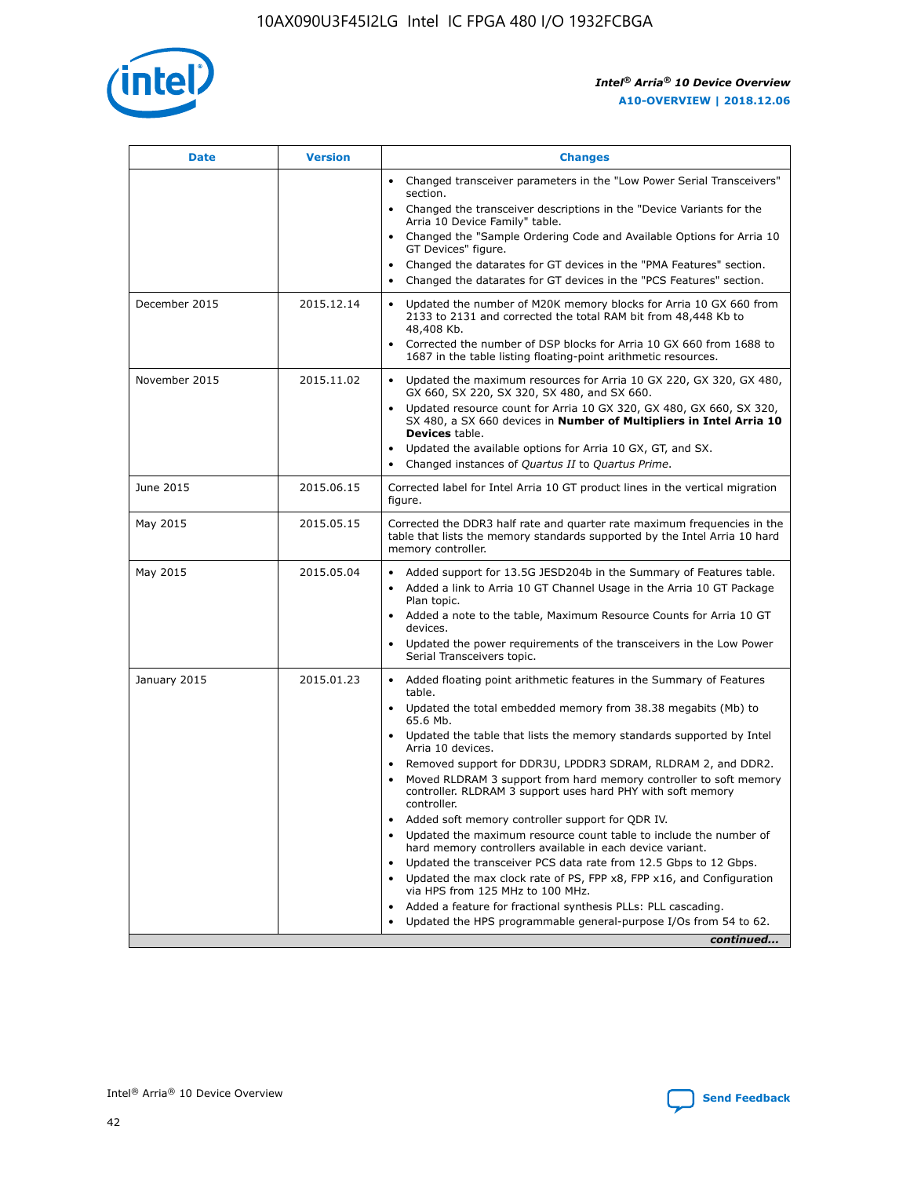| Date | Version | Changes |
| --- | --- | --- |
| | | • Changed transceiver parameters in the "Low Power Serial Transceivers" section.<br>• Changed the transceiver descriptions in the "Device Variants for the Arria 10 Device Family" table.<br>• Changed the "Sample Ordering Code and Available Options for Arria 10 GT Devices" figure.<br>• Changed the datarates for GT devices in the "PMA Features" section.<br>• Changed the datarates for GT devices in the "PCS Features" section. |
| December 2015 | 2015.12.14 | • Updated the number of M20K memory blocks for Arria 10 GX 660 from 2133 to 2131 and corrected the total RAM bit from 48,448 Kb to 48,408 Kb.<br>• Corrected the number of DSP blocks for Arria 10 GX 660 from 1688 to 1687 in the table listing floating-point arithmetic resources. |
| November 2015 | 2015.11.02 | • Updated the maximum resources for Arria 10 GX 220, GX 320, GX 480, GX 660, SX 220, SX 320, SX 480, and SX 660.<br>• Updated resource count for Arria 10 GX 320, GX 480, GX 660, SX 320, SX 480, a SX 660 devices in **Number of Multipliers in Intel Arria 10 Devices** table.<br>• Updated the available options for Arria 10 GX, GT, and SX.<br>• Changed instances of *Quartus II* to *Quartus Prime*. |
| June 2015 | 2015.06.15 | Corrected label for Intel Arria 10 GT product lines in the vertical migration figure. |
| May 2015 | 2015.05.15 | Corrected the DDR3 half rate and quarter rate maximum frequencies in the table that lists the memory standards supported by the Intel Arria 10 hard memory controller. |
| May 2015 | 2015.05.04 | • Added support for 13.5G JESD204b in the Summary of Features table.<br>• Added a link to Arria 10 GT Channel Usage in the Arria 10 GT Package Plan topic.<br>• Added a note to the table, Maximum Resource Counts for Arria 10 GT devices.<br>• Updated the power requirements of the transceivers in the Low Power Serial Transceivers topic. |
| January 2015 | 2015.01.23 | • Added floating point arithmetic features in the Summary of Features table.<br>• Updated the total embedded memory from 38.38 megabits (Mb) to 65.6 Mb.<br>• Updated the table that lists the memory standards supported by Intel Arria 10 devices.<br>• Removed support for DDR3U, LPDDR3 SDRAM, RLDRAM 2, and DDR2.<br>• Moved RLDRAM 3 support from hard memory controller to soft memory controller. RLDRAM 3 support uses hard PHY with soft memory controller.<br>• Added soft memory controller support for QDR IV.<br>• Updated the maximum resource count table to include the number of hard memory controllers available in each device variant.<br>• Updated the transceiver PCS data rate from 12.5 Gbps to 12 Gbps.<br>• Updated the max clock rate of PS, FPP x8, FPP x16, and Configuration via HPS from 125 MHz to 100 MHz.<br>• Added a feature for fractional synthesis PLLs: PLL cascading.<br>• Updated the HPS programmable general-purpose I/Os from 54 to 62. |

*continued...*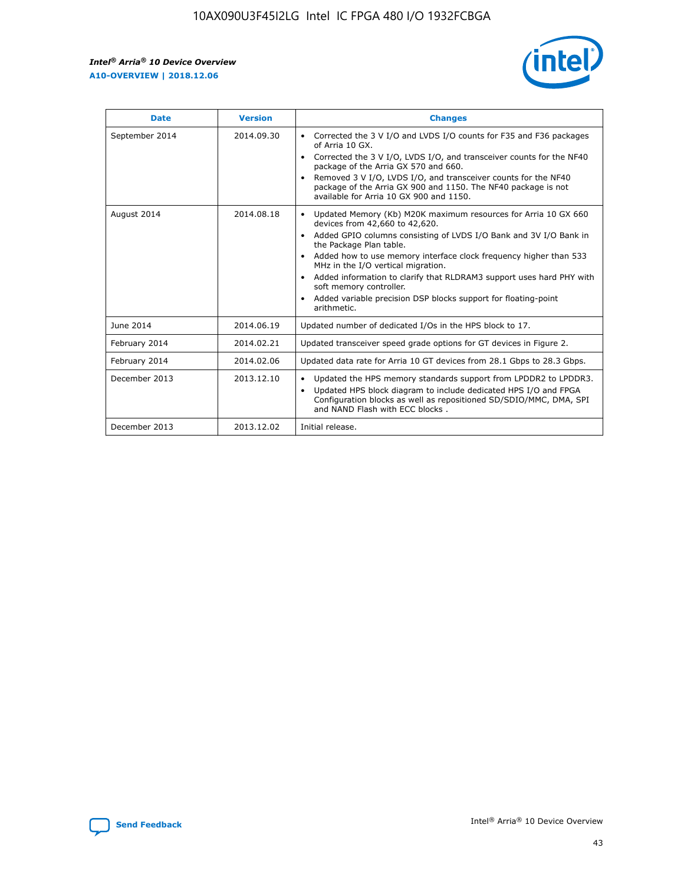| Date | Version | Changes |
| --- | --- | --- |
| September 2014 | 2014.09.30 | • Corrected the 3 V I/O and LVDS I/O counts for F35 and F36 packages of Arria 10 GX.<br>• Corrected the 3 V I/O, LVDS I/O, and transceiver counts for the NF40 package of the Arria GX 570 and 660.<br>• Removed 3 V I/O, LVDS I/O, and transceiver counts for the NF40 package of the Arria GX 900 and 1150. The NF40 package is not available for Arria 10 GX 900 and 1150. |
| August 2014 | 2014.08.18 | • Updated Memory (Kb) M20K maximum resources for Arria 10 GX 660 devices from 42,660 to 42,620.<br>• Added GPIO columns consisting of LVDS I/O Bank and 3V I/O Bank in the Package Plan table.<br>• Added how to use memory interface clock frequency higher than 533 MHz in the I/O vertical migration.<br>• Added information to clarify that RLDRAM3 support uses hard PHY with soft memory controller.<br>• Added variable precision DSP blocks support for floating-point arithmetic. |
| June 2014 | 2014.06.19 | Updated number of dedicated I/Os in the HPS block to 17. |
| February 2014 | 2014.02.21 | Updated transceiver speed grade options for GT devices in Figure 2. |
| February 2014 | 2014.02.06 | Updated data rate for Arria 10 GT devices from 28.1 Gbps to 28.3 Gbps. |
| December 2013 | 2013.12.10 | • Updated the HPS memory standards support from LPDDR2 to LPDDR3.<br>• Updated HPS block diagram to include dedicated HPS I/O and FPGA Configuration blocks as well as repositioned SD/SDIO/MMC, DMA, SPI and NAND Flash with ECC blocks . |
| December 2013 | 2013.12.02 | Initial release. |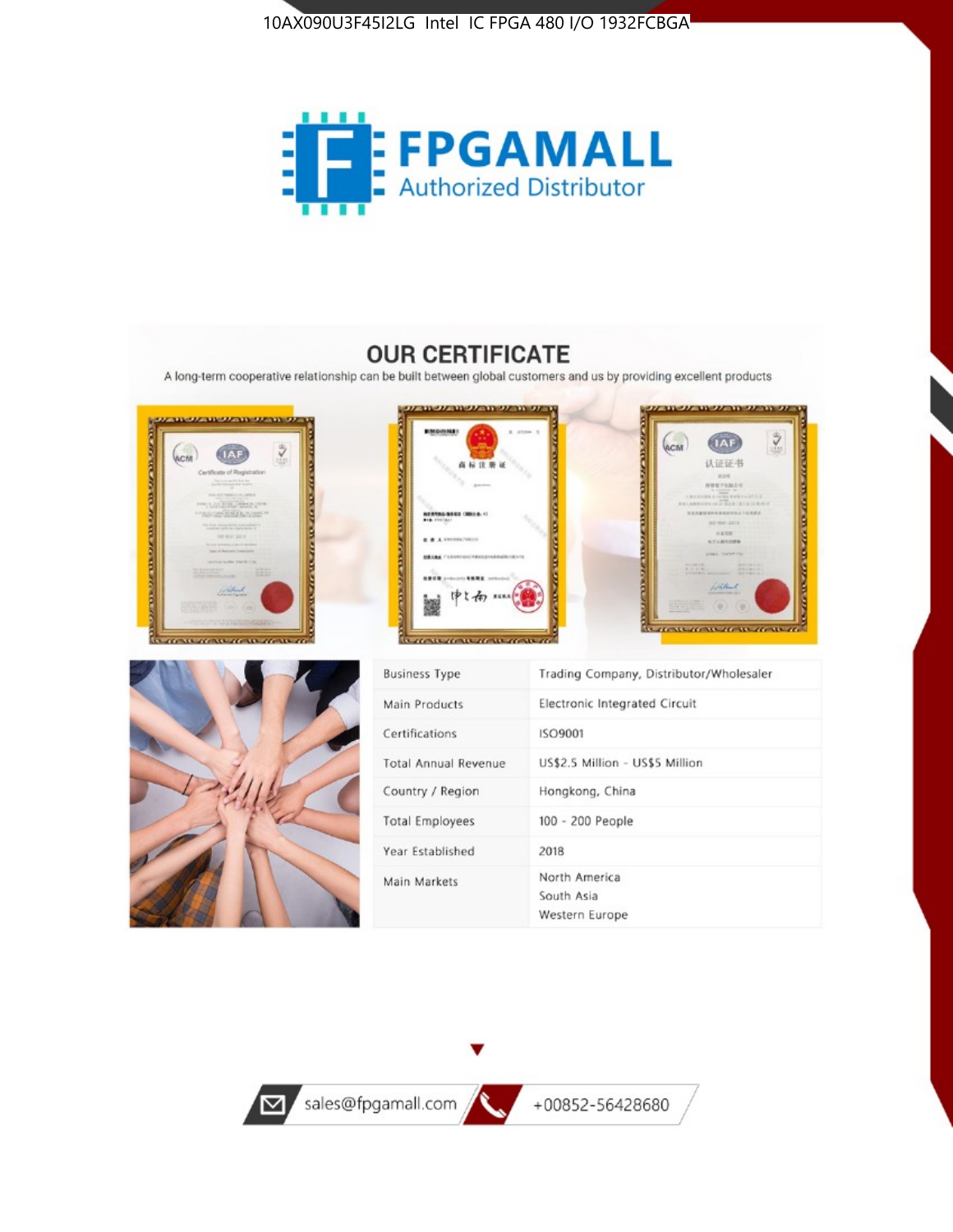FPGAMALL
Authorized Distributor

## OUR CERTIFICATE

A long-term cooperative relationship can be built between global customers and us by providing excellent products

| | |
|---|---|
| Business Type | Trading Company, Distributor/Wholesaler |
| Main Products | Electronic Integrated Circuit |
| Certifications | ISO9001 |
| Total Annual Revenue | US$2.5 Million - US$5 Million |
| Country / Region | Hongkong, China |
| Total Employees | 100 - 200 People |
| Year Established | 2018 |
| Main Markets | North America<br>South Asia<br>Western Europe |

sales@fpgamall.com

+00852-56428680